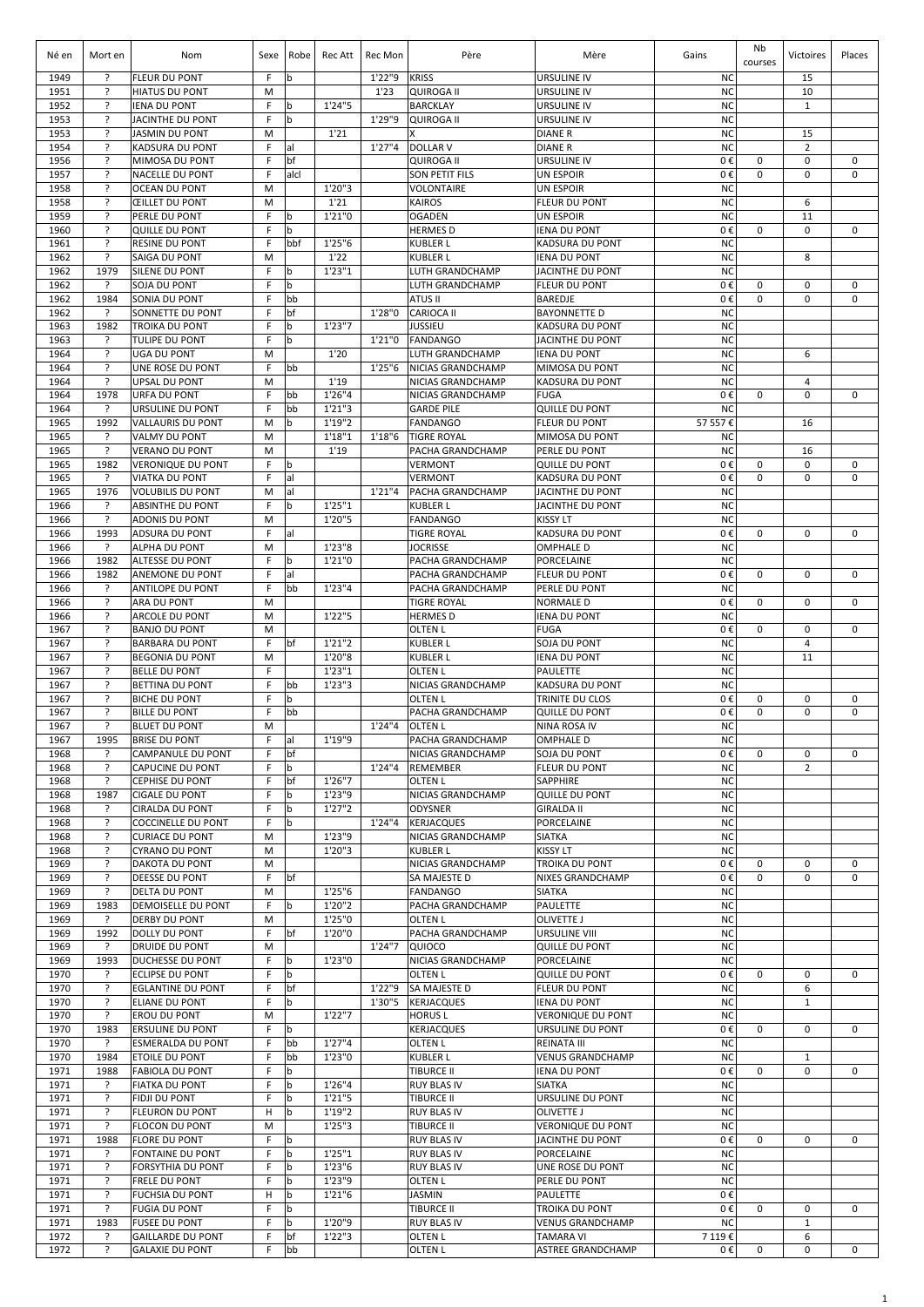| Né en | Mort en | Nom | Sexe | Robe | Rec Att | Rec Mon | Père | Mère | Gains | Nb courses | Victoires | Places |
|---|---|---|---|---|---|---|---|---|---|---|---|---|
| 1949 | ? | FLEUR DU PONT | F | b | | 1'22"9 | KRISS | URSULINE IV | NC | | 15 | |
| 1951 | ? | HIATUS DU PONT | M | | | 1'23 | QUIROGA II | URSULINE IV | NC | | 10 | |
| 1952 | ? | IENA DU PONT | F | b | 1'24"5 | | BARCKLAY | URSULINE IV | NC | | 1 | |
| 1953 | ? | JACINTHE DU PONT | F | b | | 1'29"9 | QUIROGA II | URSULINE IV | NC | | | |
| 1953 | ? | JASMIN DU PONT | M | | 1'21 | | X | DIANE R | NC | | 15 | |
| 1954 | ? | KADSURA DU PONT | F | al | | 1'27"4 | DOLLAR V | DIANE R | NC | | 2 | |
| 1956 | ? | MIMOSA DU PONT | F | bf | | | QUIROGA II | URSULINE IV | 0 € | 0 | 0 | 0 |
| 1957 | ? | NACELLE DU PONT | F | alcl | | | SON PETIT FILS | UN ESPOIR | 0 € | 0 | 0 | 0 |
| 1958 | ? | OCEAN DU PONT | M | | 1'20"3 | | VOLONTAIRE | UN ESPOIR | NC | | | |
| 1958 | ? | ŒILLET DU PONT | M | | 1'21 | | KAIROS | FLEUR DU PONT | NC | | 6 | |
| 1959 | ? | PERLE DU PONT | F | b | 1'21"0 | | OGADEN | UN ESPOIR | NC | | 11 | |
| 1960 | ? | QUILLE DU PONT | F | b | | | HERMES D | IENA DU PONT | 0 € | 0 | 0 | 0 |
| 1961 | ? | RESINE DU PONT | F | bbf | 1'25"6 | | KUBLER L | KADSURA DU PONT | NC | | | |
| 1962 | ? | SAIGA DU PONT | M | | 1'22 | | KUBLER L | IENA DU PONT | NC | | 8 | |
| 1962 | 1979 | SILENE DU PONT | F | b | 1'23"1 | | LUTH GRANDCHAMP | JACINTHE DU PONT | NC | | | |
| 1962 | ? | SOJA DU PONT | F | b | | | LUTH GRANDCHAMP | FLEUR DU PONT | 0 € | 0 | 0 | 0 |
| 1962 | 1984 | SONIA DU PONT | F | bb | | | ATUS II | BAREDJE | 0 € | 0 | 0 | 0 |
| 1962 | ? | SONNETTE DU PONT | F | bf | | 1'28"0 | CARIOCA II | BAYONNETTE D | NC | | | |
| 1963 | 1982 | TROIKA DU PONT | F | b | 1'23"7 | | JUSSIEU | KADSURA DU PONT | NC | | | |
| 1963 | ? | TULIPE DU PONT | F | b | | 1'21"0 | FANDANGO | JACINTHE DU PONT | NC | | | |
| 1964 | ? | UGA DU PONT | M | | 1'20 | | LUTH GRANDCHAMP | IENA DU PONT | NC | | 6 | |
| 1964 | ? | UNE ROSE DU PONT | F | bb | | 1'25"6 | NICIAS GRANDCHAMP | MIMOSA DU PONT | NC | | | |
| 1964 | ? | UPSAL DU PONT | M | | 1'19 | | NICIAS GRANDCHAMP | KADSURA DU PONT | NC | | 4 | |
| 1964 | 1978 | URFA DU PONT | F | bb | 1'26"4 | | NICIAS GRANDCHAMP | FUGA | 0 € | 0 | 0 | 0 |
| 1964 | ? | URSULINE DU PONT | F | bb | 1'21"3 | | GARDE PILE | QUILLE DU PONT | NC | | | |
| 1965 | 1992 | VALLAURIS DU PONT | M | b | 1'19"2 | | FANDANGO | FLEUR DU PONT | 57 557 € | | 16 | |
| 1965 | ? | VALMY DU PONT | M | | 1'18"1 | 1'18"6 | TIGRE ROYAL | MIMOSA DU PONT | NC | | | |
| 1965 | ? | VERANO DU PONT | M | | 1'19 | | PACHA GRANDCHAMP | PERLE DU PONT | NC | | 16 | |
| 1965 | 1982 | VERONIQUE DU PONT | F | b | | | VERMONT | QUILLE DU PONT | 0 € | 0 | 0 | 0 |
| 1965 | ? | VIATKA DU PONT | F | al | | | VERMONT | KADSURA DU PONT | 0 € | 0 | 0 | 0 |
| 1965 | 1976 | VOLUBILIS DU PONT | M | al | | 1'21"4 | PACHA GRANDCHAMP | JACINTHE DU PONT | NC | | | |
| 1966 | ? | ABSINTHE DU PONT | F | b | 1'25"1 | | KUBLER L | JACINTHE DU PONT | NC | | | |
| 1966 | ? | ADONIS DU PONT | M | | 1'20"5 | | FANDANGO | KISSY LT | NC | | | |
| 1966 | 1993 | ADSURA DU PONT | F | al | | | TIGRE ROYAL | KADSURA DU PONT | 0 € | 0 | 0 | 0 |
| 1966 | ? | ALPHA DU PONT | M | | 1'23"8 | | JOCRISSE | OMPHALE D | NC | | | |
| 1966 | 1982 | ALTESSE DU PONT | F | b | 1'21"0 | | PACHA GRANDCHAMP | PORCELAINE | NC | | | |
| 1966 | 1982 | ANEMONE DU PONT | F | al | | | PACHA GRANDCHAMP | FLEUR DU PONT | 0 € | 0 | 0 | 0 |
| 1966 | ? | ANTILOPE DU PONT | F | bb | 1'23"4 | | PACHA GRANDCHAMP | PERLE DU PONT | NC | | | |
| 1966 | ? | ARA DU PONT | M | | | | TIGRE ROYAL | NORMALE D | 0 € | 0 | 0 | 0 |
| 1966 | ? | ARCOLE DU PONT | M | | 1'22"5 | | HERMES D | IENA DU PONT | NC | | | |
| 1967 | ? | BANJO DU PONT | M | | | | OLTEN L | FUGA | 0 € | 0 | 0 | 0 |
| 1967 | ? | BARBARA DU PONT | F | bf | 1'21"2 | | KUBLER L | SOJA DU PONT | NC | | 4 | |
| 1967 | ? | BEGONIA DU PONT | M | | 1'20"8 | | KUBLER L | IENA DU PONT | NC | | 11 | |
| 1967 | ? | BELLE DU PONT | F | | 1'23"1 | | OLTEN L | PAULETTE | NC | | | |
| 1967 | ? | BETTINA DU PONT | F | bb | 1'23"3 | | NICIAS GRANDCHAMP | KADSURA DU PONT | NC | | | |
| 1967 | ? | BICHE DU PONT | F | b | | | OLTEN L | TRINITE DU CLOS | 0 € | 0 | 0 | 0 |
| 1967 | ? | BILLE DU PONT | F | bb | | | PACHA GRANDCHAMP | QUILLE DU PONT | 0 € | 0 | 0 | 0 |
| 1967 | ? | BLUET DU PONT | M | | | 1'24"4 | OLTEN L | NINA ROSA IV | NC | | | |
| 1967 | 1995 | BRISE DU PONT | F | al | 1'19"9 | | PACHA GRANDCHAMP | OMPHALE D | NC | | | |
| 1968 | ? | CAMPANULE DU PONT | F | bf | | | NICIAS GRANDCHAMP | SOJA DU PONT | 0 € | 0 | 0 | 0 |
| 1968 | ? | CAPUCINE DU PONT | F | b | | 1'24"4 | REMEMBER | FLEUR DU PONT | NC | | 2 | |
| 1968 | ? | CEPHISE DU PONT | F | bf | 1'26"7 | | OLTEN L | SAPPHIRE | NC | | | |
| 1968 | 1987 | CIGALE DU PONT | F | b | 1'23"9 | | NICIAS GRANDCHAMP | QUILLE DU PONT | NC | | | |
| 1968 | ? | CIRALDA DU PONT | F | b | 1'27"2 | | ODYSNER | GIRALDA II | NC | | | |
| 1968 | ? | COCCINELLE DU PONT | F | b | | 1'24"4 | KERJACQUES | PORCELAINE | NC | | | |
| 1968 | ? | CURIACE DU PONT | M | | 1'23"9 | | NICIAS GRANDCHAMP | SIATKA | NC | | | |
| 1968 | ? | CYRANO DU PONT | M | | 1'20"3 | | KUBLER L | KISSY LT | NC | | | |
| 1969 | ? | DAKOTA DU PONT | M | | | | NICIAS GRANDCHAMP | TROIKA DU PONT | 0 € | 0 | 0 | 0 |
| 1969 | ? | DEESSE DU PONT | F | bf | | | SA MAJESTE D | NIXES GRANDCHAMP | 0 € | 0 | 0 | 0 |
| 1969 | ? | DELTA DU PONT | M | | 1'25"6 | | FANDANGO | SIATKA | NC | | | |
| 1969 | 1983 | DEMOISELLE DU PONT | F | b | 1'20"2 | | PACHA GRANDCHAMP | PAULETTE | NC | | | |
| 1969 | ? | DERBY DU PONT | M | | 1'25"0 | | OLTEN L | OLIVETTE J | NC | | | |
| 1969 | 1992 | DOLLY DU PONT | F | bf | 1'20"0 | | PACHA GRANDCHAMP | URSULINE VIII | NC | | | |
| 1969 | ? | DRUIDE DU PONT | M | | | 1'24"7 | QUIOCO | QUILLE DU PONT | NC | | | |
| 1969 | 1993 | DUCHESSE DU PONT | F | b | 1'23"0 | | NICIAS GRANDCHAMP | PORCELAINE | NC | | | |
| 1970 | ? | ECLIPSE DU PONT | F | b | | | OLTEN L | QUILLE DU PONT | 0 € | 0 | 0 | 0 |
| 1970 | ? | EGLANTINE DU PONT | F | bf | | 1'22"9 | SA MAJESTE D | FLEUR DU PONT | NC | | 6 | |
| 1970 | ? | ELIANE DU PONT | F | b | | 1'30"5 | KERJACQUES | IENA DU PONT | NC | | 1 | |
| 1970 | ? | EROU DU PONT | M | | 1'22"7 | | HORUS L | VERONIQUE DU PONT | NC | | | |
| 1970 | 1983 | ERSULINE DU PONT | F | b | | | KERJACQUES | URSULINE DU PONT | 0 € | 0 | 0 | 0 |
| 1970 | ? | ESMERALDA DU PONT | F | bb | 1'27"4 | | OLTEN L | REINATA III | NC | | | |
| 1970 | 1984 | ETOILE DU PONT | F | bb | 1'23"0 | | KUBLER L | VENUS GRANDCHAMP | NC | | 1 | |
| 1971 | 1988 | FABIOLA DU PONT | F | b | | | TIBURCE II | IENA DU PONT | 0 € | 0 | 0 | 0 |
| 1971 | ? | FIATKA DU PONT | F | b | 1'26"4 | | RUY BLAS IV | SIATKA | NC | | | |
| 1971 | ? | FIDJI DU PONT | F | b | 1'21"5 | | TIBURCE II | URSULINE DU PONT | NC | | | |
| 1971 | ? | FLEURON DU PONT | H | b | 1'19"2 | | RUY BLAS IV | OLIVETTE J | NC | | | |
| 1971 | ? | FLOCON DU PONT | M | | 1'25"3 | | TIBURCE II | VERONIQUE DU PONT | NC | | | |
| 1971 | 1988 | FLORE DU PONT | F | b | | | RUY BLAS IV | JACINTHE DU PONT | 0 € | 0 | 0 | 0 |
| 1971 | ? | FONTAINE DU PONT | F | b | 1'25"1 | | RUY BLAS IV | PORCELAINE | NC | | | |
| 1971 | ? | FORSYTHIA DU PONT | F | b | 1'23"6 | | RUY BLAS IV | UNE ROSE DU PONT | NC | | | |
| 1971 | ? | FRELE DU PONT | F | b | 1'23"9 | | OLTEN L | PERLE DU PONT | NC | | | |
| 1971 | ? | FUCHSIA DU PONT | H | b | 1'21"6 | | JASMIN | PAULETTE | 0 € | | | |
| 1971 | ? | FUGIA DU PONT | F | b | | | TIBURCE II | TROIKA DU PONT | 0 € | 0 | 0 | 0 |
| 1971 | 1983 | FUSEE DU PONT | F | b | 1'20"9 | | RUY BLAS IV | VENUS GRANDCHAMP | NC | | 1 | |
| 1972 | ? | GAILLARDE DU PONT | F | bf | 1'22"3 | | OLTEN L | TAMARA VI | 7 119 € | | 6 | |
| 1972 | ? | GALAXIE DU PONT | F | bb | | | OLTEN L | ASTREE GRANDCHAMP | 0 € | 0 | 0 | 0 |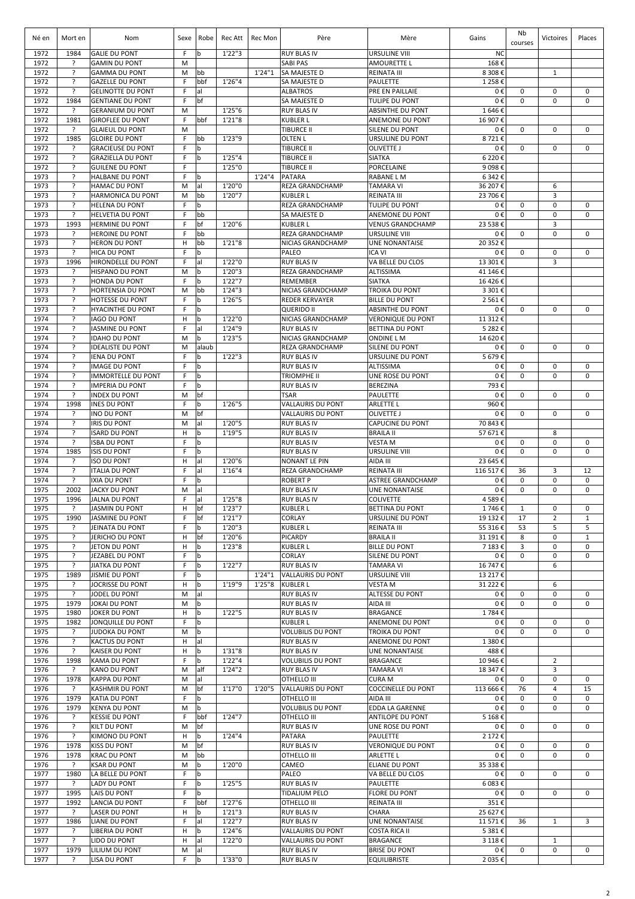| Né en | Mort en | Nom | Sexe | Robe | Rec Att | Rec Mon | Père | Mère | Gains | Nb courses | Victoires | Places |
|---|---|---|---|---|---|---|---|---|---|---|---|---|
| 1972 | 1984 | GALIE DU PONT | F | b | 1'22"3 | | RUY BLAS IV | URSULINE VIII | NC | | | |
| 1972 | ? | GAMIN DU PONT | M | | | | SABI PAS | AMOURETTE L | 168 € | | | |
| 1972 | ? | GAMMA DU PONT | M | bb | | 1'24"1 | SA MAJESTE D | REINATA III | 8 308 € | | 1 | |
| 1972 | ? | GAZELLE DU PONT | F | bbf | 1'26"4 | | SA MAJESTE D | PAULETTE | 1 258 € | | | |
| 1972 | ? | GELINOTTE DU PONT | F | al | | | ALBATROS | PRE EN PAILLAIE | 0 € | 0 | 0 | 0 |
| 1972 | 1984 | GENTIANE DU PONT | F | bf | | | SA MAJESTE D | TULIPE DU PONT | 0 € | 0 | 0 | 0 |
| 1972 | ? | GERANIUM DU PONT | M | | 1'25"6 | | RUY BLAS IV | ABSINTHE DU PONT | 1 646 € | | | |
| 1972 | 1981 | GIROFLEE DU PONT | F | bbf | 1'21"8 | | KUBLER L | ANEMONE DU PONT | 16 907 € | | | |
| 1972 | ? | GLAIEUL DU PONT | M | | | | TIBURCE II | SILENE DU PONT | 0 € | 0 | 0 | 0 |
| 1972 | 1985 | GLOIRE DU PONT | F | bb | 1'23"9 | | OLTEN L | URSULINE DU PONT | 8 721 € | | | |
| 1972 | ? | GRACIEUSE DU PONT | F | b | | | TIBURCE II | OLIVETTE J | 0 € | 0 | 0 | 0 |
| 1972 | ? | GRAZIELLA DU PONT | F | b | 1'25"4 | | TIBURCE II | SIATKA | 6 220 € | | | |
| 1972 | ? | GUILENE DU PONT | F | | 1'25"0 | | TIBURCE II | PORCELAINE | 9 098 € | | | |
| 1973 | ? | HALBANE DU PONT | F | b | | 1'24"4 | PATARA | RABANE L M | 6 342 € | | | |
| 1973 | ? | HAMAC DU PONT | M | al | 1'20"0 | | REZA GRANDCHAMP | TAMARA VI | 36 207 € | | 6 | |
| 1973 | ? | HARMONICA DU PONT | M | bb | 1'20"7 | | KUBLER L | REINATA III | 23 706 € | | 3 | |
| 1973 | ? | HELENA DU PONT | F | b | | | REZA GRANDCHAMP | TULIPE DU PONT | 0 € | 0 | 0 | 0 |
| 1973 | ? | HELVETIA DU PONT | F | bb | | | SA MAJESTE D | ANEMONE DU PONT | 0 € | 0 | 0 | 0 |
| 1973 | 1993 | HERMINE DU PONT | F | bf | 1'20"6 | | KUBLER L | VENUS GRANDCHAMP | 23 538 € | | 3 | |
| 1973 | ? | HEROINE DU PONT | F | bb | | | REZA GRANDCHAMP | URSULINE VIII | 0 € | 0 | 0 | 0 |
| 1973 | ? | HERON DU PONT | H | bb | 1'21"8 | | NICIAS GRANDCHAMP | UNE NONANTAISE | 20 352 € | | | |
| 1973 | ? | HICA DU PONT | F | b | | | PALEO | ICA VI | 0 € | 0 | 0 | 0 |
| 1973 | 1996 | HIRONDELLE DU PONT | F | al | 1'22"0 | | RUY BLAS IV | VA BELLE DU CLOS | 13 301 € | | 3 | |
| 1973 | ? | HISPANO DU PONT | M | b | 1'20"3 | | REZA GRANDCHAMP | ALTISSIMA | 41 146 € | | | |
| 1973 | ? | HONDA DU PONT | F | b | 1'22"7 | | REMEMBER | SIATKA | 16 426 € | | | |
| 1973 | ? | HORTENSIA DU PONT | M | bb | 1'24"3 | | NICIAS GRANDCHAMP | TROIKA DU PONT | 3 301 € | | | |
| 1973 | ? | HOTESSE DU PONT | F | b | 1'26"5 | | REDER KERVAYER | BILLE DU PONT | 2 561 € | | | |
| 1973 | ? | HYACINTHE DU PONT | F | b | | | QUERIDO II | ABSINTHE DU PONT | 0 € | 0 | 0 | 0 |
| 1974 | ? | IAGO DU PONT | H | b | 1'22"0 | | NICIAS GRANDCHAMP | VERONIQUE DU PONT | 11 312 € | | | |
| 1974 | ? | IASMINE DU PONT | F | al | 1'24"9 | | RUY BLAS IV | BETTINA DU PONT | 5 282 € | | | |
| 1974 | ? | IDAHO DU PONT | M | b | 1'23"5 | | NICIAS GRANDCHAMP | ONDINE L M | 14 620 € | | | |
| 1974 | ? | IDEALISTE DU PONT | M | alaub | | | REZA GRANDCHAMP | SILENE DU PONT | 0 € | 0 | 0 | 0 |
| 1974 | ? | IENA DU PONT | F | b | 1'22"3 | | RUY BLAS IV | URSULINE DU PONT | 5 679 € | | | |
| 1974 | ? | IMAGE DU PONT | F | b | | | RUY BLAS IV | ALTISSIMA | 0 € | 0 | 0 | 0 |
| 1974 | ? | IMMORTELLE DU PONT | F | b | | | TRIOMPHE II | UNE ROSE DU PONT | 0 € | 0 | 0 | 0 |
| 1974 | ? | IMPERIA DU PONT | F | b | | | RUY BLAS IV | BEREZINA | 793 € | | | |
| 1974 | ? | INDEX DU PONT | M | bf | | | TSAR | PAULETTE | 0 € | 0 | 0 | 0 |
| 1974 | 1998 | INES DU PONT | F | b | 1'26"5 | | VALLAURIS DU PONT | ARLETTE L | 960 € | | | |
| 1974 | ? | INO DU PONT | M | bf | | | VALLAURIS DU PONT | OLIVETTE J | 0 € | 0 | 0 | 0 |
| 1974 | ? | IRIS DU PONT | M | al | 1'20"5 | | RUY BLAS IV | CAPUCINE DU PONT | 70 843 € | | | |
| 1974 | ? | ISARD DU PONT | H | b | 1'19"5 | | RUY BLAS IV | BRAILA II | 57 671 € | | 8 | |
| 1974 | ? | ISBA DU PONT | F | b | | | RUY BLAS IV | VESTA M | 0 € | 0 | 0 | 0 |
| 1974 | 1985 | ISIS DU PONT | F | b | | | RUY BLAS IV | URSULINE VIII | 0 € | 0 | 0 | 0 |
| 1974 | ? | ISO DU PONT | H | al | 1'20"6 | | NONANT LE PIN | AIDA III | 23 645 € | | | |
| 1974 | ? | ITALIA DU PONT | F | al | 1'16"4 | | REZA GRANDCHAMP | REINATA III | 116 517 € | 36 | 3 | 12 |
| 1974 | ? | IXIA DU PONT | F | b | | | ROBERT P | ASTREE GRANDCHAMP | 0 € | 0 | 0 | 0 |
| 1975 | 2002 | JACKY DU PONT | M | al | | | RUY BLAS IV | UNE NONANTAISE | 0 € | 0 | 0 | 0 |
| 1975 | 1996 | JALNA DU PONT | F | al | 1'25"8 | | RUY BLAS IV | COLIVETTE | 4 589 € | | | |
| 1975 | ? | JASMIN DU PONT | H | bf | 1'23"7 | | KUBLER L | BETTINA DU PONT | 1 746 € | 1 | 0 | 0 |
| 1975 | 1990 | JASMINE DU PONT | F | bf | 1'21"7 | | CORLAY | URSULINE DU PONT | 19 132 € | 17 | 2 | 1 |
| 1975 | ? | JEINATA DU PONT | F | b | 1'20"3 | | KUBLER L | REINATA III | 55 316 € | 53 | 5 | 5 |
| 1975 | ? | JERICHO DU PONT | H | bf | 1'20"6 | | PICARDY | BRAILA II | 31 191 € | 8 | 0 | 1 |
| 1975 | ? | JETON DU PONT | H | b | 1'23"8 | | KUBLER L | BILLE DU PONT | 7 183 € | 3 | 0 | 0 |
| 1975 | ? | JEZABEL DU PONT | F | b | | | CORLAY | SILENE DU PONT | 0 € | 0 | 0 | 0 |
| 1975 | ? | JIATKA DU PONT | F | b | 1'22"7 | | RUY BLAS IV | TAMARA VI | 16 747 € | | 6 | |
| 1975 | 1989 | JISMIE DU PONT | F | b | | 1'24"1 | VALLAURIS DU PONT | URSULINE VIII | 13 217 € | | | |
| 1975 | ? | JOCRISSE DU PONT | H | b | 1'19"9 | 1'25"8 | KUBLER L | VESTA M | 31 222 € | | 6 | |
| 1975 | ? | JODEL DU PONT | M | al | | | RUY BLAS IV | ALTESSE DU PONT | 0 € | 0 | 0 | 0 |
| 1975 | 1979 | JOKAI DU PONT | M | b | | | RUY BLAS IV | AIDA III | 0 € | 0 | 0 | 0 |
| 1975 | 1980 | JOKER DU PONT | H | b | 1'22"5 | | RUY BLAS IV | BRAGANCE | 1 784 € | | | |
| 1975 | 1982 | JONQUILLE DU PONT | F | b | | | KUBLER L | ANEMONE DU PONT | 0 € | 0 | 0 | 0 |
| 1975 | ? | JUDOKA DU PONT | M | b | | | VOLUBILIS DU PONT | TROIKA DU PONT | 0 € | 0 | 0 | 0 |
| 1976 | ? | KACTUS DU PONT | H | al | | | RUY BLAS IV | ANEMONE DU PONT | 1 380 € | | | |
| 1976 | ? | KAISER DU PONT | H | b | 1'31"8 | | RUY BLAS IV | UNE NONANTAISE | 488 € | | | |
| 1976 | 1998 | KAMA DU PONT | F | b | 1'22"4 | | VOLUBILIS DU PONT | BRAGANCE | 10 946 € | | 2 | |
| 1976 | ? | KANO DU PONT | M | alf | 1'24"2 | | RUY BLAS IV | TAMARA VI | 18 347 € | | 3 | |
| 1976 | 1978 | KAPPA DU PONT | M | al | | | OTHELLO III | CURA M | 0 € | 0 | 0 | 0 |
| 1976 | ? | KASHMIR DU PONT | M | bf | 1'17"0 | 1'20"5 | VALLAURIS DU PONT | COCCINELLE DU PONT | 113 666 € | 76 | 4 | 15 |
| 1976 | 1979 | KATIA DU PONT | F | b | | | OTHELLO III | AIDA III | 0 € | 0 | 0 | 0 |
| 1976 | 1979 | KENYA DU PONT | M | b | | | VOLUBILIS DU PONT | EDDA LA GARENNE | 0 € | 0 | 0 | 0 |
| 1976 | ? | KESSIE DU PONT | F | bbf | 1'24"7 | | OTHELLO III | ANTILOPE DU PONT | 5 168 € | | | |
| 1976 | ? | KILT DU PONT | M | bf | | | RUY BLAS IV | UNE ROSE DU PONT | 0 € | 0 | 0 | 0 |
| 1976 | ? | KIMONO DU PONT | H | b | 1'24"4 | | PATARA | PAULETTE | 2 172 € | | | |
| 1976 | 1978 | KISS DU PONT | M | bf | | | RUY BLAS IV | VERONIQUE DU PONT | 0 € | 0 | 0 | 0 |
| 1976 | 1978 | KRAC DU PONT | M | bb | | | OTHELLO III | ARLETTE L | 0 € | 0 | 0 | 0 |
| 1976 | ? | KSAR DU PONT | M | b | 1'20"0 | | CAMEO | ELIANE DU PONT | 35 338 € | | | |
| 1977 | 1980 | LA BELLE DU PONT | F | b | | | PALEO | VA BELLE DU CLOS | 0 € | 0 | 0 | 0 |
| 1977 | ? | LADY DU PONT | F | b | 1'25"5 | | RUY BLAS IV | PAULETTE | 6 083 € | | | |
| 1977 | 1995 | LAIS DU PONT | F | b | | | TIDALIUM PELO | FLORE DU PONT | 0 € | 0 | 0 | 0 |
| 1977 | 1992 | LANCIA DU PONT | F | bbf | 1'27"6 | | OTHELLO III | REINATA III | 351 € | | | |
| 1977 | ? | LASER DU PONT | H | b | 1'21"3 | | RUY BLAS IV | CHARA | 25 627 € | | | |
| 1977 | 1986 | LIANE DU PONT | F | al | 1'22"7 | | RUY BLAS IV | UNE NONANTAISE | 11 571 € | 36 | 1 | 3 |
| 1977 | ? | LIBERIA DU PONT | H | b | 1'24"6 | | VALLAURIS DU PONT | COSTA RICA II | 5 381 € | | | |
| 1977 | ? | LIDO DU PONT | H | al | 1'22"0 | | VALLAURIS DU PONT | BRAGANCE | 3 118 € | | 1 | |
| 1977 | 1979 | LILIUM DU PONT | M | al | | | RUY BLAS IV | BRISE DU PONT | 0 € | 0 | 0 | 0 |
| 1977 | ? | LISA DU PONT | F | b | 1'33"0 | | RUY BLAS IV | EQUILIBRISTE | 2 035 € | | | |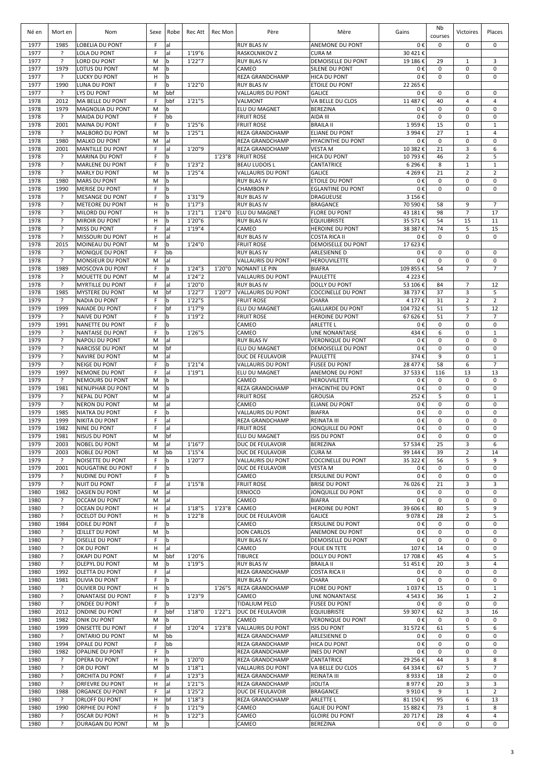| Né en | Mort en | Nom | Sexe | Robe | Rec Att | Rec Mon | Père | Mère | Gains | Nb courses | Victoires | Places |
|---|---|---|---|---|---|---|---|---|---|---|---|---|
| 1977 | 1985 | LOBELIA DU PONT | F | al | | | RUY BLAS IV | ANEMONE DU PONT | 0 € | 0 | 0 | 0 |
| 1977 | ? | LOLA DU PONT | F | al | 1'19"6 | | RASKOLNIKOV Z | CURA M | 30 421 € | | | |
| 1977 | ? | LORD DU PONT | M | b | 1'22"7 | | RUY BLAS IV | DEMOISELLE DU PONT | 19 186 € | 29 | 1 | 3 |
| 1977 | 1979 | LOTUS DU PONT | M | b | | | CAMEO | SILENE DU PONT | 0 € | 0 | 0 | 0 |
| 1977 | ? | LUCKY DU PONT | H | b | | | REZA GRANDCHAMP | HICA DU PONT | 0 € | 0 | 0 | 0 |
| 1977 | 1990 | LUNA DU PONT | F | b | 1'22"0 | | RUY BLAS IV | ETOILE DU PONT | 22 265 € | | | |
| 1977 | ? | LYS DU PONT | M | bbf | | | VALLAURIS DU PONT | GALICE | 0 € | 0 | 0 | 0 |
| 1978 | 2012 | MA BELLE DU PONT | F | bbf | 1'21"5 | | VALMONT | VA BELLE DU CLOS | 11 487 € | 40 | 4 | 4 |
| 1978 | 1979 | MAGNOLIA DU PONT | M | b | | | ELU DU MAGNET | BEREZINA | 0 € | 0 | 0 | 0 |
| 1978 | ? | MAIDA DU PONT | F | bb | | | FRUIT ROSE | AIDA III | 0 € | 0 | 0 | 0 |
| 1978 | 2001 | MAINA DU PONT | F | b | 1'25"6 | | FRUIT ROSE | BRAILA II | 1 959 € | 15 | 0 | 1 |
| 1978 | ? | MALBORO DU PONT | M | b | 1'25"1 | | REZA GRANDCHAMP | ELIANE DU PONT | 3 994 € | 27 | 1 | 4 |
| 1978 | 1980 | MALKO DU PONT | M | al | | | REZA GRANDCHAMP | HYACINTHE DU PONT | 0 € | 0 | 0 | 0 |
| 1978 | 2001 | MANTILLE DU PONT | F | al | 1'20"9 | | REZA GRANDCHAMP | VESTA M | 10 382 € | 21 | 3 | 6 |
| 1978 | ? | MARINA DU PONT | F | b | | 1'23"8 | FRUIT ROSE | HICA DU PONT | 10 793 € | 46 | 2 | 5 |
| 1978 | ? | MARLENE DU PONT | F | b | 1'23"2 | | BEAU LUDOIS L | CANTATRICE | 6 296 € | 8 | 1 | 1 |
| 1978 | ? | MARLY DU PONT | M | b | 1'25"4 | | VALLAURIS DU PONT | GALICE | 4 269 € | 21 | 2 | 2 |
| 1978 | 1980 | MARS DU PONT | M | b | | | RUY BLAS IV | ETOILE DU PONT | 0 € | 0 | 0 | 0 |
| 1978 | 1990 | MERISE DU PONT | F | b | | | CHAMBON P | EGLANTINE DU PONT | 0 € | 0 | 0 | 0 |
| 1978 | ? | MESANGE DU PONT | F | b | 1'31"9 | | RUY BLAS IV | DRAGUEUSE | 3 156 € | | | |
| 1978 | ? | METEORE DU PONT | H | b | 1'17"3 | | RUY BLAS IV | BRAGANCE | 70 590 € | 58 | 9 | 7 |
| 1978 | ? | MILORD DU PONT | H | b | 1'21"1 | 1'24"0 | ELU DU MAGNET | FLORE DU PONT | 43 181 € | 98 | 7 | 17 |
| 1978 | ? | MIROIR DU PONT | H | b | 1'20"6 | | RUY BLAS IV | EQUILIBRISTE | 35 571 € | 54 | 15 | 11 |
| 1978 | ? | MISS DU PONT | F | al | 1'19"4 | | CAMEO | HEROINE DU PONT | 38 387 € | 74 | 5 | 15 |
| 1978 | ? | MISSOURI DU PONT | H | al | | | RUY BLAS IV | COSTA RICA II | 0 € | 0 | 0 | 0 |
| 1978 | 2015 | MOINEAU DU PONT | M | b | 1'24"0 | | FRUIT ROSE | DEMOISELLE DU PONT | 17 623 € | | | |
| 1978 | ? | MONIQUE DU PONT | F | bb | | | RUY BLAS IV | ARLESIENNE D | 0 € | 0 | 0 | 0 |
| 1978 | ? | MONSIEUR DU PONT | M | al | | | VALLAURIS DU PONT | HEROUVILETTE | 0 € | 0 | 0 | 0 |
| 1978 | 1989 | MOSCOVA DU PONT | F | b | 1'24"3 | 1'20"0 | NONANT LE PIN | BIAFRA | 109 855 € | 54 | 7 | 7 |
| 1978 | ? | MOUETTE DU PONT | M | al | 1'24"2 | | VALLAURIS DU PONT | PAULETTE | 4 223 € | | | |
| 1978 | ? | MYRTILLE DU PONT | F | al | 1'20"0 | | RUY BLAS IV | DOLLY DU PONT | 53 106 € | 84 | 7 | 12 |
| 1978 | 1985 | MYSTERE DU PONT | M | bf | 1'22"7 | 1'20"7 | VALLAURIS DU PONT | COCCINELLE DU PONT | 38 737 € | 37 | 3 | 5 |
| 1979 | ? | NADIA DU PONT | F | b | 1'22"5 | | FRUIT ROSE | CHARA | 4 177 € | 31 | 2 | 2 |
| 1979 | 1999 | NAIADE DU PONT | F | bf | 1'17"9 | | ELU DU MAGNET | GAILLARDE DU PONT | 104 732 € | 51 | 5 | 12 |
| 1979 | ? | NAIVE DU PONT | F | b | 1'19"2 | | FRUIT ROSE | HEROINE DU PONT | 67 626 € | 51 | 7 | 7 |
| 1979 | 1991 | NANETTE DU PONT | F | b | | | CAMEO | ARLETTE L | 0 € | 0 | 0 | 0 |
| 1979 | ? | NANTAISE DU PONT | F | b | 1'26"5 | | CAMEO | UNE NONANTAISE | 434 € | 6 | 0 | 1 |
| 1979 | ? | NAPOLI DU PONT | M | al | | | RUY BLAS IV | VERONIQUE DU PONT | 0 € | 0 | 0 | 0 |
| 1979 | ? | NARCISSE DU PONT | M | bf | | | ELU DU MAGNET | DEMOISELLE DU PONT | 0 € | 0 | 0 | 0 |
| 1979 | ? | NAVIRE DU PONT | M | al | | | DUC DE FEULAVOIR | PAULETTE | 374 € | 9 | 0 | 1 |
| 1979 | ? | NEIGE DU PONT | F | b | 1'21"4 | | VALLAURIS DU PONT | FUSEE DU PONT | 28 477 € | 58 | 6 | 7 |
| 1979 | 1997 | NEMONE DU PONT | F | al | 1'19"1 | | ELU DU MAGNET | ANEMONE DU PONT | 37 533 € | 116 | 13 | 13 |
| 1979 | ? | NEMOURS DU PONT | M | b | | | CAMEO | HEROUVILETTE | 0 € | 0 | 0 | 0 |
| 1979 | 1981 | NENUPHAR DU PONT | M | b | | | REZA GRANDCHAMP | HYACINTHE DU PONT | 0 € | 0 | 0 | 0 |
| 1979 | ? | NEPAL DU PONT | M | al | | | FRUIT ROSE | GROUSIA | 252 € | 5 | 0 | 1 |
| 1979 | ? | NERON DU PONT | M | al | | | CAMEO | ELIANE DU PONT | 0 € | 0 | 0 | 0 |
| 1979 | 1985 | NIATKA DU PONT | F | b | | | VALLAURIS DU PONT | BIAFRA | 0 € | 0 | 0 | 0 |
| 1979 | 1999 | NIKITA DU PONT | F | al | | | REZA GRANDCHAMP | REINATA III | 0 € | 0 | 0 | 0 |
| 1979 | 1982 | NINE DU PONT | F | al | | | FRUIT ROSE | JONQUILLE DU PONT | 0 € | 0 | 0 | 0 |
| 1979 | 1981 | NISUS DU PONT | M | bf | | | ELU DU MAGNET | ISIS DU PONT | 0 € | 0 | 0 | 0 |
| 1979 | 2003 | NOBEL DU PONT | M | al | 1'16"7 | | DUC DE FEULAVOIR | BEREZINA | 57 534 € | 25 | 3 | 6 |
| 1979 | 2003 | NOBLE DU PONT | M | bb | 1'15"4 | | DUC DE FEULAVOIR | CURA M | 99 144 € | 39 | 2 | 14 |
| 1979 | ? | NOISETTE DU PONT | F | b | 1'20"7 | | VALLAURIS DU PONT | COCCINELLE DU PONT | 35 322 € | 56 | 5 | 9 |
| 1979 | 2001 | NOUGATINE DU PONT | F | b | | | DUC DE FEULAVOIR | VESTA M | 0 € | 0 | 0 | 0 |
| 1979 | ? | NUDINE DU PONT | F | b | | | CAMEO | ERSULINE DU PONT | 0 € | 0 | 0 | 0 |
| 1979 | ? | NUIT DU PONT | F | al | 1'15"8 | | FRUIT ROSE | BRISE DU PONT | 76 026 € | 21 | 3 | 3 |
| 1980 | 1982 | OASIEN DU PONT | M | al | | | ERNIOCO | JONQUILLE DU PONT | 0 € | 0 | 0 | 0 |
| 1980 | ? | OCCAM DU PONT | M | al | | | CAMEO | BIAFRA | 0 € | 0 | 0 | 0 |
| 1980 | ? | OCEAN DU PONT | H | al | 1'18"5 | 1'23"8 | CAMEO | HEROINE DU PONT | 39 606 € | 80 | 5 | 9 |
| 1980 | ? | OCELOT DU PONT | H | b | 1'22"8 | | DUC DE FEULAVOIR | GALICE | 9 078 € | 28 | 2 | 5 |
| 1980 | 1984 | ODILE DU PONT | F | b | | | CAMEO | ERSULINE DU PONT | 0 € | 0 | 0 | 0 |
| 1980 | ? | ŒILLET DU PONT | M | b | | | DON CARLOS | ANEMONE DU PONT | 0 € | 0 | 0 | 0 |
| 1980 | ? | OISELLE DU PONT | F | b | | | RUY BLAS IV | DEMOISELLE DU PONT | 0 € | 0 | 0 | 0 |
| 1980 | ? | OK DU PONT | H | al | | | CAMEO | FOLIE EN TETE | 107 € | 14 | 0 | 0 |
| 1980 | ? | OKAPI DU PONT | M | bbf | 1'20"6 | | TIBURCE | DOLLY DU PONT | 17 708 € | 45 | 4 | 5 |
| 1980 | ? | OLEPYL DU PONT | M | b | 1'19"5 | | RUY BLAS IV | BRAILA II | 51 451 € | 20 | 3 | 4 |
| 1980 | 1992 | OLETTA DU PONT | F | al | | | REZA GRANDCHAMP | COSTA RICA II | 0 € | 0 | 0 | 0 |
| 1980 | 1981 | OLIVIA DU PONT | F | b | | | RUY BLAS IV | CHARA | 0 € | 0 | 0 | 0 |
| 1980 | ? | OLIVIER DU PONT | H | b | | 1'26"5 | REZA GRANDCHAMP | FLORE DU PONT | 1 037 € | 15 | 0 | 1 |
| 1980 | ? | ONANTAISE DU PONT | F | b | 1'23"9 | | CAMEO | UNE NONANTAISE | 4 543 € | 36 | 1 | 2 |
| 1980 | ? | ONDEE DU PONT | F | b | | | TIDALIUM PELO | FUSEE DU PONT | 0 € | 0 | 0 | 0 |
| 1980 | 2012 | ONDINE DU PONT | F | bbf | 1'18"0 | 1'22"1 | DUC DE FEULAVOIR | EQUILIBRISTE | 59 307 € | 62 | 3 | 16 |
| 1980 | 1982 | ONIK DU PONT | M | b | | | CAMEO | VERONIQUE DU PONT | 0 € | 0 | 0 | 0 |
| 1980 | 1999 | ONISETTE DU PONT | F | bf | 1'20"4 | 1'23"8 | VALLAURIS DU PONT | ISIS DU PONT | 31 572 € | 61 | 5 | 6 |
| 1980 | ? | ONTARIO DU PONT | M | bb | | | REZA GRANDCHAMP | ARLESIENNE D | 0 € | 0 | 0 | 0 |
| 1980 | 1994 | OPALE DU PONT | F | bb | | | REZA GRANDCHAMP | HICA DU PONT | 0 € | 0 | 0 | 0 |
| 1980 | 1982 | OPALINE DU PONT | F | b | | | REZA GRANDCHAMP | INES DU PONT | 0 € | 0 | 0 | 0 |
| 1980 | ? | OPERA DU PONT | H | b | 1'20"0 | | REZA GRANDCHAMP | CANTATRICE | 29 256 € | 44 | 3 | 8 |
| 1980 | ? | OR DU PONT | M | b | 1'18"1 | | VALLAURIS DU PONT | VA BELLE DU CLOS | 64 334 € | 67 | 5 | 7 |
| 1980 | ? | ORCHITA DU PONT | F | al | 1'23"3 | | REZA GRANDCHAMP | REINATA III | 8 933 € | 18 | 2 | 0 |
| 1980 | ? | ORFEVRE DU PONT | H | al | 1'21"5 | | REZA GRANDCHAMP | JIOLITA | 8 977 € | 20 | 3 | 3 |
| 1980 | 1988 | ORGANCE DU PONT | F | al | 1'25"2 | | DUC DE FEULAVOIR | BRAGANCE | 9 910 € | 9 | 1 | 2 |
| 1980 | ? | ORLOFF DU PONT | H | bf | 1'18"3 | | REZA GRANDCHAMP | ARLETTE L | 81 150 € | 95 | 6 | 13 |
| 1980 | 1990 | ORPHIE DU PONT | F | b | 1'21"9 | | CAMEO | GALIE DU PONT | 15 882 € | 73 | 1 | 8 |
| 1980 | ? | OSCAR DU PONT | H | b | 1'22"3 | | CAMEO | GLOIRE DU PONT | 20 717 € | 28 | 4 | 4 |
| 1980 | ? | OURAGAN DU PONT | M | b | | | CAMEO | BEREZINA | 0 € | 0 | 0 | 0 |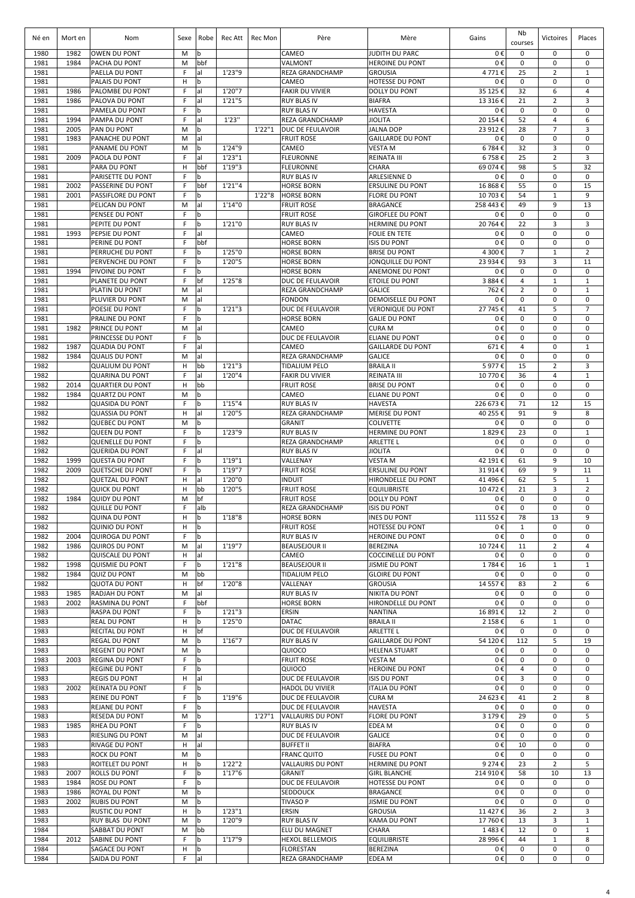| Né en | Mort en | Nom | Sexe | Robe | Rec Att | Rec Mon | Père | Mère | Gains | Nb courses | Victoires | Places |
|---|---|---|---|---|---|---|---|---|---|---|---|---|
| 1980 | 1982 | OWEN DU PONT | M | b | | | CAMEO | JUDITH DU PARC | 0 € | 0 | 0 | 0 |
| 1981 | 1984 | PACHA DU PONT | M | bbf | | | VALMONT | HEROINE DU PONT | 0 € | 0 | 0 | 0 |
| 1981 | | PAELLA DU PONT | F | al | 1'23"9 | | REZA GRANDCHAMP | GROUSIA | 4 771 € | 25 | 2 | 1 |
| 1981 | | PALAIS DU PONT | H | b | | | CAMEO | HOTESSE DU PONT | 0 € | 0 | 0 | 0 |
| 1981 | 1986 | PALOMBE DU PONT | F | al | 1'20"7 | | FAKIR DU VIVIER | DOLLY DU PONT | 35 125 € | 32 | 6 | 4 |
| 1981 | 1986 | PALOVA DU PONT | F | al | 1'21"5 | | RUY BLAS IV | BIAFRA | 13 316 € | 21 | 2 | 3 |
| 1981 | | PAMELA DU PONT | F | b | | | RUY BLAS IV | HAVESTA | 0 € | 0 | 0 | 0 |
| 1981 | 1994 | PAMPA DU PONT | F | al | 1'23" | | REZA GRANDCHAMP | JIOLITA | 20 154 € | 52 | 4 | 6 |
| 1981 | 2005 | PAN DU PONT | M | b | | 1'22"1 | DUC DE FEULAVOIR | JALNA DOP | 23 912 € | 28 | 7 | 3 |
| 1981 | 1983 | PANACHE DU PONT | M | al | | | FRUIT ROSE | GAILLARDE DU PONT | 0 € | 0 | 0 | 0 |
| 1981 | | PANAME DU PONT | M | b | 1'24"9 | | CAMEO | VESTA M | 6 784 € | 32 | 3 | 0 |
| 1981 | 2009 | PAOLA DU PONT | F | al | 1'23"1 | | FLEURONNE | REINATA III | 6 758 € | 25 | 2 | 3 |
| 1981 | | PARA DU PONT | H | bbf | 1'19"3 | | FLEURONNE | CHARA | 69 074 € | 98 | 5 | 32 |
| 1981 | | PARISETTE DU PONT | F | b | | | RUY BLAS IV | ARLESIENNE D | 0 € | 0 | 0 | 0 |
| 1981 | 2002 | PASSERINE DU PONT | F | bbf | 1'21"4 | | HORSE BORN | ERSULINE DU PONT | 16 868 € | 55 | 0 | 15 |
| 1981 | 2001 | PASSIFLORE DU PONT | F | b | | 1'22"8 | HORSE BORN | FLORE DU PONT | 10 703 € | 54 | 1 | 9 |
| 1981 | | PELICAN DU PONT | M | al | 1'14"0 | | FRUIT ROSE | BRAGANCE | 258 443 € | 49 | 9 | 13 |
| 1981 | | PENSEE DU PONT | F | b | | | FRUIT ROSE | GIROFLEE DU PONT | 0 € | 0 | 0 | 0 |
| 1981 | | PEPITE DU PONT | F | b | 1'21"0 | | RUY BLAS IV | HERMINE DU PONT | 20 764 € | 22 | 3 | 3 |
| 1981 | 1993 | PEPSIE DU PONT | F | al | | | CAMEO | FOLIE EN TETE | 0 € | 0 | 0 | 0 |
| 1981 | | PERINE DU PONT | F | bbf | | | HORSE BORN | ISIS DU PONT | 0 € | 0 | 0 | 0 |
| 1981 | | PERRUCHE DU PONT | F | b | 1'25"0 | | HORSE BORN | BRISE DU PONT | 4 300 € | 7 | 1 | 2 |
| 1981 | | PERVENCHE DU PONT | F | b | 1'20"5 | | HORSE BORN | JONQUILLE DU PONT | 23 934 € | 93 | 3 | 11 |
| 1981 | 1994 | PIVOINE DU PONT | F | b | | | HORSE BORN | ANEMONE DU PONT | 0 € | 0 | 0 | 0 |
| 1981 | | PLANETE DU PONT | F | bf | 1'25"8 | | DUC DE FEULAVOIR | ETOILE DU PONT | 3 884 € | 4 | 1 | 1 |
| 1981 | | PLATIN DU PONT | M | al | | | REZA GRANDCHAMP | GALICE | 762 € | 2 | 0 | 1 |
| 1981 | | PLUVIER DU PONT | M | al | | | FONDON | DEMOISELLE DU PONT | 0 € | 0 | 0 | 0 |
| 1981 | | POESIE DU PONT | F | b | 1'21"3 | | DUC DE FEULAVOIR | VERONIQUE DU PONT | 27 745 € | 41 | 5 | 7 |
| 1981 | | PRALINE DU PONT | F | b | | | HORSE BORN | GALIE DU PONT | 0 € | 0 | 0 | 0 |
| 1981 | 1982 | PRINCE DU PONT | M | al | | | CAMEO | CURA M | 0 € | 0 | 0 | 0 |
| 1981 | | PRINCESSE DU PONT | F | b | | | DUC DE FEULAVOIR | ELIANE DU PONT | 0 € | 0 | 0 | 0 |
| 1982 | 1987 | QUADIA DU PONT | F | al | | | CAMEO | GAILLARDE DU PONT | 671 € | 4 | 0 | 1 |
| 1982 | 1984 | QUALIS DU PONT | M | al | | | REZA GRANDCHAMP | GALICE | 0 € | 0 | 0 | 0 |
| 1982 | | QUALIUM DU PONT | H | bb | 1'21"3 | | TIDALIUM PELO | BRAILA II | 5 977 € | 15 | 2 | 3 |
| 1982 | | QUARINA DU PONT | F | al | 1'20"4 | | FAKIR DU VIVIER | REINATA III | 10 770 € | 36 | 4 | 1 |
| 1982 | 2014 | QUARTIER DU PONT | H | bb | | | FRUIT ROSE | BRISE DU PONT | 0 € | 0 | 0 | 0 |
| 1982 | 1984 | QUARTZ DU PONT | M | b | | | CAMEO | ELIANE DU PONT | 0 € | 0 | 0 | 0 |
| 1982 | | QUASIDA DU PONT | F | b | 1'15"4 | | RUY BLAS IV | HAVESTA | 226 673 € | 71 | 12 | 15 |
| 1982 | | QUASSIA DU PONT | H | al | 1'20"5 | | REZA GRANDCHAMP | MERISE DU PONT | 40 255 € | 91 | 9 | 8 |
| 1982 | | QUEBEC DU PONT | M | b | | | GRANIT | COLIVETTE | 0 € | 0 | 0 | 0 |
| 1982 | | QUEEN DU PONT | F | b | 1'23"9 | | RUY BLAS IV | HERMINE DU PONT | 1 829 € | 23 | 0 | 1 |
| 1982 | | QUENELLE DU PONT | F | b | | | REZA GRANDCHAMP | ARLETTE L | 0 € | 0 | 0 | 0 |
| 1982 | | QUERIDA DU PONT | F | al | | | RUY BLAS IV | JIOLITA | 0 € | 0 | 0 | 0 |
| 1982 | 1999 | QUESTA DU PONT | F | b | 1'19"1 | | VALLENAY | VESTA M | 42 191 € | 61 | 9 | 10 |
| 1982 | 2009 | QUETSCHE DU PONT | F | b | 1'19"7 | | FRUIT ROSE | ERSULINE DU PONT | 31 914 € | 69 | 9 | 11 |
| 1982 | | QUETZAL DU PONT | H | al | 1'20"0 | | INDUIT | HIRONDELLE DU PONT | 41 496 € | 62 | 5 | 1 |
| 1982 | | QUICK DU PONT | H | bb | 1'20"5 | | FRUIT ROSE | EQUILIBRISTE | 10 472 € | 21 | 3 | 2 |
| 1982 | 1984 | QUIDY DU PONT | M | bf | | | FRUIT ROSE | DOLLY DU PONT | 0 € | 0 | 0 | 0 |
| 1982 | | QUILLE DU PONT | F | alb | | | REZA GRANDCHAMP | ISIS DU PONT | 0 € | 0 | 0 | 0 |
| 1982 | | QUINA DU PONT | H | b | 1'18"8 | | HORSE BORN | INES DU PONT | 111 552 € | 78 | 13 | 9 |
| 1982 | | QUINIO DU PONT | H | b | | | FRUIT ROSE | HOTESSE DU PONT | 0 € | 1 | 0 | 0 |
| 1982 | 2004 | QUIROGA DU PONT | F | b | | | RUY BLAS IV | HEROINE DU PONT | 0 € | 0 | 0 | 0 |
| 1982 | 1986 | QUIROS DU PONT | M | al | 1'19"7 | | BEAUSEJOUR II | BEREZINA | 10 724 € | 11 | 2 | 4 |
| 1982 | | QUISCALE DU PONT | H | al | | | CAMEO | COCCINELLE DU PONT | 0 € | 0 | 0 | 0 |
| 1982 | 1998 | QUISMIE DU PONT | F | b | 1'21"8 | | BEAUSEJOUR II | JISMIE DU PONT | 1 784 € | 16 | 1 | 1 |
| 1982 | 1984 | QUIZ DU PONT | M | bb | | | TIDALIUM PELO | GLOIRE DU PONT | 0 € | 0 | 0 | 0 |
| 1982 | | QUOTA DU PONT | H | bf | 1'20"8 | | VALLENAY | GROUSIA | 14 557 € | 83 | 2 | 6 |
| 1983 | 1985 | RADJAH DU PONT | M | al | | | RUY BLAS IV | NIKITA DU PONT | 0 € | 0 | 0 | 0 |
| 1983 | 2002 | RASMINA DU PONT | F | bbf | | | HORSE BORN | HIRONDELLE DU PONT | 0 € | 0 | 0 | 0 |
| 1983 | | RASPA DU PONT | F | b | 1'21"3 | | ERSIN | NANTINA | 16 891 € | 12 | 2 | 0 |
| 1983 | | REAL DU PONT | H | b | 1'25"0 | | DATAC | BRAILA II | 2 158 € | 6 | 1 | 0 |
| 1983 | | RECITAL DU PONT | H | bf | | | DUC DE FEULAVOIR | ARLETTE L | 0 € | 0 | 0 | 0 |
| 1983 | | REGAL DU PONT | M | b | 1'16"7 | | RUY BLAS IV | GAILLARDE DU PONT | 54 120 € | 112 | 5 | 19 |
| 1983 | | REGENT DU PONT | M | b | | | QUIOCO | HELENA STUART | 0 € | 0 | 0 | 0 |
| 1983 | 2003 | REGINA DU PONT | F | b | | | FRUIT ROSE | VESTA M | 0 € | 0 | 0 | 0 |
| 1983 | | REGINE DU PONT | F | b | | | QUIOCO | HEROINE DU PONT | 0 € | 4 | 0 | 0 |
| 1983 | | REGIS DU PONT | H | al | | | DUC DE FEULAVOIR | ISIS DU PONT | 0 € | 3 | 0 | 0 |
| 1983 | 2002 | REINATA DU PONT | F | b | | | HADOL DU VIVIER | ITALIA DU PONT | 0 € | 0 | 0 | 0 |
| 1983 | | REINE DU PONT | F | b | 1'19"6 | | DUC DE FEULAVOIR | CURA M | 24 623 € | 41 | 2 | 8 |
| 1983 | | REJANE DU PONT | F | b | | | DUC DE FEULAVOIR | HAVESTA | 0 € | 0 | 0 | 0 |
| 1983 | | RESEDA DU PONT | M | b | | 1'27"1 | VALLAURIS DU PONT | FLORE DU PONT | 3 179 € | 29 | 0 | 5 |
| 1983 | 1985 | RHEA DU PONT | F | b | | | RUY BLAS IV | EDEA M | 0 € | 0 | 0 | 0 |
| 1983 | | RIESLING DU PONT | M | al | | | DUC DE FEULAVOIR | GALICE | 0 € | 0 | 0 | 0 |
| 1983 | | RIVAGE DU PONT | H | al | | | BUFFET II | BIAFRA | 0 € | 10 | 0 | 0 |
| 1983 | | ROCK DU PONT | M | b | | | FRANC QUITO | FUSEE DU PONT | 0 € | 0 | 0 | 0 |
| 1983 | | ROITELET DU PONT | H | b | 1'22"2 | | VALLAURIS DU PONT | HERMINE DU PONT | 9 274 € | 23 | 2 | 5 |
| 1983 | 2007 | ROLLS DU PONT | F | b | 1'17"6 | | GRANIT | GIRL BLANCHE | 214 910 € | 58 | 10 | 13 |
| 1983 | 1984 | ROSE DU PONT | F | b | | | DUC DE FEULAVOIR | HOTESSE DU PONT | 0 € | 0 | 0 | 0 |
| 1983 | 1986 | ROYAL DU PONT | M | b | | | SEDDOUCK | BRAGANCE | 0 € | 0 | 0 | 0 |
| 1983 | 2002 | RUBIS DU PONT | M | b | | | TIVASO P | JISMIE DU PONT | 0 € | 0 | 0 | 0 |
| 1983 | | RUSTIC DU PONT | H | b | 1'23"1 | | ERSIN | GROUSIA | 11 427 € | 36 | 2 | 3 |
| 1983 | | RUY BLAS DU PONT | M | b | 1'20"9 | | RUY BLAS IV | KAMA DU PONT | 17 760 € | 13 | 3 | 1 |
| 1984 | | SABBAT DU PONT | M | bb | | | ELU DU MAGNET | CHARA | 1 483 € | 12 | 0 | 1 |
| 1984 | 2012 | SABINE DU PONT | F | b | 1'17"9 | | HEXOL BELLEMOIS | EQUILIBRISTE | 28 996 € | 44 | 1 | 8 |
| 1984 | | SAGACE DU PONT | H | b | | | FLORESTAN | BEREZINA | 0 € | 0 | 0 | 0 |
| 1984 | | SAIDA DU PONT | F | al | | | REZA GRANDCHAMP | EDEA M | 0 € | 0 | 0 | 0 |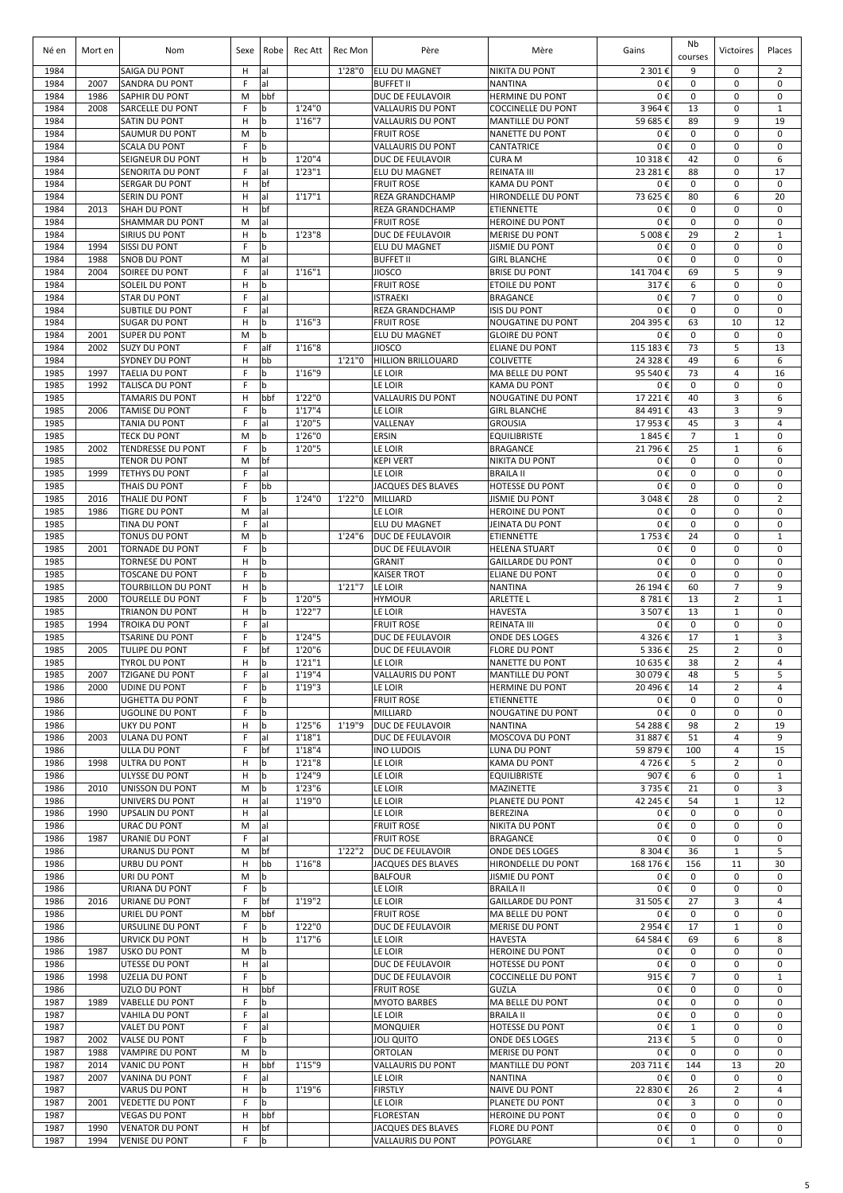| Né en | Mort en | Nom | Sexe | Robe | Rec Att | Rec Mon | Père | Mère | Gains | Nb courses | Victoires | Places |
|---|---|---|---|---|---|---|---|---|---|---|---|---|
| 1984 | | SAIGA DU PONT | H | al | | 1'28"0 | ELU DU MAGNET | NIKITA DU PONT | 2 301 € | 9 | 0 | 2 |
| 1984 | 2007 | SANDRA DU PONT | F | al | | | BUFFET II | NANTINA | 0 € | 0 | 0 | 0 |
| 1984 | 1986 | SAPHIR DU PONT | M | bbf | | | DUC DE FEULAVOIR | HERMINE DU PONT | 0 € | 0 | 0 | 0 |
| 1984 | 2008 | SARCELLE DU PONT | F | b | 1'24"0 | | VALLAURIS DU PONT | COCCINELLE DU PONT | 3 964 € | 13 | 0 | 1 |
| 1984 | | SATIN DU PONT | H | b | 1'16"7 | | VALLAURIS DU PONT | MANTILLE DU PONT | 59 685 € | 89 | 9 | 19 |
| 1984 | | SAUMUR DU PONT | M | b | | | FRUIT ROSE | NANETTE DU PONT | 0 € | 0 | 0 | 0 |
| 1984 | | SCALA DU PONT | F | b | | | VALLAURIS DU PONT | CANTATRICE | 0 € | 0 | 0 | 0 |
| 1984 | | SEIGNEUR DU PONT | H | b | 1'20"4 | | DUC DE FEULAVOIR | CURA M | 10 318 € | 42 | 0 | 6 |
| 1984 | | SENORITA DU PONT | F | al | 1'23"1 | | ELU DU MAGNET | REINATA III | 23 281 € | 88 | 0 | 17 |
| 1984 | | SERGAR DU PONT | H | bf | | | FRUIT ROSE | KAMA DU PONT | 0 € | 0 | 0 | 0 |
| 1984 | | SERIN DU PONT | H | al | 1'17"1 | | REZA GRANDCHAMP | HIRONDELLE DU PONT | 73 625 € | 80 | 6 | 20 |
| 1984 | 2013 | SHAH DU PONT | H | bf | | | REZA GRANDCHAMP | ETIENNETTE | 0 € | 0 | 0 | 0 |
| 1984 | | SHAMMAR DU PONT | M | al | | | FRUIT ROSE | HEROINE DU PONT | 0 € | 0 | 0 | 0 |
| 1984 | | SIRIUS DU PONT | H | b | 1'23"8 | | DUC DE FEULAVOIR | MERISE DU PONT | 5 008 € | 29 | 2 | 1 |
| 1984 | 1994 | SISSI DU PONT | F | b | | | ELU DU MAGNET | JISMIE DU PONT | 0 € | 0 | 0 | 0 |
| 1984 | 1988 | SNOB DU PONT | M | al | | | BUFFET II | GIRL BLANCHE | 0 € | 0 | 0 | 0 |
| 1984 | 2004 | SOIREE DU PONT | F | al | 1'16"1 | | JIOSCO | BRISE DU PONT | 141 704 € | 69 | 5 | 9 |
| 1984 | | SOLEIL DU PONT | H | b | | | FRUIT ROSE | ETOILE DU PONT | 317 € | 6 | 0 | 0 |
| 1984 | | STAR DU PONT | F | al | | | ISTRAEKI | BRAGANCE | 0 € | 7 | 0 | 0 |
| 1984 | | SUBTILE DU PONT | F | al | | | REZA GRANDCHAMP | ISIS DU PONT | 0 € | 0 | 0 | 0 |
| 1984 | | SUGAR DU PONT | H | b | 1'16"3 | | FRUIT ROSE | NOUGATINE DU PONT | 204 395 € | 63 | 10 | 12 |
| 1984 | 2001 | SUPER DU PONT | M | b | | | ELU DU MAGNET | GLOIRE DU PONT | 0 € | 0 | 0 | 0 |
| 1984 | 2002 | SUZY DU PONT | F | alf | 1'16"8 | | JIOSCO | ELIANE DU PONT | 115 183 € | 73 | 5 | 13 |
| 1984 | | SYDNEY DU PONT | H | bb | | 1'21"0 | HILLION BRILLOUARD | COLIVETTE | 24 328 € | 49 | 6 | 6 |
| 1985 | 1997 | TAELIA DU PONT | F | b | 1'16"9 | | LE LOIR | MA BELLE DU PONT | 95 540 € | 73 | 4 | 16 |
| 1985 | 1992 | TALISCA DU PONT | F | b | | | LE LOIR | KAMA DU PONT | 0 € | 0 | 0 | 0 |
| 1985 | | TAMARIS DU PONT | H | bbf | 1'22"0 | | VALLAURIS DU PONT | NOUGATINE DU PONT | 17 221 € | 40 | 3 | 6 |
| 1985 | 2006 | TAMISE DU PONT | F | b | 1'17"4 | | LE LOIR | GIRL BLANCHE | 84 491 € | 43 | 3 | 9 |
| 1985 | | TANIA DU PONT | F | al | 1'20"5 | | VALLENAY | GROUSIA | 17 953 € | 45 | 3 | 4 |
| 1985 | | TECK DU PONT | M | b | 1'26"0 | | ERSIN | EQUILIBRISTE | 1 845 € | 7 | 1 | 0 |
| 1985 | 2002 | TENDRESSE DU PONT | F | b | 1'20"5 | | LE LOIR | BRAGANCE | 21 796 € | 25 | 1 | 6 |
| 1985 | | TENOR DU PONT | M | bf | | | KEPI VERT | NIKITA DU PONT | 0 € | 0 | 0 | 0 |
| 1985 | 1999 | TETHYS DU PONT | F | al | | | LE LOIR | BRAILA II | 0 € | 0 | 0 | 0 |
| 1985 | | THAIS DU PONT | F | bb | | | JACQUES DES BLAVES | HOTESSE DU PONT | 0 € | 0 | 0 | 0 |
| 1985 | 2016 | THALIE DU PONT | F | b | 1'24"0 | 1'22"0 | MILLIARD | JISMIE DU PONT | 3 048 € | 28 | 0 | 2 |
| 1985 | 1986 | TIGRE DU PONT | M | al | | | LE LOIR | HEROINE DU PONT | 0 € | 0 | 0 | 0 |
| 1985 | | TINA DU PONT | F | al | | | ELU DU MAGNET | JEINATA DU PONT | 0 € | 0 | 0 | 0 |
| 1985 | | TONUS DU PONT | M | b | | 1'24"6 | DUC DE FEULAVOIR | ETIENNETTE | 1 753 € | 24 | 0 | 1 |
| 1985 | 2001 | TORNADE DU PONT | F | b | | | DUC DE FEULAVOIR | HELENA STUART | 0 € | 0 | 0 | 0 |
| 1985 | | TORNESE DU PONT | H | b | | | GRANIT | GAILLARDE DU PONT | 0 € | 0 | 0 | 0 |
| 1985 | | TOSCANE DU PONT | F | b | | | KAISER TROT | ELIANE DU PONT | 0 € | 0 | 0 | 0 |
| 1985 | | TOURBILLON DU PONT | H | b | | 1'21"7 | LE LOIR | NANTINA | 26 194 € | 60 | 7 | 9 |
| 1985 | 2000 | TOURELLE DU PONT | F | b | 1'20"5 | | HYMOUR | ARLETTE L | 8 781 € | 13 | 2 | 1 |
| 1985 | | TRIANON DU PONT | H | b | 1'22"7 | | LE LOIR | HAVESTA | 3 507 € | 13 | 1 | 0 |
| 1985 | 1994 | TROIKA DU PONT | F | al | | | FRUIT ROSE | REINATA III | 0 € | 0 | 0 | 0 |
| 1985 | | TSARINE DU PONT | F | b | 1'24"5 | | DUC DE FEULAVOIR | ONDE DES LOGES | 4 326 € | 17 | 1 | 3 |
| 1985 | 2005 | TULIPE DU PONT | F | bf | 1'20"6 | | DUC DE FEULAVOIR | FLORE DU PONT | 5 336 € | 25 | 2 | 0 |
| 1985 | | TYROL DU PONT | H | b | 1'21"1 | | LE LOIR | NANETTE DU PONT | 10 635 € | 38 | 2 | 4 |
| 1985 | 2007 | TZIGANE DU PONT | F | al | 1'19"4 | | VALLAURIS DU PONT | MANTILLE DU PONT | 30 079 € | 48 | 5 | 5 |
| 1986 | 2000 | UDINE DU PONT | F | b | 1'19"3 | | LE LOIR | HERMINE DU PONT | 20 496 € | 14 | 2 | 4 |
| 1986 | | UGHETTA DU PONT | F | b | | | FRUIT ROSE | ETIENNETTE | 0 € | 0 | 0 | 0 |
| 1986 | | UGOLINE DU PONT | F | b | | | MILLIARD | NOUGATINE DU PONT | 0 € | 0 | 0 | 0 |
| 1986 | | UKY DU PONT | H | b | 1'25"6 | 1'19"9 | DUC DE FEULAVOIR | NANTINA | 54 288 € | 98 | 2 | 19 |
| 1986 | 2003 | ULANA DU PONT | F | al | 1'18"1 | | DUC DE FEULAVOIR | MOSCOVA DU PONT | 31 887 € | 51 | 4 | 9 |
| 1986 | | ULLA DU PONT | F | bf | 1'18"4 | | INO LUDOIS | LUNA DU PONT | 59 879 € | 100 | 4 | 15 |
| 1986 | 1998 | ULTRA DU PONT | H | b | 1'21"8 | | LE LOIR | KAMA DU PONT | 4 726 € | 5 | 2 | 0 |
| 1986 | | ULYSSE DU PONT | H | b | 1'24"9 | | LE LOIR | EQUILIBRISTE | 907 € | 6 | 0 | 1 |
| 1986 | 2010 | UNISSON DU PONT | M | b | 1'23"6 | | LE LOIR | MAZINETTE | 3 735 € | 21 | 0 | 3 |
| 1986 | | UNIVERS DU PONT | H | al | 1'19"0 | | LE LOIR | PLANETE DU PONT | 42 245 € | 54 | 1 | 12 |
| 1986 | 1990 | UPSALIN DU PONT | H | al | | | LE LOIR | BEREZINA | 0 € | 0 | 0 | 0 |
| 1986 | | URAC DU PONT | M | al | | | FRUIT ROSE | NIKITA DU PONT | 0 € | 0 | 0 | 0 |
| 1986 | 1987 | URANIE DU PONT | F | al | | | FRUIT ROSE | BRAGANCE | 0 € | 0 | 0 | 0 |
| 1986 | | URANUS DU PONT | M | bf | | 1'22"2 | DUC DE FEULAVOIR | ONDE DES LOGES | 8 304 € | 36 | 1 | 5 |
| 1986 | | URBU DU PONT | H | bb | 1'16"8 | | JACQUES DES BLAVES | HIRONDELLE DU PONT | 168 176 € | 156 | 11 | 30 |
| 1986 | | URI DU PONT | M | b | | | BALFOUR | JISMIE DU PONT | 0 € | 0 | 0 | 0 |
| 1986 | | URIANA DU PONT | F | b | | | LE LOIR | BRAILA II | 0 € | 0 | 0 | 0 |
| 1986 | 2016 | URIANE DU PONT | F | bf | 1'19"2 | | LE LOIR | GAILLARDE DU PONT | 31 505 € | 27 | 3 | 4 |
| 1986 | | URIEL DU PONT | M | bbf | | | FRUIT ROSE | MA BELLE DU PONT | 0 € | 0 | 0 | 0 |
| 1986 | | URSULINE DU PONT | F | b | 1'22"0 | | DUC DE FEULAVOIR | MERISE DU PONT | 2 954 € | 17 | 1 | 0 |
| 1986 | | URVICK DU PONT | H | b | 1'17"6 | | LE LOIR | HAVESTA | 64 584 € | 69 | 6 | 8 |
| 1986 | 1987 | USKO DU PONT | M | b | | | LE LOIR | HEROINE DU PONT | 0 € | 0 | 0 | 0 |
| 1986 | | UTESSE DU PONT | H | al | | | DUC DE FEULAVOIR | HOTESSE DU PONT | 0 € | 0 | 0 | 0 |
| 1986 | 1998 | UZELIA DU PONT | F | b | | | DUC DE FEULAVOIR | COCCINELLE DU PONT | 915 € | 7 | 0 | 1 |
| 1986 | | UZLO DU PONT | H | bbf | | | FRUIT ROSE | GUZLA | 0 € | 0 | 0 | 0 |
| 1987 | 1989 | VABELLE DU PONT | F | b | | | MYOTO BARBES | MA BELLE DU PONT | 0 € | 0 | 0 | 0 |
| 1987 | | VAHILA DU PONT | F | al | | | LE LOIR | BRAILA II | 0 € | 0 | 0 | 0 |
| 1987 | | VALET DU PONT | F | al | | | MONQUIER | HOTESSE DU PONT | 0 € | 1 | 0 | 0 |
| 1987 | 2002 | VALSE DU PONT | F | b | | | JOLI QUITO | ONDE DES LOGES | 213 € | 5 | 0 | 0 |
| 1987 | 1988 | VAMPIRE DU PONT | M | b | | | ORTOLAN | MERISE DU PONT | 0 € | 0 | 0 | 0 |
| 1987 | 2014 | VANIC DU PONT | H | bbf | 1'15"9 | | VALLAURIS DU PONT | MANTILLE DU PONT | 203 711 € | 144 | 13 | 20 |
| 1987 | 2007 | VANINA DU PONT | F | al | | | LE LOIR | NANTINA | 0 € | 0 | 0 | 0 |
| 1987 | | VARUS DU PONT | H | b | 1'19"6 | | FIRSTLY | NAIVE DU PONT | 22 830 € | 26 | 2 | 4 |
| 1987 | 2001 | VEDETTE DU PONT | F | b | | | LE LOIR | PLANETE DU PONT | 0 € | 3 | 0 | 0 |
| 1987 | | VEGAS DU PONT | H | bbf | | | FLORESTAN | HEROINE DU PONT | 0 € | 0 | 0 | 0 |
| 1987 | 1990 | VENATOR DU PONT | H | bf | | | JACQUES DES BLAVES | FLORE DU PONT | 0 € | 0 | 0 | 0 |
| 1987 | 1994 | VENISE DU PONT | F | b | | | VALLAURIS DU PONT | POYGLARE | 0 € | 1 | 0 | 0 |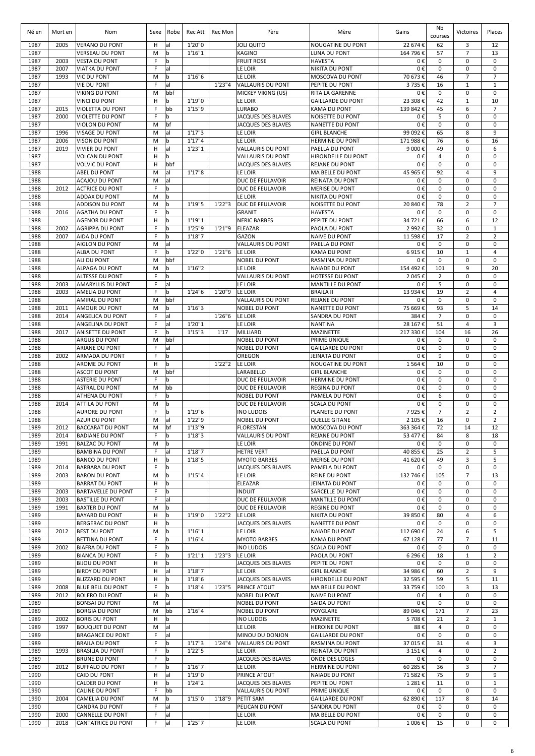| Né en | Mort en | Nom | Sexe | Robe | Rec Att | Rec Mon | Père | Mère | Gains | Nb courses | Victoires | Places |
|---|---|---|---|---|---|---|---|---|---|---|---|---|
| 1987 | 2005 | VERANO DU PONT | H | al | 1'20"0 | | JOLI QUITO | NOUGATINE DU PONT | 22 674 € | 62 | 3 | 12 |
| 1987 | | VERSEAU DU PONT | M | b | 1'16"1 | | KAGINO | LUNA DU PONT | 164 796 € | 57 | 7 | 13 |
| 1987 | 2003 | VESTA DU PONT | F | b | | | FRUIT ROSE | HAVESTA | 0 € | 0 | 0 | 0 |
| 1987 | 2007 | VIATKA DU PONT | F | al | | | LE LOIR | NIKITA DU PONT | 0 € | 0 | 0 | 0 |
| 1987 | 1993 | VIC DU PONT | M | b | 1'16"6 | | LE LOIR | MOSCOVA DU PONT | 70 673 € | 46 | 7 | 7 |
| 1987 | | VIE DU PONT | F | al | | 1'23"4 | VALLAURIS DU PONT | PEPITE DU PONT | 3 735 € | 16 | 1 | 1 |
| 1987 | | VIKING DU PONT | M | bbf | | | MICKEY VIKING (US) | RITA LA GARENNE | 0 € | 0 | 0 | 0 |
| 1987 | | VINCI DU PONT | H | b | 1'19"0 | | LE LOIR | GAILLARDE DU PONT | 23 308 € | 42 | 1 | 10 |
| 1987 | 2015 | VIOLETTA DU PONT | F | bb | 1'15"9 | | LURABO | KAMA DU PONT | 139 842 € | 45 | 6 | 7 |
| 1987 | 2000 | VIOLETTE DU PONT | F | b | | | JACQUES DES BLAVES | NOISETTE DU PONT | 0 € | 5 | 0 | 0 |
| 1987 | | VIOLON DU PONT | M | bf | | | JACQUES DES BLAVES | NANETTE DU PONT | 0 € | 0 | 0 | 0 |
| 1987 | 1996 | VISAGE DU PONT | M | al | 1'17"3 | | LE LOIR | GIRL BLANCHE | 99 092 € | 65 | 8 | 9 |
| 1987 | 2006 | VISON DU PONT | M | b | 1'17"4 | | LE LOIR | HERMINE DU PONT | 171 988 € | 76 | 6 | 16 |
| 1987 | 2019 | VIVIER DU PONT | H | al | 1'23"1 | | VALLAURIS DU PONT | PAELLA DU PONT | 9 000 € | 49 | 0 | 6 |
| 1987 | | VOLCAN DU PONT | H | b | | | VALLAURIS DU PONT | HIRONDELLE DU PONT | 0 € | 4 | 0 | 0 |
| 1987 | | VOLVIC DU PONT | H | bbf | | | JACQUES DES BLAVES | REJANE DU PONT | 0 € | 0 | 0 | 0 |
| 1988 | | ABEL DU PONT | M | al | 1'17"8 | | LE LOIR | MA BELLE DU PONT | 45 965 € | 92 | 4 | 9 |
| 1988 | | ACAJOU DU PONT | M | al | | | DUC DE FEULAVOIR | REINATA DU PONT | 0 € | 0 | 0 | 0 |
| 1988 | 2012 | ACTRICE DU PONT | F | b | | | DUC DE FEULAVOIR | MERISE DU PONT | 0 € | 0 | 0 | 0 |
| 1988 | | ADDAX DU PONT | M | b | | | LE LOIR | NIKITA DU PONT | 0 € | 0 | 0 | 0 |
| 1988 | | ADDISON DU PONT | M | b | 1'19"5 | 1'22"3 | DUC DE FEULAVOIR | NOISETTE DU PONT | 20 840 € | 78 | 2 | 7 |
| 1988 | 2016 | AGATHA DU PONT | F | b | | | GRANIT | HAVESTA | 0 € | 0 | 0 | 0 |
| 1988 | | AGENOR DU PONT | H | b | 1'19"1 | | NERIC BARBES | PEPITE DU PONT | 34 721 € | 66 | 6 | 12 |
| 1988 | 2002 | AGRIPPA DU PONT | F | b | 1'25"9 | 1'21"9 | ELEAZAR | PAOLA DU PONT | 2 992 € | 32 | 0 | 1 |
| 1988 | 2007 | AIDA DU PONT | F | b | 1'18"7 | | GAZON | NAIVE DU PONT | 11 598 € | 17 | 2 | 2 |
| 1988 | | AIGLON DU PONT | M | al | | | VALLAURIS DU PONT | PAELLA DU PONT | 0 € | 0 | 0 | 0 |
| 1988 | | ALBA DU PONT | F | b | 1'22"0 | 1'21"6 | LE LOIR | KAMA DU PONT | 6 915 € | 10 | 1 | 4 |
| 1988 | | ALI DU PONT | M | bbf | | | NOBEL DU PONT | RASMINA DU PONT | 0 € | 0 | 0 | 0 |
| 1988 | | ALPAGA DU PONT | M | b | 1'16"2 | | LE LOIR | NAIADE DU PONT | 154 492 € | 101 | 9 | 20 |
| 1988 | | ALTESSE DU PONT | F | b | | | VALLAURIS DU PONT | HOTESSE DU PONT | 2 045 € | 2 | 0 | 0 |
| 1988 | 2003 | AMARYLLIS DU PONT | F | al | | | LE LOIR | MANTILLE DU PONT | 0 € | 5 | 0 | 0 |
| 1988 | 2003 | AMELIA DU PONT | F | b | 1'24"6 | 1'20"9 | LE LOIR | BRAILA II | 13 934 € | 19 | 2 | 4 |
| 1988 | | AMIRAL DU PONT | M | bbf | | | VALLAURIS DU PONT | REJANE DU PONT | 0 € | 0 | 0 | 0 |
| 1988 | 2011 | AMOUR DU PONT | M | b | 1'16"3 | | NOBEL DU PONT | NANETTE DU PONT | 75 669 € | 93 | 5 | 14 |
| 1988 | 2014 | ANGELICA DU PONT | F | al | | 1'26"6 | LE LOIR | SANDRA DU PONT | 384 € | 7 | 0 | 0 |
| 1988 | | ANGELINA DU PONT | F | al | 1'20"1 | | LE LOIR | NANTINA | 28 167 € | 51 | 4 | 3 |
| 1988 | 2017 | ANISETTE DU PONT | F | b | 1'15"3 | 1'17 | MILLIARD | MAZINETTE | 217 330 € | 104 | 16 | 26 |
| 1988 | | ARGUS DU PONT | M | bbf | | | NOBEL DU PONT | PRIME UNIQUE | 0 € | 0 | 0 | 0 |
| 1988 | | ARIANE DU PONT | F | al | | | NOBEL DU PONT | GAILLARDE DU PONT | 0 € | 0 | 0 | 0 |
| 1988 | 2002 | ARMADA DU PONT | F | b | | | OREGON | JEINATA DU PONT | 0 € | 9 | 0 | 0 |
| 1988 | | AROME DU PONT | H | b | | 1'22"2 | LE LOIR | NOUGATINE DU PONT | 1 564 € | 10 | 0 | 0 |
| 1988 | | ASCOT DU PONT | M | bbf | | | LARABELLO | GIRL BLANCHE | 0 € | 0 | 0 | 0 |
| 1988 | | ASTERIE DU PONT | F | b | | | DUC DE FEULAVOIR | HERMINE DU PONT | 0 € | 0 | 0 | 0 |
| 1988 | | ASTRAL DU PONT | M | bb | | | DUC DE FEULAVOIR | REGINA DU PONT | 0 € | 0 | 0 | 0 |
| 1988 | | ATHENA DU PONT | F | b | | | NOBEL DU PONT | PAMELA DU PONT | 0 € | 6 | 0 | 0 |
| 1988 | 2014 | ATTILA DU PONT | M | b | | | DUC DE FEULAVOIR | SCALA DU PONT | 0 € | 0 | 0 | 0 |
| 1988 | | AURORE DU PONT | F | b | 1'19"6 | | INO LUDOIS | PLANETE DU PONT | 7 925 € | 7 | 2 | 2 |
| 1988 | | AZUR DU PONT | M | al | 1'22"9 | | NOBEL DU PONT | QUELLE GITANE | 2 105 € | 16 | 0 | 2 |
| 1989 | 2012 | BACCARAT DU PONT | M | bf | 1'13"9 | | FLORESTAN | MOSCOVA DU PONT | 363 364 € | 72 | 14 | 12 |
| 1989 | 2014 | BADIANE DU PONT | F | b | 1'18"3 | | VALLAURIS DU PONT | REJANE DU PONT | 53 477 € | 84 | 8 | 18 |
| 1989 | 1991 | BALZAC DU PONT | M | b | | | LE LOIR | ONDINE DU PONT | 0 € | 0 | 0 | 0 |
| 1989 | | BAMBINA DU PONT | F | al | 1'18"7 | | HETRE VERT | PAELLA DU PONT | 40 855 € | 25 | 2 | 5 |
| 1989 | | BANCO DU PONT | H | b | 1'18"5 | | MYOTO BARBES | MERISE DU PONT | 41 620 € | 49 | 3 | 5 |
| 1989 | 2014 | BARBARA DU PONT | F | b | | | JACQUES DES BLAVES | PAMELA DU PONT | 0 € | 0 | 0 | 0 |
| 1989 | 2003 | BARON DU PONT | M | b | 1'15"4 | | LE LOIR | REINE DU PONT | 132 746 € | 105 | 7 | 13 |
| 1989 | | BARRAT DU PONT | H | b | | | ELEAZAR | JEINATA DU PONT | 0 € | 0 | 0 | 0 |
| 1989 | 2003 | BARTAVELLE DU PONT | F | b | | | INDUIT | SARCELLE DU PONT | 0 € | 0 | 0 | 0 |
| 1989 | 2003 | BASTILLE DU PONT | F | al | | | DUC DE FEULAVOIR | MANTILLE DU PONT | 0 € | 0 | 0 | 0 |
| 1989 | 1991 | BAXTER DU PONT | M | b | | | DUC DE FEULAVOIR | REGINE DU PONT | 0 € | 0 | 0 | 0 |
| 1989 | | BAYARD DU PONT | H | b | 1'19"0 | 1'22"2 | LE LOIR | NIKITA DU PONT | 39 850 € | 80 | 4 | 6 |
| 1989 | | BERGERAC DU PONT | H | b | | | JACQUES DES BLAVES | NANETTE DU PONT | 0 € | 0 | 0 | 0 |
| 1989 | 2012 | BEST DU PONT | M | b | 1'16"1 | | LE LOIR | NAIADE DU PONT | 112 690 € | 24 | 6 | 5 |
| 1989 | | BETTINA DU PONT | F | b | 1'16"4 | | MYOTO BARBES | KAMA DU PONT | 67 128 € | 77 | 7 | 11 |
| 1989 | 2002 | BIAFRA DU PONT | F | b | | | INO LUDOIS | SCALA DU PONT | 0 € | 0 | 0 | 0 |
| 1989 | | BIANCA DU PONT | F | b | 1'21"1 | 1'23"3 | LE LOIR | PAOLA DU PONT | 6 296 € | 18 | 1 | 2 |
| 1989 | | BIJOU DU PONT | H | b | | | JACQUES DES BLAVES | PEPITE DU PONT | 0 € | 0 | 0 | 0 |
| 1989 | | BIRDY DU PONT | H | al | 1'18"7 | | LE LOIR | GIRL BLANCHE | 34 986 € | 60 | 2 | 9 |
| 1989 | | BLIZZARD DU PONT | H | b | 1'18"6 | | JACQUES DES BLAVES | HIRONDELLE DU PONT | 32 595 € | 59 | 5 | 11 |
| 1989 | 2008 | BLUE BELL DU PONT | F | b | 1'18"4 | 1'23"5 | PRINCE ATOUT | MA BELLE DU PONT | 33 759 € | 100 | 3 | 13 |
| 1989 | 2012 | BOLERO DU PONT | H | b | | | NOBEL DU PONT | NAIVE DU PONT | 0 € | 4 | 0 | 0 |
| 1989 | | BONSAI DU PONT | M | al | | | NOBEL DU PONT | SAIDA DU PONT | 0 € | 0 | 0 | 0 |
| 1989 | | BORGIA DU PONT | M | bb | 1'16"4 | | NOBEL DU PONT | POYGLARE | 89 046 € | 171 | 7 | 23 |
| 1989 | 2002 | BORIS DU PONT | H | b | | | INO LUDOIS | MAZINETTE | 5 708 € | 21 | 2 | 1 |
| 1989 | 1997 | BOUQUET DU PONT | M | al | | | LE LOIR | HEROINE DU PONT | 88 € | 4 | 0 | 0 |
| 1989 | | BRAGANCE DU PONT | F | al | | | MINOU DU DONJON | GAILLARDE DU PONT | 0 € | 0 | 0 | 0 |
| 1989 | | BRAILA DU PONT | F | b | 1'17"3 | 1'24"4 | VALLAURIS DU PONT | RASMINA DU PONT | 37 015 € | 31 | 4 | 3 |
| 1989 | 1993 | BRASILIA DU PONT | F | b | 1'22"5 | | LE LOIR | REINATA DU PONT | 3 151 € | 4 | 0 | 2 |
| 1989 | | BRUNE DU PONT | F | b | | | JACQUES DES BLAVES | ONDE DES LOGES | 0 € | 0 | 0 | 0 |
| 1989 | 2012 | BUFFALO DU PONT | F | b | 1'16"7 | | LE LOIR | HERMINE DU PONT | 60 285 € | 36 | 3 | 7 |
| 1990 | | CAID DU PONT | H | al | 1'19"0 | | PRINCE ATOUT | NAIADE DU PONT | 71 582 € | 75 | 9 | 9 |
| 1990 | | CALDER DU PONT | H | b | 1'24"2 | | JACQUES DES BLAVES | PEPITE DU PONT | 1 281 € | 11 | 0 | 1 |
| 1990 | | CALINE DU PONT | F | bb | | | VALLAURIS DU PONT | PRIME UNIQUE | 0 € | 0 | 0 | 0 |
| 1990 | 2004 | CAMELIA DU PONT | M | b | 1'15"0 | 1'18"9 | PETIT SAM | GAILLARDE DU PONT | 62 890 € | 117 | 8 | 14 |
| 1990 | | CANDRA DU PONT | F | al | | | PELICAN DU PONT | SANDRA DU PONT | 0 € | 0 | 0 | 0 |
| 1990 | 2000 | CANNELLE DU PONT | F | al | | | LE LOIR | MA BELLE DU PONT | 0 € | 0 | 0 | 0 |
| 1990 | 2018 | CANTATRICE DU PONT | F | al | 1'25"7 | | LE LOIR | SCALA DU PONT | 1 006 € | 15 | 0 | 0 |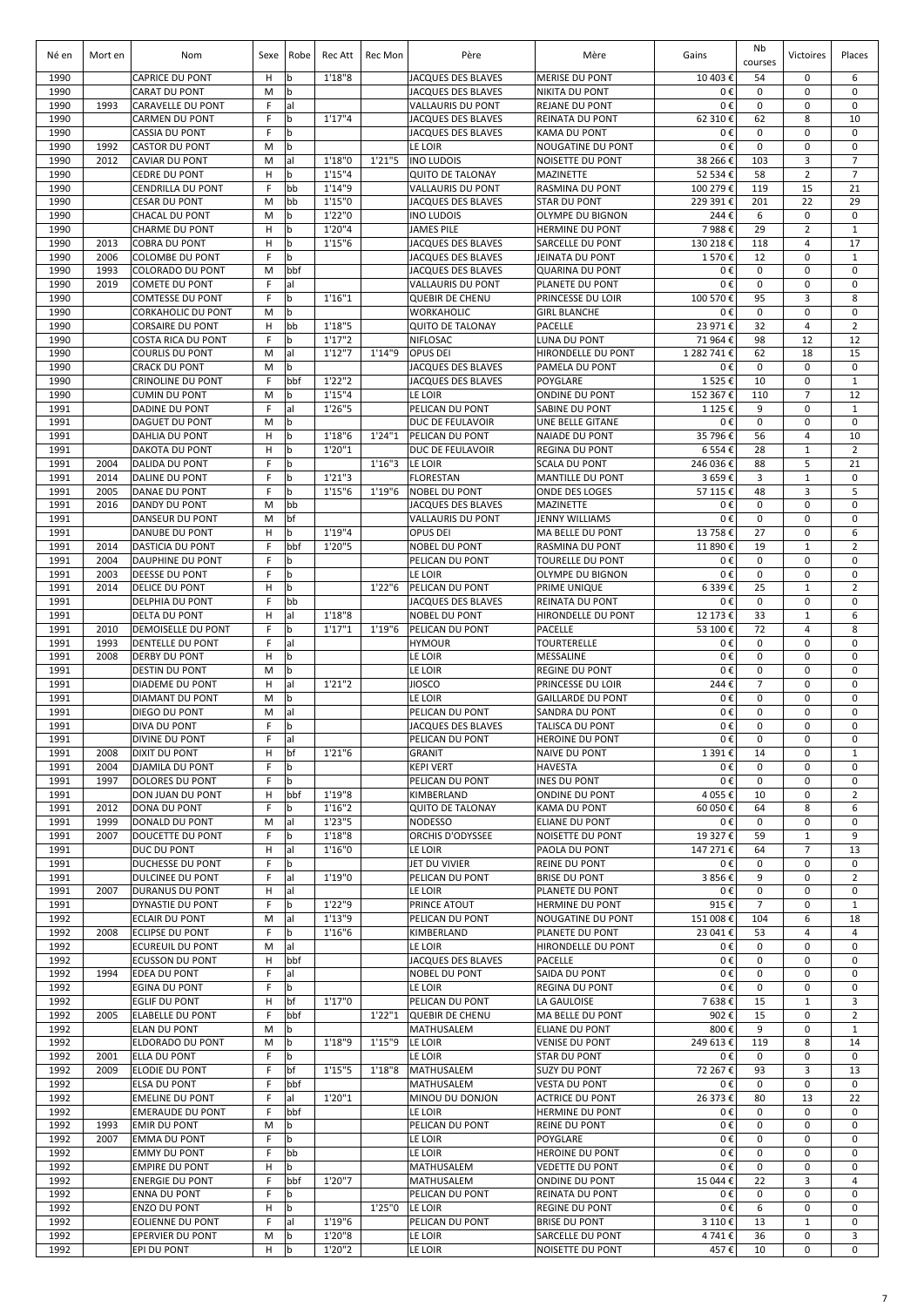| Né en | Mort en | Nom | Sexe | Robe | Rec Att | Rec Mon | Père | Mère | Gains | Nb courses | Victoires | Places |
|---|---|---|---|---|---|---|---|---|---|---|---|---|
| 1990 | | CAPRICE DU PONT | H | b | 1'18"8 | | JACQUES DES BLAVES | MERISE DU PONT | 10 403 € | 54 | 0 | 6 |
| 1990 | | CARAT DU PONT | M | b | | | JACQUES DES BLAVES | NIKITA DU PONT | 0 € | 0 | 0 | 0 |
| 1990 | 1993 | CARAVELLE DU PONT | F | al | | | VALLAURIS DU PONT | REJANE DU PONT | 0 € | 0 | 0 | 0 |
| 1990 | | CARMEN DU PONT | F | b | 1'17"4 | | JACQUES DES BLAVES | REINATA DU PONT | 62 310 € | 62 | 8 | 10 |
| 1990 | | CASSIA DU PONT | F | b | | | JACQUES DES BLAVES | KAMA DU PONT | 0 € | 0 | 0 | 0 |
| 1990 | 1992 | CASTOR DU PONT | M | b | | | LE LOIR | NOUGATINE DU PONT | 0 € | 0 | 0 | 0 |
| 1990 | 2012 | CAVIAR DU PONT | M | al | 1'18"0 | 1'21"5 | INO LUDOIS | NOISETTE DU PONT | 38 266 € | 103 | 3 | 7 |
| 1990 | | CEDRE DU PONT | H | b | 1'15"4 | | QUITO DE TALONAY | MAZINETTE | 52 534 € | 58 | 2 | 7 |
| 1990 | | CENDRILLA DU PONT | F | bb | 1'14"9 | | VALLAURIS DU PONT | RASMINA DU PONT | 100 279 € | 119 | 15 | 21 |
| 1990 | | CESAR DU PONT | M | bb | 1'15"0 | | JACQUES DES BLAVES | STAR DU PONT | 229 391 € | 201 | 22 | 29 |
| 1990 | | CHACAL DU PONT | M | b | 1'22"0 | | INO LUDOIS | OLYMPE DU BIGNON | 244 € | 6 | 0 | 0 |
| 1990 | | CHARME DU PONT | H | b | 1'20"4 | | JAMES PILE | HERMINE DU PONT | 7 988 € | 29 | 2 | 1 |
| 1990 | 2013 | COBRA DU PONT | H | b | 1'15"6 | | JACQUES DES BLAVES | SARCELLE DU PONT | 130 218 € | 118 | 4 | 17 |
| 1990 | 2006 | COLOMBE DU PONT | F | b | | | JACQUES DES BLAVES | JEINATA DU PONT | 1 570 € | 12 | 0 | 1 |
| 1990 | 1993 | COLORADO DU PONT | M | bbf | | | JACQUES DES BLAVES | QUARINA DU PONT | 0 € | 0 | 0 | 0 |
| 1990 | 2019 | COMETE DU PONT | F | al | | | VALLAURIS DU PONT | PLANETE DU PONT | 0 € | 0 | 0 | 0 |
| 1990 | | COMTESSE DU PONT | F | b | 1'16"1 | | QUEBIR DE CHENU | PRINCESSE DU LOIR | 100 570 € | 95 | 3 | 8 |
| 1990 | | CORKAHOLIC DU PONT | M | b | | | WORKAHOLIC | GIRL BLANCHE | 0 € | 0 | 0 | 0 |
| 1990 | | CORSAIRE DU PONT | H | bb | 1'18"5 | | QUITO DE TALONAY | PACELLE | 23 971 € | 32 | 4 | 2 |
| 1990 | | COSTA RICA DU PONT | F | b | 1'17"2 | | NIFLOSAC | LUNA DU PONT | 71 964 € | 98 | 12 | 12 |
| 1990 | | COURLIS DU PONT | M | al | 1'12"7 | 1'14"9 | OPUS DEI | HIRONDELLE DU PONT | 1 282 741 € | 62 | 18 | 15 |
| 1990 | | CRACK DU PONT | M | b | | | JACQUES DES BLAVES | PAMELA DU PONT | 0 € | 0 | 0 | 0 |
| 1990 | | CRINOLINE DU PONT | F | bbf | 1'22"2 | | JACQUES DES BLAVES | POYGLARE | 1 525 € | 10 | 0 | 1 |
| 1990 | | CUMIN DU PONT | M | b | 1'15"4 | | LE LOIR | ONDINE DU PONT | 152 367 € | 110 | 7 | 12 |
| 1991 | | DADINE DU PONT | F | al | 1'26"5 | | PELICAN DU PONT | SABINE DU PONT | 1 125 € | 9 | 0 | 1 |
| 1991 | | DAGUET DU PONT | M | b | | | DUC DE FEULAVOIR | UNE BELLE GITANE | 0 € | 0 | 0 | 0 |
| 1991 | | DAHLIA DU PONT | H | b | 1'18"6 | 1'24"1 | PELICAN DU PONT | NAIADE DU PONT | 35 796 € | 56 | 4 | 10 |
| 1991 | | DAKOTA DU PONT | H | b | 1'20"1 | | DUC DE FEULAVOIR | REGINA DU PONT | 6 554 € | 28 | 1 | 2 |
| 1991 | 2004 | DALIDA DU PONT | F | b | | 1'16"3 | LE LOIR | SCALA DU PONT | 246 036 € | 88 | 5 | 21 |
| 1991 | 2014 | DALINE DU PONT | F | b | 1'21"3 | | FLORESTAN | MANTILLE DU PONT | 3 659 € | 3 | 1 | 0 |
| 1991 | 2005 | DANAE DU PONT | F | b | 1'15"6 | 1'19"6 | NOBEL DU PONT | ONDE DES LOGES | 57 115 € | 48 | 3 | 5 |
| 1991 | 2016 | DANDY DU PONT | M | bb | | | JACQUES DES BLAVES | MAZINETTE | 0 € | 0 | 0 | 0 |
| 1991 | | DANSEUR DU PONT | M | bf | | | VALLAURIS DU PONT | JENNY WILLIAMS | 0 € | 0 | 0 | 0 |
| 1991 | | DANUBE DU PONT | H | b | 1'19"4 | | OPUS DEI | MA BELLE DU PONT | 13 758 € | 27 | 0 | 6 |
| 1991 | 2014 | DASTICIA DU PONT | F | bbf | 1'20"5 | | NOBEL DU PONT | RASMINA DU PONT | 11 890 € | 19 | 1 | 2 |
| 1991 | 2004 | DAUPHINE DU PONT | F | b | | | PELICAN DU PONT | TOURELLE DU PONT | 0 € | 0 | 0 | 0 |
| 1991 | 2003 | DEESSE DU PONT | F | b | | | LE LOIR | OLYMPE DU BIGNON | 0 € | 0 | 0 | 0 |
| 1991 | 2014 | DELICE DU PONT | H | b | | 1'22"6 | PELICAN DU PONT | PRIME UNIQUE | 6 339 € | 25 | 1 | 2 |
| 1991 | | DELPHIA DU PONT | F | bb | | | JACQUES DES BLAVES | REINATA DU PONT | 0 € | 0 | 0 | 0 |
| 1991 | | DELTA DU PONT | H | al | 1'18"8 | | NOBEL DU PONT | HIRONDELLE DU PONT | 12 173 € | 33 | 1 | 6 |
| 1991 | 2010 | DEMOISELLE DU PONT | F | b | 1'17"1 | 1'19"6 | PELICAN DU PONT | PACELLE | 53 100 € | 72 | 4 | 8 |
| 1991 | 1993 | DENTELLE DU PONT | F | al | | | HYMOUR | TOURTERELLE | 0 € | 0 | 0 | 0 |
| 1991 | 2008 | DERBY DU PONT | H | b | | | LE LOIR | MESSALINE | 0 € | 0 | 0 | 0 |
| 1991 | | DESTIN DU PONT | M | b | | | LE LOIR | REGINE DU PONT | 0 € | 0 | 0 | 0 |
| 1991 | | DIADEME DU PONT | H | al | 1'21"2 | | JIOSCO | PRINCESSE DU LOIR | 244 € | 7 | 0 | 0 |
| 1991 | | DIAMANT DU PONT | M | b | | | LE LOIR | GAILLARDE DU PONT | 0 € | 0 | 0 | 0 |
| 1991 | | DIEGO DU PONT | M | al | | | PELICAN DU PONT | SANDRA DU PONT | 0 € | 0 | 0 | 0 |
| 1991 | | DIVA DU PONT | F | b | | | JACQUES DES BLAVES | TALISCA DU PONT | 0 € | 0 | 0 | 0 |
| 1991 | | DIVINE DU PONT | F | al | | | PELICAN DU PONT | HEROINE DU PONT | 0 € | 0 | 0 | 0 |
| 1991 | 2008 | DIXIT DU PONT | H | bf | 1'21"6 | | GRANIT | NAIVE DU PONT | 1 391 € | 14 | 0 | 1 |
| 1991 | 2004 | DJAMILA DU PONT | F | b | | | KEPI VERT | HAVESTA | 0 € | 0 | 0 | 0 |
| 1991 | 1997 | DOLORES DU PONT | F | b | | | PELICAN DU PONT | INES DU PONT | 0 € | 0 | 0 | 0 |
| 1991 | | DON JUAN DU PONT | H | bbf | 1'19"8 | | KIMBERLAND | ONDINE DU PONT | 4 055 € | 10 | 0 | 2 |
| 1991 | 2012 | DONA DU PONT | F | b | 1'16"2 | | QUITO DE TALONAY | KAMA DU PONT | 60 050 € | 64 | 8 | 6 |
| 1991 | 1999 | DONALD DU PONT | M | al | 1'23"5 | | NODESSO | ELIANE DU PONT | 0 € | 0 | 0 | 0 |
| 1991 | 2007 | DOUCETTE DU PONT | F | b | 1'18"8 | | ORCHIS D'ODYSSEE | NOISETTE DU PONT | 19 327 € | 59 | 1 | 9 |
| 1991 | | DUC DU PONT | H | al | 1'16"0 | | LE LOIR | PAOLA DU PONT | 147 271 € | 64 | 7 | 13 |
| 1991 | | DUCHESSE DU PONT | F | b | | | JET DU VIVIER | REINE DU PONT | 0 € | 0 | 0 | 0 |
| 1991 | | DULCINEE DU PONT | F | al | 1'19"0 | | PELICAN DU PONT | BRISE DU PONT | 3 856 € | 9 | 0 | 2 |
| 1991 | 2007 | DURANUS DU PONT | H | al | | | LE LOIR | PLANETE DU PONT | 0 € | 0 | 0 | 0 |
| 1991 | | DYNASTIE DU PONT | F | b | 1'22"9 | | PRINCE ATOUT | HERMINE DU PONT | 915 € | 7 | 0 | 1 |
| 1992 | | ECLAIR DU PONT | M | al | 1'13"9 | | PELICAN DU PONT | NOUGATINE DU PONT | 151 008 € | 104 | 6 | 18 |
| 1992 | 2008 | ECLIPSE DU PONT | F | b | 1'16"6 | | KIMBERLAND | PLANETE DU PONT | 23 041 € | 53 | 4 | 4 |
| 1992 | | ECUREUIL DU PONT | M | al | | | LE LOIR | HIRONDELLE DU PONT | 0 € | 0 | 0 | 0 |
| 1992 | | ECUSSON DU PONT | H | bbf | | | JACQUES DES BLAVES | PACELLE | 0 € | 0 | 0 | 0 |
| 1992 | 1994 | EDEA DU PONT | F | al | | | NOBEL DU PONT | SAIDA DU PONT | 0 € | 0 | 0 | 0 |
| 1992 | | EGINA DU PONT | F | b | | | LE LOIR | REGINA DU PONT | 0 € | 0 | 0 | 0 |
| 1992 | | EGLIF DU PONT | H | bf | 1'17"0 | | PELICAN DU PONT | LA GAULOISE | 7 638 € | 15 | 1 | 3 |
| 1992 | 2005 | ELABELLE DU PONT | F | bbf | | 1'22"1 | QUEBIR DE CHENU | MA BELLE DU PONT | 902 € | 15 | 0 | 2 |
| 1992 | | ELAN DU PONT | M | b | | | MATHUSALEM | ELIANE DU PONT | 800 € | 9 | 0 | 1 |
| 1992 | | ELDORADO DU PONT | M | b | 1'18"9 | 1'15"9 | LE LOIR | VENISE DU PONT | 249 613 € | 119 | 8 | 14 |
| 1992 | 2001 | ELLA DU PONT | F | b | | | LE LOIR | STAR DU PONT | 0 € | 0 | 0 | 0 |
| 1992 | 2009 | ELODIE DU PONT | F | bf | 1'15"5 | 1'18"8 | MATHUSALEM | SUZY DU PONT | 72 267 € | 93 | 3 | 13 |
| 1992 | | ELSA DU PONT | F | bbf | | | MATHUSALEM | VESTA DU PONT | 0 € | 0 | 0 | 0 |
| 1992 | | EMELINE DU PONT | F | al | 1'20"1 | | MINOU DU DONJON | ACTRICE DU PONT | 26 373 € | 80 | 13 | 22 |
| 1992 | | EMERAUDE DU PONT | F | bbf | | | LE LOIR | HERMINE DU PONT | 0 € | 0 | 0 | 0 |
| 1992 | 1993 | EMIR DU PONT | M | b | | | PELICAN DU PONT | REINE DU PONT | 0 € | 0 | 0 | 0 |
| 1992 | 2007 | EMMA DU PONT | F | b | | | LE LOIR | POYGLARE | 0 € | 0 | 0 | 0 |
| 1992 | | EMMY DU PONT | F | bb | | | LE LOIR | HEROINE DU PONT | 0 € | 0 | 0 | 0 |
| 1992 | | EMPIRE DU PONT | H | b | | | MATHUSALEM | VEDETTE DU PONT | 0 € | 0 | 0 | 0 |
| 1992 | | ENERGIE DU PONT | F | bbf | 1'20"7 | | MATHUSALEM | ONDINE DU PONT | 15 044 € | 22 | 3 | 4 |
| 1992 | | ENNA DU PONT | F | b | | | PELICAN DU PONT | REINATA DU PONT | 0 € | 0 | 0 | 0 |
| 1992 | | ENZO DU PONT | H | b | | 1'25"0 | LE LOIR | REGINE DU PONT | 0 € | 6 | 0 | 0 |
| 1992 | | EOLIENNE DU PONT | F | al | 1'19"6 | | PELICAN DU PONT | BRISE DU PONT | 3 110 € | 13 | 1 | 0 |
| 1992 | | EPERVIER DU PONT | M | b | 1'20"8 | | LE LOIR | SARCELLE DU PONT | 4 741 € | 36 | 0 | 3 |
| 1992 | | EPI DU PONT | H | b | 1'20"2 | | LE LOIR | NOISETTE DU PONT | 457 € | 10 | 0 | 0 |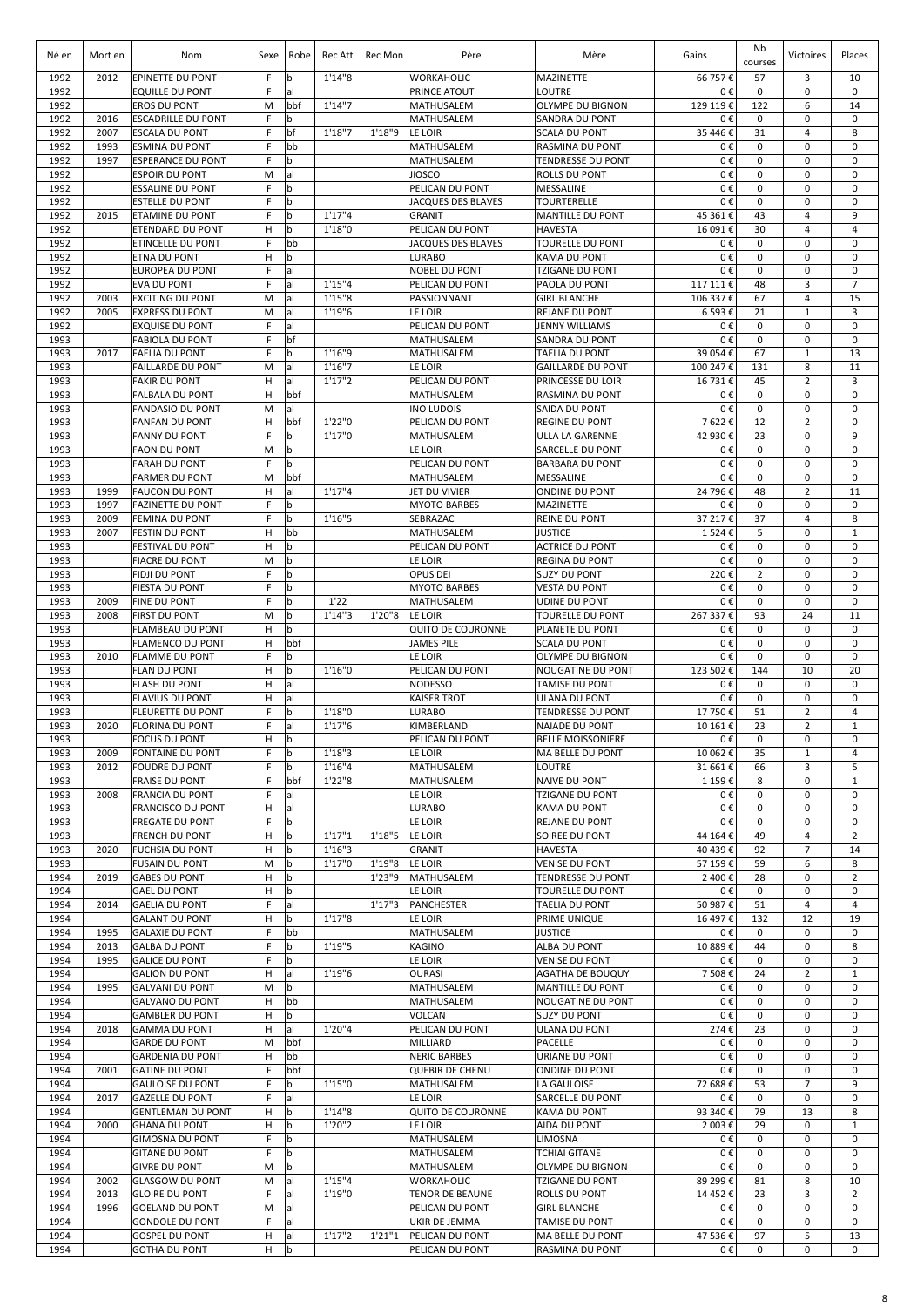| Né en | Mort en | Nom | Sexe | Robe | Rec Att | Rec Mon | Père | Mère | Gains | Nb courses | Victoires | Places |
|---|---|---|---|---|---|---|---|---|---|---|---|---|
| 1992 | 2012 | EPINETTE DU PONT | F | b | 1'14"8 | | WORKAHOLIC | MAZINETTE | 66 757 € | 57 | 3 | 10 |
| 1992 | | EQUILLE DU PONT | F | al | | | PRINCE ATOUT | LOUTRE | 0 € | 0 | 0 | 0 |
| 1992 | | EROS DU PONT | M | bbf | 1'14"7 | | MATHUSALEM | OLYMPE DU BIGNON | 129 119 € | 122 | 6 | 14 |
| 1992 | 2016 | ESCADRILLE DU PONT | F | b | | | MATHUSALEM | SANDRA DU PONT | 0 € | 0 | 0 | 0 |
| 1992 | 2007 | ESCALA DU PONT | F | bf | 1'18"7 | 1'18"9 | LE LOIR | SCALA DU PONT | 35 446 € | 31 | 4 | 8 |
| 1992 | 1993 | ESMINA DU PONT | F | bb | | | MATHUSALEM | RASMINA DU PONT | 0 € | 0 | 0 | 0 |
| 1992 | 1997 | ESPERANCE DU PONT | F | b | | | MATHUSALEM | TENDRESSE DU PONT | 0 € | 0 | 0 | 0 |
| 1992 | | ESPOIR DU PONT | M | al | | | JIOSCO | ROLLS DU PONT | 0 € | 0 | 0 | 0 |
| 1992 | | ESSALINE DU PONT | F | b | | | PELICAN DU PONT | MESSALINE | 0 € | 0 | 0 | 0 |
| 1992 | | ESTELLE DU PONT | F | b | | | JACQUES DES BLAVES | TOURTERELLE | 0 € | 0 | 0 | 0 |
| 1992 | 2015 | ETAMINE DU PONT | F | b | 1'17"4 | | GRANIT | MANTILLE DU PONT | 45 361 € | 43 | 4 | 9 |
| 1992 | | ETENDARD DU PONT | H | b | 1'18"0 | | PELICAN DU PONT | HAVESTA | 16 091 € | 30 | 4 | 4 |
| 1992 | | ETINCELLE DU PONT | F | bb | | | JACQUES DES BLAVES | TOURELLE DU PONT | 0 € | 0 | 0 | 0 |
| 1992 | | ETNA DU PONT | H | b | | | LURABO | KAMA DU PONT | 0 € | 0 | 0 | 0 |
| 1992 | | EUROPEA DU PONT | F | al | | | NOBEL DU PONT | TZIGANE DU PONT | 0 € | 0 | 0 | 0 |
| 1992 | | EVA DU PONT | F | al | 1'15"4 | | PELICAN DU PONT | PAOLA DU PONT | 117 111 € | 48 | 3 | 7 |
| 1992 | 2003 | EXCITING DU PONT | M | al | 1'15"8 | | PASSIONNANT | GIRL BLANCHE | 106 337 € | 67 | 4 | 15 |
| 1992 | 2005 | EXPRESS DU PONT | M | al | 1'19"6 | | LE LOIR | REJANE DU PONT | 6 593 € | 21 | 1 | 3 |
| 1992 | | EXQUISE DU PONT | F | al | | | PELICAN DU PONT | JENNY WILLIAMS | 0 € | 0 | 0 | 0 |
| 1993 | | FABIOLA DU PONT | F | bf | | | MATHUSALEM | SANDRA DU PONT | 0 € | 0 | 0 | 0 |
| 1993 | 2017 | FAELIA DU PONT | F | b | 1'16"9 | | MATHUSALEM | TAELIA DU PONT | 39 054 € | 67 | 1 | 13 |
| 1993 | | FAILLARDE DU PONT | M | al | 1'16"7 | | LE LOIR | GAILLARDE DU PONT | 100 247 € | 131 | 8 | 11 |
| 1993 | | FAKIR DU PONT | H | al | 1'17"2 | | PELICAN DU PONT | PRINCESSE DU LOIR | 16 731 € | 45 | 2 | 3 |
| 1993 | | FALBALA DU PONT | H | bbf | | | MATHUSALEM | RASMINA DU PONT | 0 € | 0 | 0 | 0 |
| 1993 | | FANDASIO DU PONT | M | al | | | INO LUDOIS | SAIDA DU PONT | 0 € | 0 | 0 | 0 |
| 1993 | | FANFAN DU PONT | H | bbf | 1'22"0 | | PELICAN DU PONT | REGINE DU PONT | 7 622 € | 12 | 2 | 0 |
| 1993 | | FANNY DU PONT | F | b | 1'17"0 | | MATHUSALEM | ULLA LA GARENNE | 42 930 € | 23 | 0 | 9 |
| 1993 | | FAON DU PONT | M | b | | | LE LOIR | SARCELLE DU PONT | 0 € | 0 | 0 | 0 |
| 1993 | | FARAH DU PONT | F | b | | | PELICAN DU PONT | BARBARA DU PONT | 0 € | 0 | 0 | 0 |
| 1993 | | FARMER DU PONT | M | bbf | | | MATHUSALEM | MESSALINE | 0 € | 0 | 0 | 0 |
| 1993 | 1999 | FAUCON DU PONT | H | al | 1'17"4 | | JET DU VIVIER | ONDINE DU PONT | 24 796 € | 48 | 2 | 11 |
| 1993 | 1997 | FAZINETTE DU PONT | F | b | | | MYOTO BARBES | MAZINETTE | 0 € | 0 | 0 | 0 |
| 1993 | 2009 | FEMINA DU PONT | F | b | 1'16"5 | | SEBRAZAC | REINE DU PONT | 37 217 € | 37 | 4 | 8 |
| 1993 | 2007 | FESTIN DU PONT | H | bb | | | MATHUSALEM | JUSTICE | 1 524 € | 5 | 0 | 1 |
| 1993 | | FESTIVAL DU PONT | H | b | | | PELICAN DU PONT | ACTRICE DU PONT | 0 € | 0 | 0 | 0 |
| 1993 | | FIACRE DU PONT | M | b | | | LE LOIR | REGINA DU PONT | 0 € | 0 | 0 | 0 |
| 1993 | | FIDJI DU PONT | F | b | | | OPUS DEI | SUZY DU PONT | 220 € | 2 | 0 | 0 |
| 1993 | | FIESTA DU PONT | F | b | | | MYOTO BARBES | VESTA DU PONT | 0 € | 0 | 0 | 0 |
| 1993 | 2009 | FINE DU PONT | F | b | 1'22 | | MATHUSALEM | UDINE DU PONT | 0 € | 0 | 0 | 0 |
| 1993 | 2008 | FIRST DU PONT | M | b | 1'14"3 | 1'20"8 | LE LOIR | TOURELLE DU PONT | 267 337 € | 93 | 24 | 11 |
| 1993 | | FLAMBEAU DU PONT | H | b | | | QUITO DE COURONNE | PLANETE DU PONT | 0 € | 0 | 0 | 0 |
| 1993 | | FLAMENCO DU PONT | H | bbf | | | JAMES PILE | SCALA DU PONT | 0 € | 0 | 0 | 0 |
| 1993 | 2010 | FLAMME DU PONT | F | b | | | LE LOIR | OLYMPE DU BIGNON | 0 € | 0 | 0 | 0 |
| 1993 | | FLAN DU PONT | H | b | 1'16"0 | | PELICAN DU PONT | NOUGATINE DU PONT | 123 502 € | 144 | 10 | 20 |
| 1993 | | FLASH DU PONT | H | al | | | NODESSO | TAMISE DU PONT | 0 € | 0 | 0 | 0 |
| 1993 | | FLAVIUS DU PONT | H | al | | | KAISER TROT | ULANA DU PONT | 0 € | 0 | 0 | 0 |
| 1993 | | FLEURETTE DU PONT | F | b | 1'18"0 | | LURABO | TENDRESSE DU PONT | 17 750 € | 51 | 2 | 4 |
| 1993 | 2020 | FLORINA DU PONT | F | al | 1'17"6 | | KIMBERLAND | NAIADE DU PONT | 10 161 € | 23 | 2 | 1 |
| 1993 | | FOCUS DU PONT | H | b | | | PELICAN DU PONT | BELLE MOISSONIERE | 0 € | 0 | 0 | 0 |
| 1993 | 2009 | FONTAINE DU PONT | F | b | 1'18"3 | | LE LOIR | MA BELLE DU PONT | 10 062 € | 35 | 1 | 4 |
| 1993 | 2012 | FOUDRE DU PONT | F | b | 1'16"4 | | MATHUSALEM | LOUTRE | 31 661 € | 66 | 3 | 5 |
| 1993 | | FRAISE DU PONT | F | bbf | 1'22"8 | | MATHUSALEM | NAIVE DU PONT | 1 159 € | 8 | 0 | 1 |
| 1993 | 2008 | FRANCIA DU PONT | F | al | | | LE LOIR | TZIGANE DU PONT | 0 € | 0 | 0 | 0 |
| 1993 | | FRANCISCO DU PONT | H | al | | | LURABO | KAMA DU PONT | 0 € | 0 | 0 | 0 |
| 1993 | | FREGATE DU PONT | F | b | | | LE LOIR | REJANE DU PONT | 0 € | 0 | 0 | 0 |
| 1993 | | FRENCH DU PONT | H | b | 1'17"1 | 1'18"5 | LE LOIR | SOIREE DU PONT | 44 164 € | 49 | 4 | 2 |
| 1993 | 2020 | FUCHSIA DU PONT | H | b | 1'16"3 | | GRANIT | HAVESTA | 40 439 € | 92 | 7 | 14 |
| 1993 | | FUSAIN DU PONT | M | b | 1'17"0 | 1'19"8 | LE LOIR | VENISE DU PONT | 57 159 € | 59 | 6 | 8 |
| 1994 | 2019 | GABES DU PONT | H | b | | 1'23"9 | MATHUSALEM | TENDRESSE DU PONT | 2 400 € | 28 | 0 | 2 |
| 1994 | | GAEL DU PONT | H | b | | | LE LOIR | TOURELLE DU PONT | 0 € | 0 | 0 | 0 |
| 1994 | 2014 | GAELIA DU PONT | F | al | | 1'17"3 | PANCHESTER | TAELIA DU PONT | 50 987 € | 51 | 4 | 4 |
| 1994 | | GALANT DU PONT | H | b | 1'17"8 | | LE LOIR | PRIME UNIQUE | 16 497 € | 132 | 12 | 19 |
| 1994 | 1995 | GALAXIE DU PONT | F | bb | | | MATHUSALEM | JUSTICE | 0 € | 0 | 0 | 0 |
| 1994 | 2013 | GALBA DU PONT | F | b | 1'19"5 | | KAGINO | ALBA DU PONT | 10 889 € | 44 | 0 | 8 |
| 1994 | 1995 | GALICE DU PONT | F | b | | | LE LOIR | VENISE DU PONT | 0 € | 0 | 0 | 0 |
| 1994 | | GALION DU PONT | H | al | 1'19"6 | | OURASI | AGATHA DE BOUQUY | 7 508 € | 24 | 2 | 1 |
| 1994 | 1995 | GALVANI DU PONT | M | b | | | MATHUSALEM | MANTILLE DU PONT | 0 € | 0 | 0 | 0 |
| 1994 | | GALVANO DU PONT | H | bb | | | MATHUSALEM | NOUGATINE DU PONT | 0 € | 0 | 0 | 0 |
| 1994 | | GAMBLER DU PONT | H | b | | | VOLCAN | SUZY DU PONT | 0 € | 0 | 0 | 0 |
| 1994 | 2018 | GAMMA DU PONT | H | al | 1'20"4 | | PELICAN DU PONT | ULANA DU PONT | 274 € | 23 | 0 | 0 |
| 1994 | | GARDE DU PONT | M | bbf | | | MILLIARD | PACELLE | 0 € | 0 | 0 | 0 |
| 1994 | | GARDENIA DU PONT | H | bb | | | NERIC BARBES | URIANE DU PONT | 0 € | 0 | 0 | 0 |
| 1994 | 2001 | GATINE DU PONT | F | bbf | | | QUEBIR DE CHENU | ONDINE DU PONT | 0 € | 0 | 0 | 0 |
| 1994 | | GAULOISE DU PONT | F | b | 1'15"0 | | MATHUSALEM | LA GAULOISE | 72 688 € | 53 | 7 | 9 |
| 1994 | 2017 | GAZELLE DU PONT | F | al | | | LE LOIR | SARCELLE DU PONT | 0 € | 0 | 0 | 0 |
| 1994 | | GENTLEMAN DU PONT | H | b | 1'14"8 | | QUITO DE COURONNE | KAMA DU PONT | 93 340 € | 79 | 13 | 8 |
| 1994 | 2000 | GHANA DU PONT | H | b | 1'20"2 | | LE LOIR | AIDA DU PONT | 2 003 € | 29 | 0 | 1 |
| 1994 | | GIMOSNA DU PONT | F | b | | | MATHUSALEM | LIMOSNA | 0 € | 0 | 0 | 0 |
| 1994 | | GITANE DU PONT | F | b | | | MATHUSALEM | TCHIAI GITANE | 0 € | 0 | 0 | 0 |
| 1994 | | GIVRE DU PONT | M | b | | | MATHUSALEM | OLYMPE DU BIGNON | 0 € | 0 | 0 | 0 |
| 1994 | 2002 | GLASGOW DU PONT | M | al | 1'15"4 | | WORKAHOLIC | TZIGANE DU PONT | 89 299 € | 81 | 8 | 10 |
| 1994 | 2013 | GLOIRE DU PONT | F | al | 1'19"0 | | TENOR DE BEAUNE | ROLLS DU PONT | 14 452 € | 23 | 3 | 2 |
| 1994 | 1996 | GOELAND DU PONT | M | al | | | PELICAN DU PONT | GIRL BLANCHE | 0 € | 0 | 0 | 0 |
| 1994 | | GONDOLE DU PONT | F | al | | | UKIR DE JEMMA | TAMISE DU PONT | 0 € | 0 | 0 | 0 |
| 1994 | | GOSPEL DU PONT | H | al | 1'17"2 | 1'21"1 | PELICAN DU PONT | MA BELLE DU PONT | 47 536 € | 97 | 5 | 13 |
| 1994 | | GOTHA DU PONT | H | b | | | PELICAN DU PONT | RASMINA DU PONT | 0 € | 0 | 0 | 0 |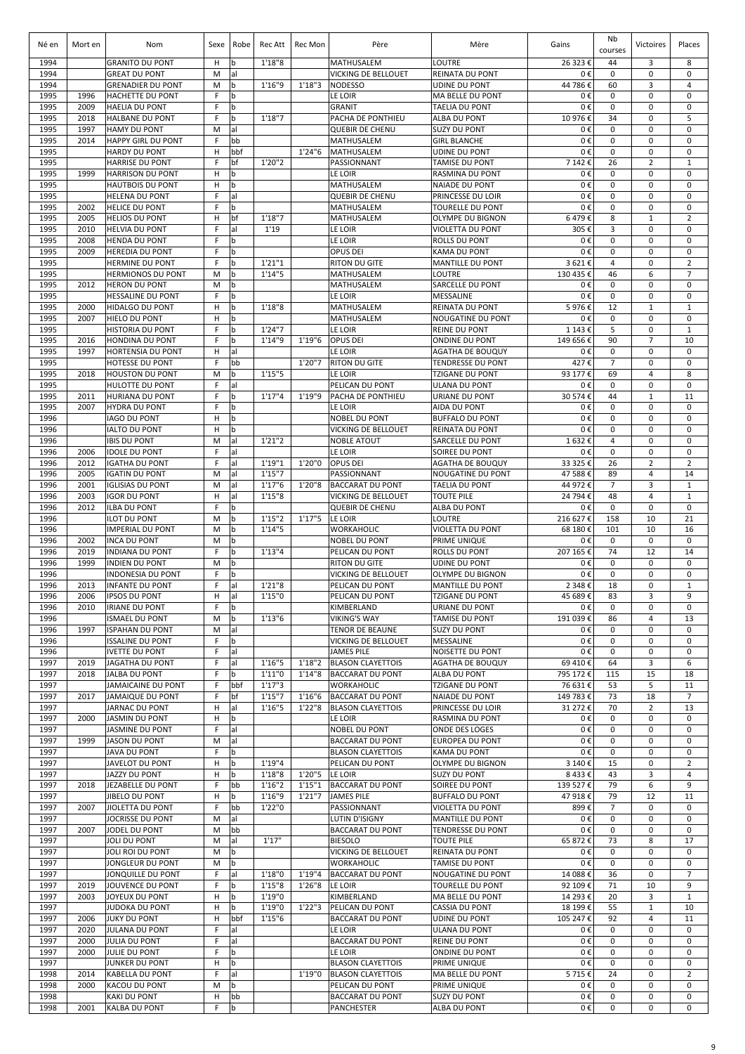| Né en | Mort en | Nom | Sexe | Robe | Rec Att | Rec Mon | Père | Mère | Gains | Nb courses | Victoires | Places |
|---|---|---|---|---|---|---|---|---|---|---|---|---|
| 1994 | | GRANITO DU PONT | H | b | 1'18"8 | | MATHUSALEM | LOUTRE | 26 323 € | 44 | 3 | 8 |
| 1994 | | GREAT DU PONT | M | al | | | VICKING DE BELLOUET | REINATA DU PONT | 0 € | 0 | 0 | 0 |
| 1994 | | GRENADIER DU PONT | M | b | 1'16"9 | 1'18"3 | NODESSO | UDINE DU PONT | 44 786 € | 60 | 3 | 4 |
| 1995 | 1996 | HACHETTE DU PONT | F | b | | | LE LOIR | MA BELLE DU PONT | 0 € | 0 | 0 | 0 |
| 1995 | 2009 | HAELIA DU PONT | F | b | | | GRANIT | TAELIA DU PONT | 0 € | 0 | 0 | 0 |
| 1995 | 2018 | HALBANE DU PONT | F | b | 1'18"7 | | PACHA DE PONTHIEU | ALBA DU PONT | 10 976 € | 34 | 0 | 5 |
| 1995 | 1997 | HAMY DU PONT | M | al | | | QUEBIR DE CHENU | SUZY DU PONT | 0 € | 0 | 0 | 0 |
| 1995 | 2014 | HAPPY GIRL DU PONT | F | bb | | | MATHUSALEM | GIRL BLANCHE | 0 € | 0 | 0 | 0 |
| 1995 | | HARDY DU PONT | H | bbf | | 1'24"6 | MATHUSALEM | UDINE DU PONT | 0 € | 0 | 0 | 0 |
| 1995 | | HARRISE DU PONT | F | bf | 1'20"2 | | PASSIONNANT | TAMISE DU PONT | 7 142 € | 26 | 2 | 1 |
| 1995 | 1999 | HARRISON DU PONT | H | b | | | LE LOIR | RASMINA DU PONT | 0 € | 0 | 0 | 0 |
| 1995 | | HAUTBOIS DU PONT | H | b | | | MATHUSALEM | NAIADE DU PONT | 0 € | 0 | 0 | 0 |
| 1995 | | HELENA DU PONT | F | al | | | QUEBIR DE CHENU | PRINCESSE DU LOIR | 0 € | 0 | 0 | 0 |
| 1995 | 2002 | HELICE DU PONT | F | b | | | MATHUSALEM | TOURELLE DU PONT | 0 € | 0 | 0 | 0 |
| 1995 | 2005 | HELIOS DU PONT | H | bf | 1'18"7 | | MATHUSALEM | OLYMPE DU BIGNON | 6 479 € | 8 | 1 | 2 |
| 1995 | 2010 | HELVIA DU PONT | F | al | 1'19 | | LE LOIR | VIOLETTA DU PONT | 305 € | 3 | 0 | 0 |
| 1995 | 2008 | HENDA DU PONT | F | b | | | LE LOIR | ROLLS DU PONT | 0 € | 0 | 0 | 0 |
| 1995 | 2009 | HEREDIA DU PONT | F | b | | | OPUS DEI | KAMA DU PONT | 0 € | 0 | 0 | 0 |
| 1995 | | HERMINE DU PONT | F | b | 1'21"1 | | RITON DU GITE | MANTILLE DU PONT | 3 621 € | 4 | 0 | 2 |
| 1995 | | HERMIONOS DU PONT | M | b | 1'14"5 | | MATHUSALEM | LOUTRE | 130 435 € | 46 | 6 | 7 |
| 1995 | 2012 | HERON DU PONT | M | b | | | MATHUSALEM | SARCELLE DU PONT | 0 € | 0 | 0 | 0 |
| 1995 | | HESSALINE DU PONT | F | b | | | LE LOIR | MESSALINE | 0 € | 0 | 0 | 0 |
| 1995 | 2000 | HIDALGO DU PONT | H | b | 1'18"8 | | MATHUSALEM | REINATA DU PONT | 5 976 € | 12 | 1 | 1 |
| 1995 | 2007 | HIELO DU PONT | H | b | | | MATHUSALEM | NOUGATINE DU PONT | 0 € | 0 | 0 | 0 |
| 1995 | | HISTORIA DU PONT | F | b | 1'24"7 | | LE LOIR | REINE DU PONT | 1 143 € | 5 | 0 | 1 |
| 1995 | 2016 | HONDINA DU PONT | F | b | 1'14"9 | 1'19"6 | OPUS DEI | ONDINE DU PONT | 149 656 € | 90 | 7 | 10 |
| 1995 | 1997 | HORTENSIA DU PONT | H | al | | | LE LOIR | AGATHA DE BOUQUY | 0 € | 0 | 0 | 0 |
| 1995 | | HOTESSE DU PONT | F | bb | | 1'20"7 | RITON DU GITE | TENDRESSE DU PONT | 427 € | 7 | 0 | 0 |
| 1995 | 2018 | HOUSTON DU PONT | M | b | 1'15"5 | | LE LOIR | TZIGANE DU PONT | 93 177 € | 69 | 4 | 8 |
| 1995 | | HULOTTE DU PONT | F | al | | | PELICAN DU PONT | ULANA DU PONT | 0 € | 0 | 0 | 0 |
| 1995 | 2011 | HURIANA DU PONT | F | b | 1'17"4 | 1'19"9 | PACHA DE PONTHIEU | URIANE DU PONT | 30 574 € | 44 | 1 | 11 |
| 1995 | 2007 | HYDRA DU PONT | F | b | | | LE LOIR | AIDA DU PONT | 0 € | 0 | 0 | 0 |
| 1996 | | IAGO DU PONT | H | b | | | NOBEL DU PONT | BUFFALO DU PONT | 0 € | 0 | 0 | 0 |
| 1996 | | IALTO DU PONT | H | b | | | VICKING DE BELLOUET | REINATA DU PONT | 0 € | 0 | 0 | 0 |
| 1996 | | IBIS DU PONT | M | al | 1'21"2 | | NOBLE ATOUT | SARCELLE DU PONT | 1 632 € | 4 | 0 | 0 |
| 1996 | 2006 | IDOLE DU PONT | F | al | | | LE LOIR | SOIREE DU PONT | 0 € | 0 | 0 | 0 |
| 1996 | 2012 | IGATHA DU PONT | F | al | 1'19"1 | 1'20"0 | OPUS DEI | AGATHA DE BOUQUY | 33 325 € | 26 | 2 | 2 |
| 1996 | 2005 | IGATIN DU PONT | M | al | 1'15"7 | | PASSIONNANT | NOUGATINE DU PONT | 47 588 € | 89 | 4 | 14 |
| 1996 | 2001 | IGLISIAS DU PONT | M | al | 1'17"6 | 1'20"8 | BACCARAT DU PONT | TAELIA DU PONT | 44 972 € | 7 | 3 | 1 |
| 1996 | 2003 | IGOR DU PONT | H | al | 1'15"8 | | VICKING DE BELLOUET | TOUTE PILE | 24 794 € | 48 | 4 | 1 |
| 1996 | 2012 | ILBA DU PONT | F | b | | | QUEBIR DE CHENU | ALBA DU PONT | 0 € | 0 | 0 | 0 |
| 1996 | | ILOT DU PONT | M | b | 1'15"2 | 1'17"5 | LE LOIR | LOUTRE | 216 627 € | 158 | 10 | 21 |
| 1996 | | IMPERIAL DU PONT | M | b | 1'14"5 | | WORKAHOLIC | VIOLETTA DU PONT | 68 180 € | 101 | 10 | 16 |
| 1996 | 2002 | INCA DU PONT | M | b | | | NOBEL DU PONT | PRIME UNIQUE | 0 € | 0 | 0 | 0 |
| 1996 | 2019 | INDIANA DU PONT | F | b | 1'13"4 | | PELICAN DU PONT | ROLLS DU PONT | 207 165 € | 74 | 12 | 14 |
| 1996 | 1999 | INDIEN DU PONT | M | b | | | RITON DU GITE | UDINE DU PONT | 0 € | 0 | 0 | 0 |
| 1996 | | INDONESIA DU PONT | F | b | | | VICKING DE BELLOUET | OLYMPE DU BIGNON | 0 € | 0 | 0 | 0 |
| 1996 | 2013 | INFANTE DU PONT | F | al | 1'21"8 | | PELICAN DU PONT | MANTILLE DU PONT | 2 348 € | 18 | 0 | 1 |
| 1996 | 2006 | IPSOS DU PONT | H | al | 1'15"0 | | PELICAN DU PONT | TZIGANE DU PONT | 45 689 € | 83 | 3 | 9 |
| 1996 | 2010 | IRIANE DU PONT | F | b | | | KIMBERLAND | URIANE DU PONT | 0 € | 0 | 0 | 0 |
| 1996 | | ISMAEL DU PONT | M | b | 1'13"6 | | VIKING'S WAY | TAMISE DU PONT | 191 039 € | 86 | 4 | 13 |
| 1996 | 1997 | ISPAHAN DU PONT | M | al | | | TENOR DE BEAUNE | SUZY DU PONT | 0 € | 0 | 0 | 0 |
| 1996 | | ISSALINE DU PONT | F | b | | | VICKING DE BELLOUET | MESSALINE | 0 € | 0 | 0 | 0 |
| 1996 | | IVETTE DU PONT | F | al | | | JAMES PILE | NOISETTE DU PONT | 0 € | 0 | 0 | 0 |
| 1997 | 2019 | JAGATHA DU PONT | F | al | 1'16"5 | 1'18"2 | BLASON CLAYETTOIS | AGATHA DE BOUQUY | 69 410 € | 64 | 3 | 6 |
| 1997 | 2018 | JALBA DU PONT | F | b | 1'11"0 | 1'14"8 | BACCARAT DU PONT | ALBA DU PONT | 795 172 € | 115 | 15 | 18 |
| 1997 | | JAMAICAINE DU PONT | F | bbf | 1'17"3 | | WORKAHOLIC | TZIGANE DU PONT | 76 631 € | 53 | 5 | 11 |
| 1997 | 2017 | JAMAIQUE DU PONT | F | bf | 1'15"7 | 1'16"6 | BACCARAT DU PONT | NAIADE DU PONT | 149 783 € | 73 | 18 | 7 |
| 1997 | | JARNAC DU PONT | H | al | 1'16"5 | 1'22"8 | BLASON CLAYETTOIS | PRINCESSE DU LOIR | 31 272 € | 70 | 2 | 13 |
| 1997 | 2000 | JASMIN DU PONT | H | b | | | LE LOIR | RASMINA DU PONT | 0 € | 0 | 0 | 0 |
| 1997 | | JASMINE DU PONT | F | al | | | NOBEL DU PONT | ONDE DES LOGES | 0 € | 0 | 0 | 0 |
| 1997 | 1999 | JASON DU PONT | M | al | | | BACCARAT DU PONT | EUROPEA DU PONT | 0 € | 0 | 0 | 0 |
| 1997 | | JAVA DU PONT | F | b | | | BLASON CLAYETTOIS | KAMA DU PONT | 0 € | 0 | 0 | 0 |
| 1997 | | JAVELOT DU PONT | H | b | 1'19"4 | | PELICAN DU PONT | OLYMPE DU BIGNON | 3 140 € | 15 | 0 | 2 |
| 1997 | | JAZZY DU PONT | H | b | 1'18"8 | 1'20"5 | LE LOIR | SUZY DU PONT | 8 433 € | 43 | 3 | 4 |
| 1997 | 2018 | JEZABELLE DU PONT | F | bb | 1'16"2 | 1'15"1 | BACCARAT DU PONT | SOIREE DU PONT | 139 527 € | 79 | 6 | 9 |
| 1997 | | JIBELO DU PONT | H | b | 1'16"9 | 1'21"7 | JAMES PILE | BUFFALO DU PONT | 47 918 € | 79 | 12 | 11 |
| 1997 | 2007 | JIOLETTA DU PONT | F | bb | 1'22"0 | | PASSIONNANT | VIOLETTA DU PONT | 899 € | 7 | 0 | 0 |
| 1997 | | JOCRISSE DU PONT | M | al | | | LUTIN D'ISIGNY | MANTILLE DU PONT | 0 € | 0 | 0 | 0 |
| 1997 | 2007 | JODEL DU PONT | M | bb | | | BACCARAT DU PONT | TENDRESSE DU PONT | 0 € | 0 | 0 | 0 |
| 1997 | | JOLI DU PONT | M | al | 1'17" | | BIESOLO | TOUTE PILE | 65 872 € | 73 | 8 | 17 |
| 1997 | | JOLI ROI DU PONT | M | b | | | VICKING DE BELLOUET | REINATA DU PONT | 0 € | 0 | 0 | 0 |
| 1997 | | JONGLEUR DU PONT | M | b | | | WORKAHOLIC | TAMISE DU PONT | 0 € | 0 | 0 | 0 |
| 1997 | | JONQUILLE DU PONT | F | al | 1'18"0 | 1'19"4 | BACCARAT DU PONT | NOUGATINE DU PONT | 14 088 € | 36 | 0 | 7 |
| 1997 | 2019 | JOUVENCE DU PONT | F | b | 1'15"8 | 1'26"8 | LE LOIR | TOURELLE DU PONT | 92 109 € | 71 | 10 | 9 |
| 1997 | 2003 | JOYEUX DU PONT | H | b | 1'19"0 | | KIMBERLAND | MA BELLE DU PONT | 14 293 € | 20 | 3 | 1 |
| 1997 | | JUDOKA DU PONT | H | b | 1'19"0 | 1'22"3 | PELICAN DU PONT | CASSIA DU PONT | 18 199 € | 55 | 1 | 10 |
| 1997 | 2006 | JUKY DU PONT | H | bbf | 1'15"6 | | BACCARAT DU PONT | UDINE DU PONT | 105 247 € | 92 | 4 | 11 |
| 1997 | 2020 | JULANA DU PONT | F | al | | | LE LOIR | ULANA DU PONT | 0 € | 0 | 0 | 0 |
| 1997 | 2000 | JULIA DU PONT | F | al | | | BACCARAT DU PONT | REINE DU PONT | 0 € | 0 | 0 | 0 |
| 1997 | 2000 | JULIE DU PONT | F | b | | | LE LOIR | ONDINE DU PONT | 0 € | 0 | 0 | 0 |
| 1997 | | JUNKER DU PONT | H | b | | | BLASON CLAYETTOIS | PRIME UNIQUE | 0 € | 0 | 0 | 0 |
| 1998 | 2014 | KABELLA DU PONT | F | al | | 1'19"0 | BLASON CLAYETTOIS | MA BELLE DU PONT | 5 715 € | 24 | 0 | 2 |
| 1998 | 2000 | KACOU DU PONT | M | b | | | PELICAN DU PONT | PRIME UNIQUE | 0 € | 0 | 0 | 0 |
| 1998 | | KAKI DU PONT | H | bb | | | BACCARAT DU PONT | SUZY DU PONT | 0 € | 0 | 0 | 0 |
| 1998 | 2001 | KALBA DU PONT | F | b | | | PANCHESTER | ALBA DU PONT | 0 € | 0 | 0 | 0 |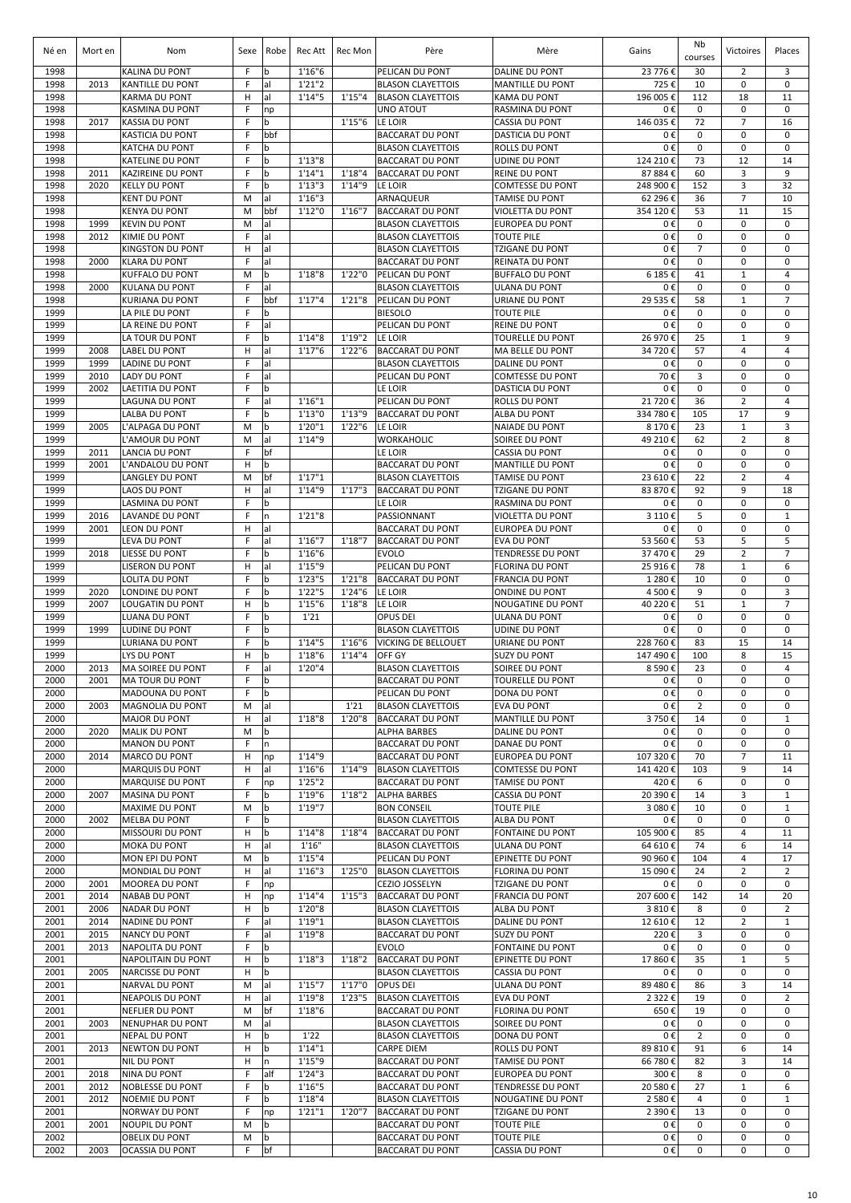| Né en | Mort en | Nom | Sexe | Robe | Rec Att | Rec Mon | Père | Mère | Gains | Nb courses | Victoires | Places |
|---|---|---|---|---|---|---|---|---|---|---|---|---|
| 1998 | | KALINA DU PONT | F | b | 1'16"6 | | PELICAN DU PONT | DALINE DU PONT | 23 776 € | 30 | 2 | 3 |
| 1998 | 2013 | KANTILLE DU PONT | F | al | 1'21"2 | | BLASON CLAYETTOIS | MANTILLE DU PONT | 725 € | 10 | 0 | 0 |
| 1998 | | KARMA DU PONT | H | al | 1'14"5 | 1'15"4 | BLASON CLAYETTOIS | KAMA DU PONT | 196 005 € | 112 | 18 | 11 |
| 1998 | | KASMINA DU PONT | F | np | | | UNO ATOUT | RASMINA DU PONT | 0 € | 0 | 0 | 0 |
| 1998 | 2017 | KASSIA DU PONT | F | b | | 1'15"6 | LE LOIR | CASSIA DU PONT | 146 035 € | 72 | 7 | 16 |
| 1998 | | KASTICIA DU PONT | F | bbf | | | BACCARAT DU PONT | DASTICIA DU PONT | 0 € | 0 | 0 | 0 |
| 1998 | | KATCHA DU PONT | F | b | | | BLASON CLAYETTOIS | ROLLS DU PONT | 0 € | 0 | 0 | 0 |
| 1998 | | KATELINE DU PONT | F | b | 1'13"8 | | BACCARAT DU PONT | UDINE DU PONT | 124 210 € | 73 | 12 | 14 |
| 1998 | 2011 | KAZIREINE DU PONT | F | b | 1'14"1 | 1'18"4 | BACCARAT DU PONT | REINE DU PONT | 87 884 € | 60 | 3 | 9 |
| 1998 | 2020 | KELLY DU PONT | F | b | 1'13"3 | 1'14"9 | LE LOIR | COMTESSE DU PONT | 248 900 € | 152 | 3 | 32 |
| 1998 | | KENT DU PONT | M | al | 1'16"3 | | ARNAQUEUR | TAMISE DU PONT | 62 296 € | 36 | 7 | 10 |
| 1998 | | KENYA DU PONT | M | bbf | 1'12"0 | 1'16"7 | BACCARAT DU PONT | VIOLETTA DU PONT | 354 120 € | 53 | 11 | 15 |
| 1998 | 1999 | KEVIN DU PONT | M | al | | | BLASON CLAYETTOIS | EUROPEA DU PONT | 0 € | 0 | 0 | 0 |
| 1998 | 2012 | KIMIE DU PONT | F | al | | | BLASON CLAYETTOIS | TOUTE PILE | 0 € | 0 | 0 | 0 |
| 1998 | | KINGSTON DU PONT | H | al | | | BLASON CLAYETTOIS | TZIGANE DU PONT | 0 € | 7 | 0 | 0 |
| 1998 | 2000 | KLARA DU PONT | F | al | | | BACCARAT DU PONT | REINATA DU PONT | 0 € | 0 | 0 | 0 |
| 1998 | | KUFFALO DU PONT | M | b | 1'18"8 | 1'22"0 | PELICAN DU PONT | BUFFALO DU PONT | 6 185 € | 41 | 1 | 4 |
| 1998 | 2000 | KULANA DU PONT | F | al | | | BLASON CLAYETTOIS | ULANA DU PONT | 0 € | 0 | 0 | 0 |
| 1998 | | KURIANA DU PONT | F | bbf | 1'17"4 | 1'21"8 | PELICAN DU PONT | URIANE DU PONT | 29 535 € | 58 | 1 | 7 |
| 1999 | | LA PILE DU PONT | F | b | | | BIESOLO | TOUTE PILE | 0 € | 0 | 0 | 0 |
| 1999 | | LA REINE DU PONT | F | al | | | PELICAN DU PONT | REINE DU PONT | 0 € | 0 | 0 | 0 |
| 1999 | | LA TOUR DU PONT | F | b | 1'14"8 | 1'19"2 | LE LOIR | TOURELLE DU PONT | 26 970 € | 25 | 1 | 9 |
| 1999 | 2008 | LABEL DU PONT | H | al | 1'17"6 | 1'22"6 | BACCARAT DU PONT | MA BELLE DU PONT | 34 720 € | 57 | 4 | 4 |
| 1999 | 1999 | LADINE DU PONT | F | al | | | BLASON CLAYETTOIS | DALINE DU PONT | 0 € | 0 | 0 | 0 |
| 1999 | 2010 | LADY DU PONT | F | al | | | PELICAN DU PONT | COMTESSE DU PONT | 70 € | 3 | 0 | 0 |
| 1999 | 2002 | LAETITIA DU PONT | F | b | | | LE LOIR | DASTICIA DU PONT | 0 € | 0 | 0 | 0 |
| 1999 | | LAGUNA DU PONT | F | al | 1'16"1 | | PELICAN DU PONT | ROLLS DU PONT | 21 720 € | 36 | 2 | 4 |
| 1999 | | LALBA DU PONT | F | b | 1'13"0 | 1'13"9 | BACCARAT DU PONT | ALBA DU PONT | 334 780 € | 105 | 17 | 9 |
| 1999 | 2005 | L'ALPAGA DU PONT | M | b | 1'20"1 | 1'22"6 | LE LOIR | NAIADE DU PONT | 8 170 € | 23 | 1 | 3 |
| 1999 | | L'AMOUR DU PONT | M | al | 1'14"9 | | WORKAHOLIC | SOIREE DU PONT | 49 210 € | 62 | 2 | 8 |
| 1999 | 2011 | LANCIA DU PONT | F | bf | | | LE LOIR | CASSIA DU PONT | 0 € | 0 | 0 | 0 |
| 1999 | 2001 | L'ANDALOU DU PONT | H | b | | | BACCARAT DU PONT | MANTILLE DU PONT | 0 € | 0 | 0 | 0 |
| 1999 | | LANGLEY DU PONT | M | bf | 1'17"1 | | BLASON CLAYETTOIS | TAMISE DU PONT | 23 610 € | 22 | 2 | 4 |
| 1999 | | LAOS DU PONT | H | al | 1'14"9 | 1'17"3 | BACCARAT DU PONT | TZIGANE DU PONT | 83 870 € | 92 | 9 | 18 |
| 1999 | | LASMINA DU PONT | F | b | | | LE LOIR | RASMINA DU PONT | 0 € | 0 | 0 | 0 |
| 1999 | 2016 | LAVANDE DU PONT | F | n | 1'21"8 | | PASSIONNANT | VIOLETTA DU PONT | 3 110 € | 5 | 0 | 1 |
| 1999 | 2001 | LEON DU PONT | H | al | | | BACCARAT DU PONT | EUROPEA DU PONT | 0 € | 0 | 0 | 0 |
| 1999 | | LEVA DU PONT | F | al | 1'16"7 | 1'18"7 | BACCARAT DU PONT | EVA DU PONT | 53 560 € | 53 | 5 | 5 |
| 1999 | 2018 | LIESSE DU PONT | F | b | 1'16"6 | | EVOLO | TENDRESSE DU PONT | 37 470 € | 29 | 2 | 7 |
| 1999 | | LISERON DU PONT | H | al | 1'15"9 | | PELICAN DU PONT | FLORINA DU PONT | 25 916 € | 78 | 1 | 6 |
| 1999 | | LOLITA DU PONT | F | b | 1'23"5 | 1'21"8 | BACCARAT DU PONT | FRANCIA DU PONT | 1 280 € | 10 | 0 | 0 |
| 1999 | 2020 | LONDINE DU PONT | F | b | 1'22"5 | 1'24"6 | LE LOIR | ONDINE DU PONT | 4 500 € | 9 | 0 | 3 |
| 1999 | 2007 | LOUGATIN DU PONT | H | b | 1'15"6 | 1'18"8 | LE LOIR | NOUGATINE DU PONT | 40 220 € | 51 | 1 | 7 |
| 1999 | | LUANA DU PONT | F | b | 1'21 | | OPUS DEI | ULANA DU PONT | 0 € | 0 | 0 | 0 |
| 1999 | 1999 | LUDINE DU PONT | F | b | | | BLASON CLAYETTOIS | UDINE DU PONT | 0 € | 0 | 0 | 0 |
| 1999 | | LURIANA DU PONT | F | b | 1'14"5 | 1'16"6 | VICKING DE BELLOUET | URIANE DU PONT | 228 760 € | 83 | 15 | 14 |
| 1999 | | LYS DU PONT | H | b | 1'18"6 | 1'14"4 | OFF GY | SUZY DU PONT | 147 490 € | 100 | 8 | 15 |
| 2000 | 2013 | MA SOIREE DU PONT | F | al | 1'20"4 | | BLASON CLAYETTOIS | SOIREE DU PONT | 8 590 € | 23 | 0 | 4 |
| 2000 | 2001 | MA TOUR DU PONT | F | b | | | BACCARAT DU PONT | TOURELLE DU PONT | 0 € | 0 | 0 | 0 |
| 2000 | | MADOUNA DU PONT | F | b | | | PELICAN DU PONT | DONA DU PONT | 0 € | 0 | 0 | 0 |
| 2000 | 2003 | MAGNOLIA DU PONT | M | al | | 1'21 | BLASON CLAYETTOIS | EVA DU PONT | 0 € | 2 | 0 | 0 |
| 2000 | | MAJOR DU PONT | H | al | 1'18"8 | 1'20"8 | BACCARAT DU PONT | MANTILLE DU PONT | 3 750 € | 14 | 0 | 1 |
| 2000 | 2020 | MALIK DU PONT | M | b | | | ALPHA BARBES | DALINE DU PONT | 0 € | 0 | 0 | 0 |
| 2000 | | MANON DU PONT | F | n | | | BACCARAT DU PONT | DANAE DU PONT | 0 € | 0 | 0 | 0 |
| 2000 | 2014 | MARCO DU PONT | H | np | 1'14"9 | | BACCARAT DU PONT | EUROPEA DU PONT | 107 320 € | 70 | 7 | 11 |
| 2000 | | MARQUIS DU PONT | H | al | 1'16"6 | 1'14"9 | BLASON CLAYETTOIS | COMTESSE DU PONT | 141 420 € | 103 | 9 | 14 |
| 2000 | | MARQUISE DU PONT | F | np | 1'25"2 | | BACCARAT DU PONT | TAMISE DU PONT | 420 € | 6 | 0 | 0 |
| 2000 | 2007 | MASINA DU PONT | F | b | 1'19"6 | 1'18"2 | ALPHA BARBES | CASSIA DU PONT | 20 390 € | 14 | 3 | 1 |
| 2000 | | MAXIME DU PONT | M | b | 1'19"7 | | BON CONSEIL | TOUTE PILE | 3 080 € | 10 | 0 | 1 |
| 2000 | 2002 | MELBA DU PONT | F | b | | | BLASON CLAYETTOIS | ALBA DU PONT | 0 € | 0 | 0 | 0 |
| 2000 | | MISSOURI DU PONT | H | b | 1'14"8 | 1'18"4 | BACCARAT DU PONT | FONTAINE DU PONT | 105 900 € | 85 | 4 | 11 |
| 2000 | | MOKA DU PONT | H | al | 1'16" | | BLASON CLAYETTOIS | ULANA DU PONT | 64 610 € | 74 | 6 | 14 |
| 2000 | | MON EPI DU PONT | M | b | 1'15"4 | | PELICAN DU PONT | EPINETTE DU PONT | 90 960 € | 104 | 4 | 17 |
| 2000 | | MONDIAL DU PONT | H | al | 1'16"3 | 1'25"0 | BLASON CLAYETTOIS | FLORINA DU PONT | 15 090 € | 24 | 2 | 2 |
| 2000 | 2001 | MOOREA DU PONT | F | np | | | CEZIO JOSSELYN | TZIGANE DU PONT | 0 € | 0 | 0 | 0 |
| 2001 | 2014 | NABAB DU PONT | H | np | 1'14"4 | 1'15"3 | BACCARAT DU PONT | FRANCIA DU PONT | 207 600 € | 142 | 14 | 20 |
| 2001 | 2006 | NADAR DU PONT | H | b | 1'20"8 | | BLASON CLAYETTOIS | ALBA DU PONT | 3 810 € | 8 | 0 | 2 |
| 2001 | 2014 | NADINE DU PONT | F | al | 1'19"1 | | BLASON CLAYETTOIS | DALINE DU PONT | 12 610 € | 12 | 2 | 1 |
| 2001 | 2015 | NANCY DU PONT | F | al | 1'19"8 | | BACCARAT DU PONT | SUZY DU PONT | 220 € | 3 | 0 | 0 |
| 2001 | 2013 | NAPOLITA DU PONT | F | b | | | EVOLO | FONTAINE DU PONT | 0 € | 0 | 0 | 0 |
| 2001 | | NAPOLITAIN DU PONT | H | b | 1'18"3 | 1'18"2 | BACCARAT DU PONT | EPINETTE DU PONT | 17 860 € | 35 | 1 | 5 |
| 2001 | 2005 | NARCISSE DU PONT | H | b | | | BLASON CLAYETTOIS | CASSIA DU PONT | 0 € | 0 | 0 | 0 |
| 2001 | | NARVAL DU PONT | M | al | 1'15"7 | 1'17"0 | OPUS DEI | ULANA DU PONT | 89 480 € | 86 | 3 | 14 |
| 2001 | | NEAPOLIS DU PONT | H | al | 1'19"8 | 1'23"5 | BLASON CLAYETTOIS | EVA DU PONT | 2 322 € | 19 | 0 | 2 |
| 2001 | | NEFLIER DU PONT | M | bf | 1'18"6 | | BACCARAT DU PONT | FLORINA DU PONT | 650 € | 19 | 0 | 0 |
| 2001 | 2003 | NENUPHAR DU PONT | M | al | | | BLASON CLAYETTOIS | SOIREE DU PONT | 0 € | 0 | 0 | 0 |
| 2001 | | NEPAL DU PONT | H | b | 1'22 | | BLASON CLAYETTOIS | DONA DU PONT | 0 € | 2 | 0 | 0 |
| 2001 | 2013 | NEWTON DU PONT | H | b | 1'14"1 | | CARPE DIEM | ROLLS DU PONT | 89 810 € | 91 | 6 | 14 |
| 2001 | | NIL DU PONT | H | n | 1'15"9 | | BACCARAT DU PONT | TAMISE DU PONT | 66 780 € | 82 | 3 | 14 |
| 2001 | 2018 | NINA DU PONT | F | alf | 1'24"3 | | BACCARAT DU PONT | EUROPEA DU PONT | 300 € | 8 | 0 | 0 |
| 2001 | 2012 | NOBLESSE DU PONT | F | b | 1'16"5 | | BACCARAT DU PONT | TENDRESSE DU PONT | 20 580 € | 27 | 1 | 6 |
| 2001 | 2012 | NOEMIE DU PONT | F | b | 1'18"4 | | BLASON CLAYETTOIS | NOUGATINE DU PONT | 2 580 € | 4 | 0 | 1 |
| 2001 | | NORWAY DU PONT | F | np | 1'21"1 | 1'20"7 | BACCARAT DU PONT | TZIGANE DU PONT | 2 390 € | 13 | 0 | 0 |
| 2001 | 2001 | NOUPIL DU PONT | M | b | | | BACCARAT DU PONT | TOUTE PILE | 0 € | 0 | 0 | 0 |
| 2002 | | OBELIX DU PONT | M | b | | | BACCARAT DU PONT | TOUTE PILE | 0 € | 0 | 0 | 0 |
| 2002 | 2003 | OCASSIA DU PONT | F | bf | | | BACCARAT DU PONT | CASSIA DU PONT | 0 € | 0 | 0 | 0 |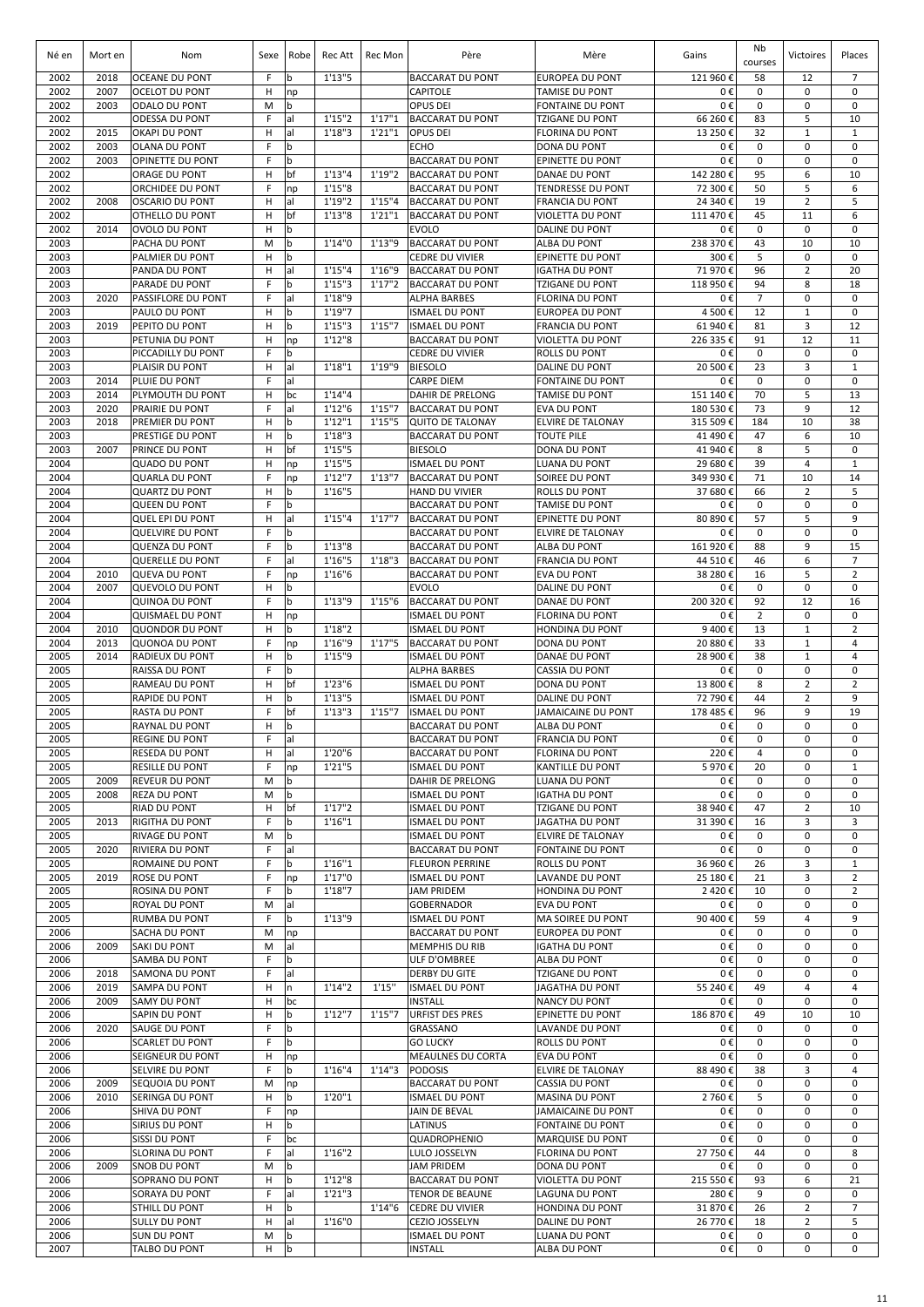| Né en | Mort en | Nom | Sexe | Robe | Rec Att | Rec Mon | Père | Mère | Gains | Nb courses | Victoires | Places |
|---|---|---|---|---|---|---|---|---|---|---|---|---|
| 2002 | 2018 | OCEANE DU PONT | F | b | 1'13"5 | | BACCARAT DU PONT | EUROPEA DU PONT | 121 960 € | 58 | 12 | 7 |
| 2002 | 2007 | OCELOT DU PONT | H | np | | | CAPITOLE | TAMISE DU PONT | 0 € | 0 | 0 | 0 |
| 2002 | 2003 | ODALO DU PONT | M | b | | | OPUS DEI | FONTAINE DU PONT | 0 € | 0 | 0 | 0 |
| 2002 | | ODESSA DU PONT | F | al | 1'15"2 | 1'17"1 | BACCARAT DU PONT | TZIGANE DU PONT | 66 260 € | 83 | 5 | 10 |
| 2002 | 2015 | OKAPI DU PONT | H | al | 1'18"3 | 1'21"1 | OPUS DEI | FLORINA DU PONT | 13 250 € | 32 | 1 | 1 |
| 2002 | 2003 | OLANA DU PONT | F | b | | | ECHO | DONA DU PONT | 0 € | 0 | 0 | 0 |
| 2002 | 2003 | OPINETTE DU PONT | F | b | | | BACCARAT DU PONT | EPINETTE DU PONT | 0 € | 0 | 0 | 0 |
| 2002 | | ORAGE DU PONT | H | bf | 1'13"4 | 1'19"2 | BACCARAT DU PONT | DANAE DU PONT | 142 280 € | 95 | 6 | 10 |
| 2002 | | ORCHIDEE DU PONT | F | np | 1'15"8 | | BACCARAT DU PONT | TENDRESSE DU PONT | 72 300 € | 50 | 5 | 6 |
| 2002 | 2008 | OSCARIO DU PONT | H | al | 1'19"2 | 1'15"4 | BACCARAT DU PONT | FRANCIA DU PONT | 24 340 € | 19 | 2 | 5 |
| 2002 | | OTHELLO DU PONT | H | bf | 1'13"8 | 1'21"1 | BACCARAT DU PONT | VIOLETTA DU PONT | 111 470 € | 45 | 11 | 6 |
| 2002 | 2014 | OVOLO DU PONT | H | b | | | EVOLO | DALINE DU PONT | 0 € | 0 | 0 | 0 |
| 2003 | | PACHA DU PONT | M | b | 1'14"0 | 1'13"9 | BACCARAT DU PONT | ALBA DU PONT | 238 370 € | 43 | 10 | 10 |
| 2003 | | PALMIER DU PONT | H | b | | | CEDRE DU VIVIER | EPINETTE DU PONT | 300 € | 5 | 0 | 0 |
| 2003 | | PANDA DU PONT | H | al | 1'15"4 | 1'16"9 | BACCARAT DU PONT | IGATHA DU PONT | 71 970 € | 96 | 2 | 20 |
| 2003 | | PARADE DU PONT | F | b | 1'15"3 | 1'17"2 | BACCARAT DU PONT | TZIGANE DU PONT | 118 950 € | 94 | 8 | 18 |
| 2003 | 2020 | PASSIFLORE DU PONT | F | al | 1'18"9 | | ALPHA BARBES | FLORINA DU PONT | 0 € | 7 | 0 | 0 |
| 2003 | | PAULO DU PONT | H | b | 1'19"7 | | ISMAEL DU PONT | EUROPEA DU PONT | 4 500 € | 12 | 1 | 0 |
| 2003 | 2019 | PEPITO DU PONT | H | b | 1'15"3 | 1'15"7 | ISMAEL DU PONT | FRANCIA DU PONT | 61 940 € | 81 | 3 | 12 |
| 2003 | | PETUNIA DU PONT | H | np | 1'12"8 | | BACCARAT DU PONT | VIOLETTA DU PONT | 226 335 € | 91 | 12 | 11 |
| 2003 | | PICCADILLY DU PONT | F | b | | | CEDRE DU VIVIER | ROLLS DU PONT | 0 € | 0 | 0 | 0 |
| 2003 | | PLAISIR DU PONT | H | al | 1'18"1 | 1'19"9 | BIESOLO | DALINE DU PONT | 20 500 € | 23 | 3 | 1 |
| 2003 | 2014 | PLUIE DU PONT | F | al | | | CARPE DIEM | FONTAINE DU PONT | 0 € | 0 | 0 | 0 |
| 2003 | 2014 | PLYMOUTH DU PONT | H | bc | 1'14"4 | | DAHIR DE PRELONG | TAMISE DU PONT | 151 140 € | 70 | 5 | 13 |
| 2003 | 2020 | PRAIRIE DU PONT | F | al | 1'12"6 | 1'15"7 | BACCARAT DU PONT | EVA DU PONT | 180 530 € | 73 | 9 | 12 |
| 2003 | 2018 | PREMIER DU PONT | H | b | 1'12"1 | 1'15"5 | QUITO DE TALONAY | ELVIRE DE TALONAY | 315 509 € | 184 | 10 | 38 |
| 2003 | | PRESTIGE DU PONT | H | b | 1'18"3 | | BACCARAT DU PONT | TOUTE PILE | 41 490 € | 47 | 6 | 10 |
| 2003 | 2007 | PRINCE DU PONT | H | bf | 1'15"5 | | BIESOLO | DONA DU PONT | 41 940 € | 8 | 5 | 0 |
| 2004 | | QUADO DU PONT | H | np | 1'15"5 | | ISMAEL DU PONT | LUANA DU PONT | 29 680 € | 39 | 4 | 1 |
| 2004 | | QUARLA DU PONT | F | np | 1'12"7 | 1'13"7 | BACCARAT DU PONT | SOIREE DU PONT | 349 930 € | 71 | 10 | 14 |
| 2004 | | QUARTZ DU PONT | H | b | 1'16"5 | | HAND DU VIVIER | ROLLS DU PONT | 37 680 € | 66 | 2 | 5 |
| 2004 | | QUEEN DU PONT | F | b | | | BACCARAT DU PONT | TAMISE DU PONT | 0 € | 0 | 0 | 0 |
| 2004 | | QUEL EPI DU PONT | H | al | 1'15"4 | 1'17"7 | BACCARAT DU PONT | EPINETTE DU PONT | 80 890 € | 57 | 5 | 9 |
| 2004 | | QUELVIRE DU PONT | F | b | | | BACCARAT DU PONT | ELVIRE DE TALONAY | 0 € | 0 | 0 | 0 |
| 2004 | | QUENZA DU PONT | F | b | 1'13"8 | | BACCARAT DU PONT | ALBA DU PONT | 161 920 € | 88 | 9 | 15 |
| 2004 | | QUERELLE DU PONT | F | al | 1'16"5 | 1'18"3 | BACCARAT DU PONT | FRANCIA DU PONT | 44 510 € | 46 | 6 | 7 |
| 2004 | 2010 | QUEVA DU PONT | F | np | 1'16"6 | | BACCARAT DU PONT | EVA DU PONT | 38 280 € | 16 | 5 | 2 |
| 2004 | 2007 | QUEVOLO DU PONT | H | b | | | EVOLO | DALINE DU PONT | 0 € | 0 | 0 | 0 |
| 2004 | | QUINOA DU PONT | F | b | 1'13"9 | 1'15"6 | BACCARAT DU PONT | DANAE DU PONT | 200 320 € | 92 | 12 | 16 |
| 2004 | | QUISMAEL DU PONT | H | np | | | ISMAEL DU PONT | FLORINA DU PONT | 0 € | 2 | 0 | 0 |
| 2004 | 2010 | QUONDOR DU PONT | H | b | 1'18"2 | | ISMAEL DU PONT | HONDINA DU PONT | 9 400 € | 13 | 1 | 2 |
| 2004 | 2013 | QUONOA DU PONT | F | np | 1'16"9 | 1'17"5 | BACCARAT DU PONT | DONA DU PONT | 20 880 € | 33 | 1 | 4 |
| 2005 | 2014 | RADIEUX DU PONT | H | b | 1'15"9 | | ISMAEL DU PONT | DANAE DU PONT | 28 900 € | 38 | 1 | 4 |
| 2005 | | RAISSA DU PONT | F | b | | | ALPHA BARBES | CASSIA DU PONT | 0 € | 0 | 0 | 0 |
| 2005 | | RAMEAU DU PONT | H | bf | 1'23"6 | | ISMAEL DU PONT | DONA DU PONT | 13 800 € | 8 | 2 | 2 |
| 2005 | | RAPIDE DU PONT | H | b | 1'13"5 | | ISMAEL DU PONT | DALINE DU PONT | 72 790 € | 44 | 2 | 9 |
| 2005 | | RASTA DU PONT | F | bf | 1'13"3 | 1'15"7 | ISMAEL DU PONT | JAMAICAINE DU PONT | 178 485 € | 96 | 9 | 19 |
| 2005 | | RAYNAL DU PONT | H | b | | | BACCARAT DU PONT | ALBA DU PONT | 0 € | 0 | 0 | 0 |
| 2005 | | REGINE DU PONT | F | al | | | BACCARAT DU PONT | FRANCIA DU PONT | 0 € | 0 | 0 | 0 |
| 2005 | | RESEDA DU PONT | H | al | 1'20"6 | | BACCARAT DU PONT | FLORINA DU PONT | 220 € | 4 | 0 | 0 |
| 2005 | | RESILLE DU PONT | F | np | 1'21"5 | | ISMAEL DU PONT | KANTILLE DU PONT | 5 970 € | 20 | 0 | 1 |
| 2005 | 2009 | REVEUR DU PONT | M | b | | | DAHIR DE PRELONG | LUANA DU PONT | 0 € | 0 | 0 | 0 |
| 2005 | 2008 | REZA DU PONT | M | b | | | ISMAEL DU PONT | IGATHA DU PONT | 0 € | 0 | 0 | 0 |
| 2005 | | RIAD DU PONT | H | bf | 1'17"2 | | ISMAEL DU PONT | TZIGANE DU PONT | 38 940 € | 47 | 2 | 10 |
| 2005 | 2013 | RIGITHA DU PONT | F | b | 1'16"1 | | ISMAEL DU PONT | JAGATHA DU PONT | 31 390 € | 16 | 3 | 3 |
| 2005 | | RIVAGE DU PONT | M | b | | | ISMAEL DU PONT | ELVIRE DE TALONAY | 0 € | 0 | 0 | 0 |
| 2005 | 2020 | RIVIERA DU PONT | F | al | | | BACCARAT DU PONT | FONTAINE DU PONT | 0 € | 0 | 0 | 0 |
| 2005 | | ROMAINE DU PONT | F | b | 1'16"1 | | FLEURON PERRINE | ROLLS DU PONT | 36 960 € | 26 | 3 | 1 |
| 2005 | 2019 | ROSE DU PONT | F | np | 1'17"0 | | ISMAEL DU PONT | LAVANDE DU PONT | 25 180 € | 21 | 3 | 2 |
| 2005 | | ROSINA DU PONT | F | b | 1'18"7 | | JAM PRIDEM | HONDINA DU PONT | 2 420 € | 10 | 0 | 2 |
| 2005 | | ROYAL DU PONT | M | al | | | GOBERNADOR | EVA DU PONT | 0 € | 0 | 0 | 0 |
| 2005 | | RUMBA DU PONT | F | b | 1'13"9 | | ISMAEL DU PONT | MA SOIREE DU PONT | 90 400 € | 59 | 4 | 9 |
| 2006 | | SACHA DU PONT | M | np | | | BACCARAT DU PONT | EUROPEA DU PONT | 0 € | 0 | 0 | 0 |
| 2006 | 2009 | SAKI DU PONT | M | al | | | MEMPHIS DU RIB | IGATHA DU PONT | 0 € | 0 | 0 | 0 |
| 2006 | | SAMBA DU PONT | F | b | | | ULF D'OMBREE | ALBA DU PONT | 0 € | 0 | 0 | 0 |
| 2006 | 2018 | SAMONA DU PONT | F | al | | | DERBY DU GITE | TZIGANE DU PONT | 0 € | 0 | 0 | 0 |
| 2006 | 2019 | SAMPA DU PONT | H | n | 1'14"2 | 1'15" | ISMAEL DU PONT | JAGATHA DU PONT | 55 240 € | 49 | 4 | 4 |
| 2006 | 2009 | SAMY DU PONT | H | bc | | | INSTALL | NANCY DU PONT | 0 € | 0 | 0 | 0 |
| 2006 | | SAPIN DU PONT | H | b | 1'12"7 | 1'15"7 | URFIST DES PRES | EPINETTE DU PONT | 186 870 € | 49 | 10 | 10 |
| 2006 | 2020 | SAUGE DU PONT | F | b | | | GRASSANO | LAVANDE DU PONT | 0 € | 0 | 0 | 0 |
| 2006 | | SCARLET DU PONT | F | b | | | GO LUCKY | ROLLS DU PONT | 0 € | 0 | 0 | 0 |
| 2006 | | SEIGNEUR DU PONT | H | np | | | MEAULNES DU CORTA | EVA DU PONT | 0 € | 0 | 0 | 0 |
| 2006 | | SELVIRE DU PONT | F | b | 1'16"4 | 1'14"3 | PODOSIS | ELVIRE DE TALONAY | 88 490 € | 38 | 3 | 4 |
| 2006 | 2009 | SEQUOIA DU PONT | M | np | | | BACCARAT DU PONT | CASSIA DU PONT | 0 € | 0 | 0 | 0 |
| 2006 | 2010 | SERINGA DU PONT | H | b | 1'20"1 | | ISMAEL DU PONT | MASINA DU PONT | 2 760 € | 5 | 0 | 0 |
| 2006 | | SHIVA DU PONT | F | np | | | JAIN DE BEVAL | JAMAICAINE DU PONT | 0 € | 0 | 0 | 0 |
| 2006 | | SIRIUS DU PONT | H | b | | | LATINUS | FONTAINE DU PONT | 0 € | 0 | 0 | 0 |
| 2006 | | SISSI DU PONT | F | bc | | | QUADROPHENIO | MARQUISE DU PONT | 0 € | 0 | 0 | 0 |
| 2006 | | SLORINA DU PONT | F | al | 1'16"2 | | LULO JOSSELYN | FLORINA DU PONT | 27 750 € | 44 | 0 | 8 |
| 2006 | 2009 | SNOB DU PONT | M | b | | | JAM PRIDEM | DONA DU PONT | 0 € | 0 | 0 | 0 |
| 2006 | | SOPRANO DU PONT | H | b | 1'12"8 | | BACCARAT DU PONT | VIOLETTA DU PONT | 215 550 € | 93 | 6 | 21 |
| 2006 | | SORAYA DU PONT | F | al | 1'21"3 | | TENOR DE BEAUNE | LAGUNA DU PONT | 280 € | 9 | 0 | 0 |
| 2006 | | STHILL DU PONT | H | b | | 1'14"6 | CEDRE DU VIVIER | HONDINA DU PONT | 31 870 € | 26 | 2 | 7 |
| 2006 | | SULLY DU PONT | H | al | 1'16"0 | | CEZIO JOSSELYN | DALINE DU PONT | 26 770 € | 18 | 2 | 5 |
| 2006 | | SUN DU PONT | M | b | | | ISMAEL DU PONT | LUANA DU PONT | 0 € | 0 | 0 | 0 |
| 2007 | | TALBO DU PONT | H | b | | | INSTALL | ALBA DU PONT | 0 € | 0 | 0 | 0 |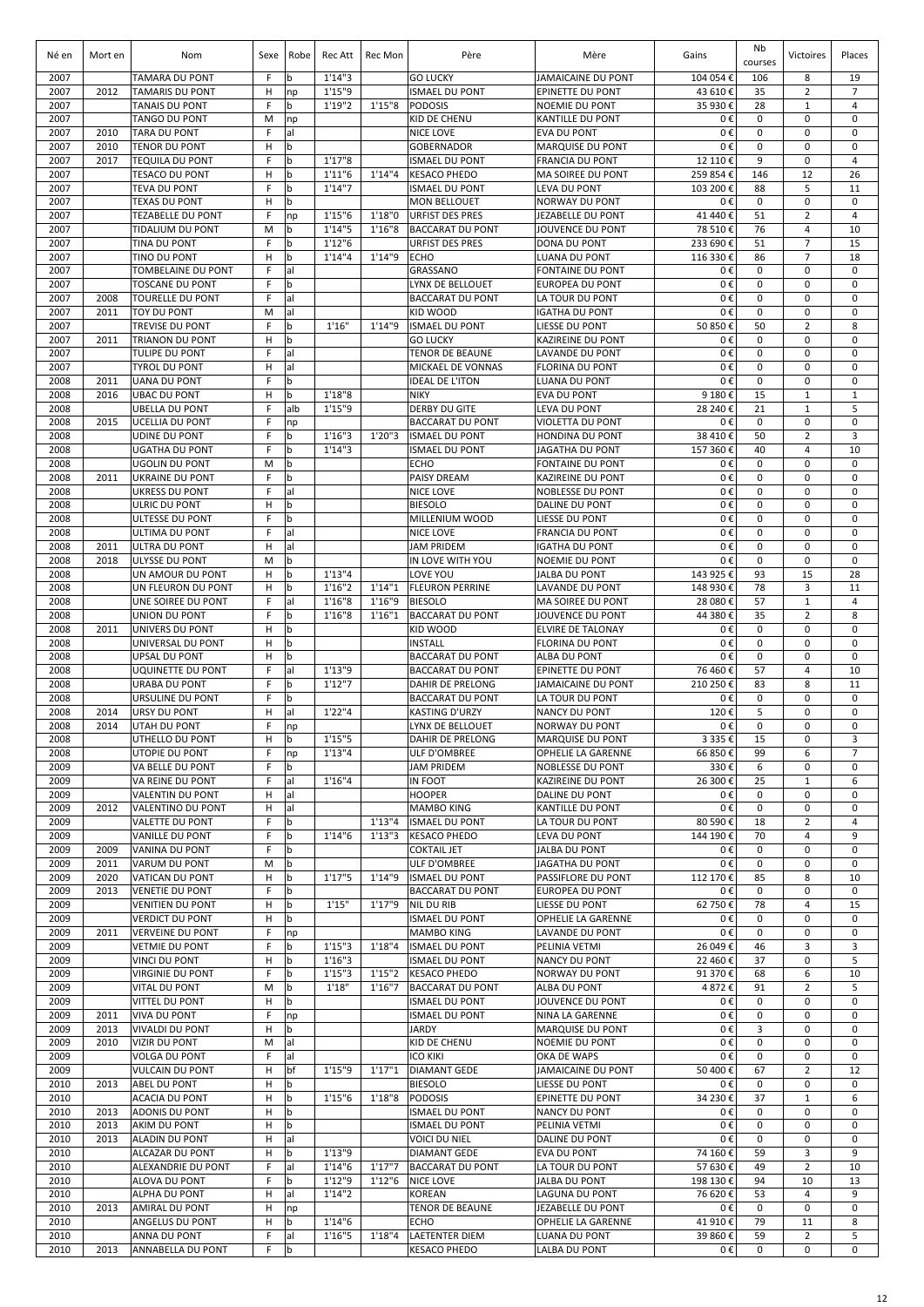| Né en | Mort en | Nom | Sexe | Robe | Rec Att | Rec Mon | Père | Mère | Gains | Nb courses | Victoires | Places |
|---|---|---|---|---|---|---|---|---|---|---|---|---|
| 2007 | | TAMARA DU PONT | F | b | 1'14"3 | | GO LUCKY | JAMAICAINE DU PONT | 104 054 € | 106 | 8 | 19 |
| 2007 | 2012 | TAMARIS DU PONT | H | np | 1'15"9 | | ISMAEL DU PONT | EPINETTE DU PONT | 43 610 € | 35 | 2 | 7 |
| 2007 | | TANAIS DU PONT | F | b | 1'19"2 | 1'15"8 | PODOSIS | NOEMIE DU PONT | 35 930 € | 28 | 1 | 4 |
| 2007 | | TANGO DU PONT | M | np | | | KID DE CHENU | KANTILLE DU PONT | 0 € | 0 | 0 | 0 |
| 2007 | 2010 | TARA DU PONT | F | al | | | NICE LOVE | EVA DU PONT | 0 € | 0 | 0 | 0 |
| 2007 | 2010 | TENOR DU PONT | H | b | | | GOBERNADOR | MARQUISE DU PONT | 0 € | 0 | 0 | 0 |
| 2007 | 2017 | TEQUILA DU PONT | F | b | 1'17"8 | | ISMAEL DU PONT | FRANCIA DU PONT | 12 110 € | 9 | 0 | 4 |
| 2007 | | TESACO DU PONT | H | b | 1'11"6 | 1'14"4 | KESACO PHEDO | MA SOIREE DU PONT | 259 854 € | 146 | 12 | 26 |
| 2007 | | TEVA DU PONT | F | b | 1'14"7 | | ISMAEL DU PONT | LEVA DU PONT | 103 200 € | 88 | 5 | 11 |
| 2007 | | TEXAS DU PONT | H | b | | | MON BELLOUET | NORWAY DU PONT | 0 € | 0 | 0 | 0 |
| 2007 | | TEZABELLE DU PONT | F | np | 1'15"6 | 1'18"0 | URFIST DES PRES | JEZABELLE DU PONT | 41 440 € | 51 | 2 | 4 |
| 2007 | | TIDALIUM DU PONT | M | b | 1'14"5 | 1'16"8 | BACCARAT DU PONT | JOUVENCE DU PONT | 78 510 € | 76 | 4 | 10 |
| 2007 | | TINA DU PONT | F | b | 1'12"6 | | URFIST DES PRES | DONA DU PONT | 233 690 € | 51 | 7 | 15 |
| 2007 | | TINO DU PONT | H | b | 1'14"4 | 1'14"9 | ECHO | LUANA DU PONT | 116 330 € | 86 | 7 | 18 |
| 2007 | | TOMBELAINE DU PONT | F | al | | | GRASSANO | FONTAINE DU PONT | 0 € | 0 | 0 | 0 |
| 2007 | | TOSCANE DU PONT | F | b | | | LYNX DE BELLOUET | EUROPEA DU PONT | 0 € | 0 | 0 | 0 |
| 2007 | 2008 | TOURELLE DU PONT | F | al | | | BACCARAT DU PONT | LA TOUR DU PONT | 0 € | 0 | 0 | 0 |
| 2007 | 2011 | TOY DU PONT | M | al | | | KID WOOD | IGATHA DU PONT | 0 € | 0 | 0 | 0 |
| 2007 | | TREVISE DU PONT | F | b | 1'16" | 1'14"9 | ISMAEL DU PONT | LIESSE DU PONT | 50 850 € | 50 | 2 | 8 |
| 2007 | 2011 | TRIANON DU PONT | H | b | | | GO LUCKY | KAZIREINE DU PONT | 0 € | 0 | 0 | 0 |
| 2007 | | TULIPE DU PONT | F | al | | | TENOR DE BEAUNE | LAVANDE DU PONT | 0 € | 0 | 0 | 0 |
| 2007 | | TYROL DU PONT | H | al | | | MICKAEL DE VONNAS | FLORINA DU PONT | 0 € | 0 | 0 | 0 |
| 2008 | 2011 | UANA DU PONT | F | b | | | IDEAL DE L'ITON | LUANA DU PONT | 0 € | 0 | 0 | 0 |
| 2008 | 2016 | UBAC DU PONT | H | b | 1'18"8 | | NIKY | EVA DU PONT | 9 180 € | 15 | 1 | 1 |
| 2008 | | UBELLA DU PONT | F | alb | 1'15"9 | | DERBY DU GITE | LEVA DU PONT | 28 240 € | 21 | 1 | 5 |
| 2008 | 2015 | UCELLIA DU PONT | F | np | | | BACCARAT DU PONT | VIOLETTA DU PONT | 0 € | 0 | 0 | 0 |
| 2008 | | UDINE DU PONT | F | b | 1'16"3 | 1'20"3 | ISMAEL DU PONT | HONDINA DU PONT | 38 410 € | 50 | 2 | 3 |
| 2008 | | UGATHA DU PONT | F | b | 1'14"3 | | ISMAEL DU PONT | JAGATHA DU PONT | 157 360 € | 40 | 4 | 10 |
| 2008 | | UGOLIN DU PONT | M | b | | | ECHO | FONTAINE DU PONT | 0 € | 0 | 0 | 0 |
| 2008 | 2011 | UKRAINE DU PONT | F | b | | | PAISY DREAM | KAZIREINE DU PONT | 0 € | 0 | 0 | 0 |
| 2008 | | UKRESS DU PONT | F | al | | | NICE LOVE | NOBLESSE DU PONT | 0 € | 0 | 0 | 0 |
| 2008 | | ULRIC DU PONT | H | b | | | BIESOLO | DALINE DU PONT | 0 € | 0 | 0 | 0 |
| 2008 | | ULTESSE DU PONT | F | b | | | MILLENIUM WOOD | LIESSE DU PONT | 0 € | 0 | 0 | 0 |
| 2008 | | ULTIMA DU PONT | F | al | | | NICE LOVE | FRANCIA DU PONT | 0 € | 0 | 0 | 0 |
| 2008 | 2011 | ULTRA DU PONT | H | al | | | JAM PRIDEM | IGATHA DU PONT | 0 € | 0 | 0 | 0 |
| 2008 | 2018 | ULYSSE DU PONT | M | b | | | IN LOVE WITH YOU | NOEMIE DU PONT | 0 € | 0 | 0 | 0 |
| 2008 | | UN AMOUR DU PONT | H | b | 1'13"4 | | LOVE YOU | JALBA DU PONT | 143 925 € | 93 | 15 | 28 |
| 2008 | | UN FLEURON DU PONT | H | b | 1'16"2 | 1'14"1 | FLEURON PERRINE | LAVANDE DU PONT | 148 930 € | 78 | 3 | 11 |
| 2008 | | UNE SOIREE DU PONT | F | al | 1'16"8 | 1'16"9 | BIESOLO | MA SOIREE DU PONT | 28 080 € | 57 | 1 | 4 |
| 2008 | | UNION DU PONT | F | b | 1'16"8 | 1'16"1 | BACCARAT DU PONT | JOUVENCE DU PONT | 44 380 € | 35 | 2 | 8 |
| 2008 | 2011 | UNIVERS DU PONT | H | b | | | KID WOOD | ELVIRE DE TALONAY | 0 € | 0 | 0 | 0 |
| 2008 | | UNIVERSAL DU PONT | H | b | | | INSTALL | FLORINA DU PONT | 0 € | 0 | 0 | 0 |
| 2008 | | UPSAL DU PONT | H | b | | | BACCARAT DU PONT | ALBA DU PONT | 0 € | 0 | 0 | 0 |
| 2008 | | UQUINETTE DU PONT | F | al | 1'13"9 | | BACCARAT DU PONT | EPINETTE DU PONT | 76 460 € | 57 | 4 | 10 |
| 2008 | | URABA DU PONT | F | b | 1'12"7 | | DAHIR DE PRELONG | JAMAICAINE DU PONT | 210 250 € | 83 | 8 | 11 |
| 2008 | | URSULINE DU PONT | F | b | | | BACCARAT DU PONT | LA TOUR DU PONT | 0 € | 0 | 0 | 0 |
| 2008 | 2014 | URSY DU PONT | H | al | 1'22"4 | | KASTING D'URZY | NANCY DU PONT | 120 € | 5 | 0 | 0 |
| 2008 | 2014 | UTAH DU PONT | F | np | | | LYNX DE BELLOUET | NORWAY DU PONT | 0 € | 0 | 0 | 0 |
| 2008 | | UTHELLO DU PONT | H | b | 1'15"5 | | DAHIR DE PRELONG | MARQUISE DU PONT | 3 335 € | 15 | 0 | 3 |
| 2008 | | UTOPIE DU PONT | F | np | 1'13"4 | | ULF D'OMBREE | OPHELIE LA GARENNE | 66 850 € | 99 | 6 | 7 |
| 2009 | | VA BELLE DU PONT | F | b | | | JAM PRIDEM | NOBLESSE DU PONT | 330 € | 6 | 0 | 0 |
| 2009 | | VA REINE DU PONT | F | al | 1'16"4 | | IN FOOT | KAZIREINE DU PONT | 26 300 € | 25 | 1 | 6 |
| 2009 | | VALENTIN DU PONT | H | al | | | HOOPER | DALINE DU PONT | 0 € | 0 | 0 | 0 |
| 2009 | 2012 | VALENTINO DU PONT | H | al | | | MAMBO KING | KANTILLE DU PONT | 0 € | 0 | 0 | 0 |
| 2009 | | VALETTE DU PONT | F | b | | 1'13"4 | ISMAEL DU PONT | LA TOUR DU PONT | 80 590 € | 18 | 2 | 4 |
| 2009 | | VANILLE DU PONT | F | b | 1'14"6 | 1'13"3 | KESACO PHEDO | LEVA DU PONT | 144 190 € | 70 | 4 | 9 |
| 2009 | 2009 | VANINA DU PONT | F | b | | | COKTAIL JET | JALBA DU PONT | 0 € | 0 | 0 | 0 |
| 2009 | 2011 | VARUM DU PONT | M | b | | | ULF D'OMBREE | JAGATHA DU PONT | 0 € | 0 | 0 | 0 |
| 2009 | 2020 | VATICAN DU PONT | H | b | 1'17"5 | 1'14"9 | ISMAEL DU PONT | PASSIFLORE DU PONT | 112 170 € | 85 | 8 | 10 |
| 2009 | 2013 | VENETIE DU PONT | F | b | | | BACCARAT DU PONT | EUROPEA DU PONT | 0 € | 0 | 0 | 0 |
| 2009 | | VENITIEN DU PONT | H | b | 1'15" | 1'17"9 | NIL DU RIB | LIESSE DU PONT | 62 750 € | 78 | 4 | 15 |
| 2009 | | VERDICT DU PONT | H | b | | | ISMAEL DU PONT | OPHELIE LA GARENNE | 0 € | 0 | 0 | 0 |
| 2009 | 2011 | VERVEINE DU PONT | F | np | | | MAMBO KING | LAVANDE DU PONT | 0 € | 0 | 0 | 0 |
| 2009 | | VETMIE DU PONT | F | b | 1'15"3 | 1'18"4 | ISMAEL DU PONT | PELINIA VETMI | 26 049 € | 46 | 3 | 3 |
| 2009 | | VINCI DU PONT | H | b | 1'16"3 | | ISMAEL DU PONT | NANCY DU PONT | 22 460 € | 37 | 0 | 5 |
| 2009 | | VIRGINIE DU PONT | F | b | 1'15"3 | 1'15"2 | KESACO PHEDO | NORWAY DU PONT | 91 370 € | 68 | 6 | 10 |
| 2009 | | VITAL DU PONT | M | b | 1'18" | 1'16"7 | BACCARAT DU PONT | ALBA DU PONT | 4 872 € | 91 | 2 | 5 |
| 2009 | | VITTEL DU PONT | H | b | | | ISMAEL DU PONT | JOUVENCE DU PONT | 0 € | 0 | 0 | 0 |
| 2009 | 2011 | VIVA DU PONT | F | np | | | ISMAEL DU PONT | NINA LA GARENNE | 0 € | 0 | 0 | 0 |
| 2009 | 2013 | VIVALDI DU PONT | H | b | | | JARDY | MARQUISE DU PONT | 0 € | 3 | 0 | 0 |
| 2009 | 2010 | VIZIR DU PONT | M | al | | | KID DE CHENU | NOEMIE DU PONT | 0 € | 0 | 0 | 0 |
| 2009 | | VOLGA DU PONT | F | al | | | ICO KIKI | OKA DE WAPS | 0 € | 0 | 0 | 0 |
| 2009 | | VULCAIN DU PONT | H | bf | 1'15"9 | 1'17"1 | DIAMANT GEDE | JAMAICAINE DU PONT | 50 400 € | 67 | 2 | 12 |
| 2010 | 2013 | ABEL DU PONT | H | b | | | BIESOLO | LIESSE DU PONT | 0 € | 0 | 0 | 0 |
| 2010 | | ACACIA DU PONT | H | b | 1'15"6 | 1'18"8 | PODOSIS | EPINETTE DU PONT | 34 230 € | 37 | 1 | 6 |
| 2010 | 2013 | ADONIS DU PONT | H | b | | | ISMAEL DU PONT | NANCY DU PONT | 0 € | 0 | 0 | 0 |
| 2010 | 2013 | AKIM DU PONT | H | b | | | ISMAEL DU PONT | PELINIA VETMI | 0 € | 0 | 0 | 0 |
| 2010 | 2013 | ALADIN DU PONT | H | al | | | VOICI DU NIEL | DALINE DU PONT | 0 € | 0 | 0 | 0 |
| 2010 | | ALCAZAR DU PONT | H | b | 1'13"9 | | DIAMANT GEDE | EVA DU PONT | 74 160 € | 59 | 3 | 9 |
| 2010 | | ALEXANDRIE DU PONT | F | al | 1'14"6 | 1'17"7 | BACCARAT DU PONT | LA TOUR DU PONT | 57 630 € | 49 | 2 | 10 |
| 2010 | | ALOVA DU PONT | F | b | 1'12"9 | 1'12"6 | NICE LOVE | JALBA DU PONT | 198 130 € | 94 | 10 | 13 |
| 2010 | | ALPHA DU PONT | H | al | 1'14"2 | | KOREAN | LAGUNA DU PONT | 76 620 € | 53 | 4 | 9 |
| 2010 | 2013 | AMIRAL DU PONT | H | np | | | TENOR DE BEAUNE | JEZABELLE DU PONT | 0 € | 0 | 0 | 0 |
| 2010 | | ANGELUS DU PONT | H | b | 1'14"6 | | ECHO | OPHELIE LA GARENNE | 41 910 € | 79 | 11 | 8 |
| 2010 | | ANNA DU PONT | F | al | 1'16"5 | 1'18"4 | LAETENTER DIEM | LUANA DU PONT | 39 860 € | 59 | 2 | 5 |
| 2010 | 2013 | ANNABELLA DU PONT | F | b | | | KESACO PHEDO | LALBA DU PONT | 0 € | 0 | 0 | 0 |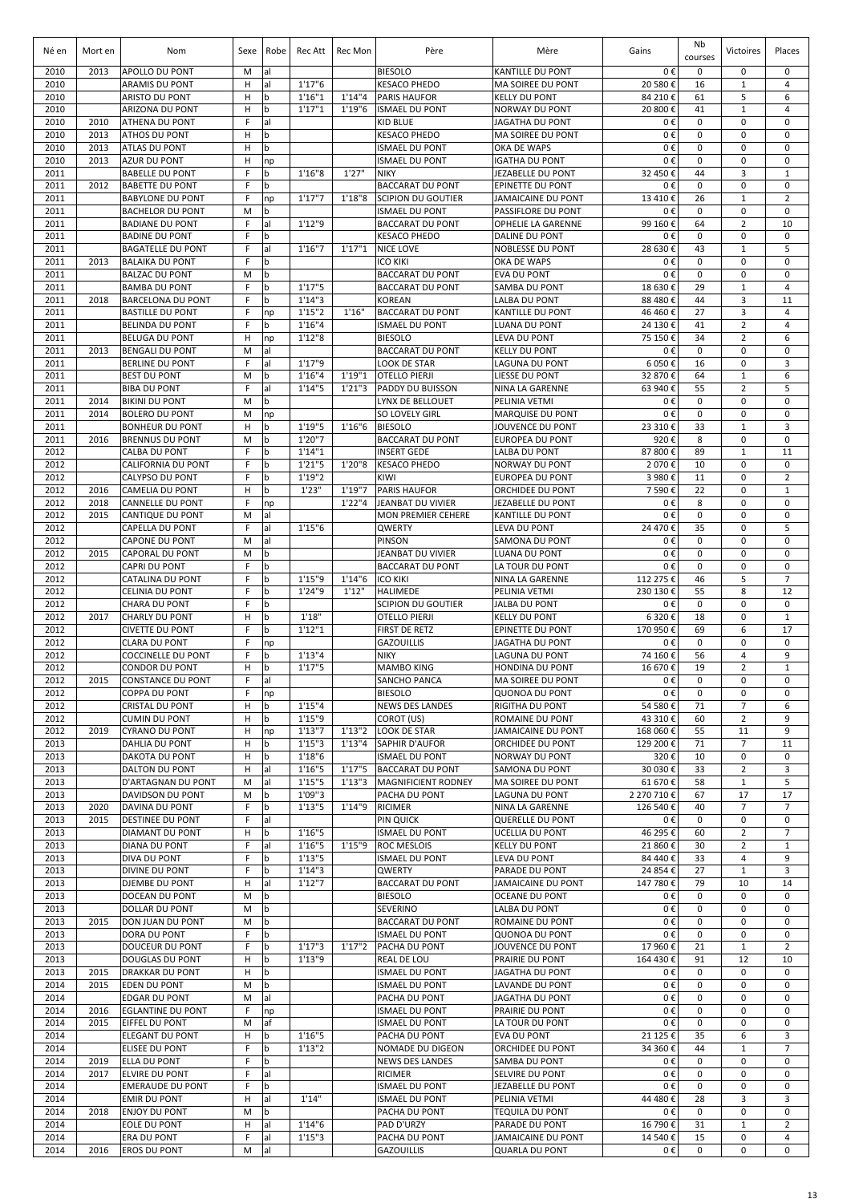| Né en | Mort en | Nom | Sexe | Robe | Rec Att | Rec Mon | Père | Mère | Gains | Nb courses | Victoires | Places |
|---|---|---|---|---|---|---|---|---|---|---|---|---|
| 2010 | 2013 | APOLLO DU PONT | M | al | | | BIESOLO | KANTILLE DU PONT | 0 € | 0 | 0 | 0 |
| 2010 | | ARAMIS DU PONT | H | al | 1'17"6 | | KESACO PHEDO | MA SOIREE DU PONT | 20 580 € | 16 | 1 | 4 |
| 2010 | | ARISTO DU PONT | H | b | 1'16"1 | 1'14"4 | PARIS HAUFOR | KELLY DU PONT | 84 210 € | 61 | 5 | 6 |
| 2010 | | ARIZONA DU PONT | H | b | 1'17"1 | 1'19"6 | ISMAEL DU PONT | NORWAY DU PONT | 20 800 € | 41 | 1 | 4 |
| 2010 | 2010 | ATHENA DU PONT | F | al | | | KID BLUE | JAGATHA DU PONT | 0 € | 0 | 0 | 0 |
| 2010 | 2013 | ATHOS DU PONT | H | b | | | KESACO PHEDO | MA SOIREE DU PONT | 0 € | 0 | 0 | 0 |
| 2010 | 2013 | ATLAS DU PONT | H | b | | | ISMAEL DU PONT | OKA DE WAPS | 0 € | 0 | 0 | 0 |
| 2010 | 2013 | AZUR DU PONT | H | np | | | ISMAEL DU PONT | IGATHA DU PONT | 0 € | 0 | 0 | 0 |
| 2011 | | BABELLE DU PONT | F | b | 1'16"8 | 1'27" | NIKY | JEZABELLE DU PONT | 32 450 € | 44 | 3 | 1 |
| 2011 | 2012 | BABETTE DU PONT | F | b | | | BACCARAT DU PONT | EPINETTE DU PONT | 0 € | 0 | 0 | 0 |
| 2011 | | BABYLONE DU PONT | F | np | 1'17"7 | 1'18"8 | SCIPION DU GOUTIER | JAMAICAINE DU PONT | 13 410 € | 26 | 1 | 2 |
| 2011 | | BACHELOR DU PONT | M | b | | | ISMAEL DU PONT | PASSIFLORE DU PONT | 0 € | 0 | 0 | 0 |
| 2011 | | BADIANE DU PONT | F | al | 1'12"9 | | BACCARAT DU PONT | OPHELIE LA GARENNE | 99 160 € | 64 | 2 | 10 |
| 2011 | | BADINE DU PONT | F | b | | | KESACO PHEDO | DALINE DU PONT | 0 € | 0 | 0 | 0 |
| 2011 | | BAGATELLE DU PONT | F | al | 1'16"7 | 1'17"1 | NICE LOVE | NOBLESSE DU PONT | 28 630 € | 43 | 1 | 5 |
| 2011 | 2013 | BALAIKA DU PONT | F | b | | | ICO KIKI | OKA DE WAPS | 0 € | 0 | 0 | 0 |
| 2011 | | BALZAC DU PONT | M | b | | | BACCARAT DU PONT | EVA DU PONT | 0 € | 0 | 0 | 0 |
| 2011 | | BAMBA DU PONT | F | b | 1'17"5 | | BACCARAT DU PONT | SAMBA DU PONT | 18 630 € | 29 | 1 | 4 |
| 2011 | 2018 | BARCELONA DU PONT | F | b | 1'14"3 | | KOREAN | LALBA DU PONT | 88 480 € | 44 | 3 | 11 |
| 2011 | | BASTILLE DU PONT | F | np | 1'15"2 | 1'16" | BACCARAT DU PONT | KANTILLE DU PONT | 46 460 € | 27 | 3 | 4 |
| 2011 | | BELINDA DU PONT | F | b | 1'16"4 | | ISMAEL DU PONT | LUANA DU PONT | 24 130 € | 41 | 2 | 4 |
| 2011 | | BELUGA DU PONT | H | np | 1'12"8 | | BIESOLO | LEVA DU PONT | 75 150 € | 34 | 2 | 6 |
| 2011 | 2013 | BENGALI DU PONT | M | al | | | BACCARAT DU PONT | KELLY DU PONT | 0 € | 0 | 0 | 0 |
| 2011 | | BERLINE DU PONT | F | al | 1'17"9 | | LOOK DE STAR | LAGUNA DU PONT | 6 050 € | 16 | 0 | 3 |
| 2011 | | BEST DU PONT | M | b | 1'16"4 | 1'19"1 | OTELLO PIERJI | LIESSE DU PONT | 32 870 € | 64 | 1 | 6 |
| 2011 | | BIBA DU PONT | F | al | 1'14"5 | 1'21"3 | PADDY DU BUISSON | NINA LA GARENNE | 63 940 € | 55 | 2 | 5 |
| 2011 | 2014 | BIKINI DU PONT | M | b | | | LYNX DE BELLOUET | PELINIA VETMI | 0 € | 0 | 0 | 0 |
| 2011 | 2014 | BOLERO DU PONT | M | np | | | SO LOVELY GIRL | MARQUISE DU PONT | 0 € | 0 | 0 | 0 |
| 2011 | | BONHEUR DU PONT | H | b | 1'19"5 | 1'16"6 | BIESOLO | JOUVENCE DU PONT | 23 310 € | 33 | 1 | 3 |
| 2011 | 2016 | BRENNUS DU PONT | M | b | 1'20"7 | | BACCARAT DU PONT | EUROPEA DU PONT | 920 € | 8 | 0 | 0 |
| 2012 | | CALBA DU PONT | F | b | 1'14"1 | | INSERT GEDE | LALBA DU PONT | 87 800 € | 89 | 1 | 11 |
| 2012 | | CALIFORNIA DU PONT | F | b | 1'21"5 | 1'20"8 | KESACO PHEDO | NORWAY DU PONT | 2 070 € | 10 | 0 | 0 |
| 2012 | | CALYPSO DU PONT | F | b | 1'19"2 | | KIWI | EUROPEA DU PONT | 3 980 € | 11 | 0 | 2 |
| 2012 | 2016 | CAMELIA DU PONT | H | b | 1'23" | 1'19"7 | PARIS HAUFOR | ORCHIDEE DU PONT | 7 590 € | 22 | 0 | 1 |
| 2012 | 2018 | CANNELLE DU PONT | F | np | | 1'22"4 | JEANBAT DU VIVIER | JEZABELLE DU PONT | 0 € | 8 | 0 | 0 |
| 2012 | 2015 | CANTIQUE DU PONT | M | al | | | MON PREMIER CEHERE | KANTILLE DU PONT | 0 € | 0 | 0 | 0 |
| 2012 | | CAPELLA DU PONT | F | al | 1'15"6 | | QWERTY | LEVA DU PONT | 24 470 € | 35 | 0 | 5 |
| 2012 | | CAPONE DU PONT | M | al | | | PINSON | SAMONA DU PONT | 0 € | 0 | 0 | 0 |
| 2012 | 2015 | CAPORAL DU PONT | M | b | | | JEANBAT DU VIVIER | LUANA DU PONT | 0 € | 0 | 0 | 0 |
| 2012 | | CAPRI DU PONT | F | b | | | BACCARAT DU PONT | LA TOUR DU PONT | 0 € | 0 | 0 | 0 |
| 2012 | | CATALINA DU PONT | F | b | 1'15"9 | 1'14"6 | ICO KIKI | NINA LA GARENNE | 112 275 € | 46 | 5 | 7 |
| 2012 | | CELINIA DU PONT | F | b | 1'24"9 | 1'12" | HALIMEDE | PELINIA VETMI | 230 130 € | 55 | 8 | 12 |
| 2012 | | CHARA DU PONT | F | b | | | SCIPION DU GOUTIER | JALBA DU PONT | 0 € | 0 | 0 | 0 |
| 2012 | 2017 | CHARLY DU PONT | H | b | 1'18" | | OTELLO PIERJI | KELLY DU PONT | 6 320 € | 18 | 0 | 1 |
| 2012 | | CIVETTE DU PONT | F | b | 1'12"1 | | FIRST DE RETZ | EPINETTE DU PONT | 170 950 € | 69 | 6 | 17 |
| 2012 | | CLARA DU PONT | F | np | | | GAZOUILLIS | JAGATHA DU PONT | 0 € | 0 | 0 | 0 |
| 2012 | | COCCINELLE DU PONT | F | b | 1'13"4 | | NIKY | LAGUNA DU PONT | 74 160 € | 56 | 4 | 9 |
| 2012 | | CONDOR DU PONT | H | b | 1'17"5 | | MAMBO KING | HONDINA DU PONT | 16 670 € | 19 | 2 | 1 |
| 2012 | 2015 | CONSTANCE DU PONT | F | al | | | SANCHO PANCA | MA SOIREE DU PONT | 0 € | 0 | 0 | 0 |
| 2012 | | COPPA DU PONT | F | np | | | BIESOLO | QUONOA DU PONT | 0 € | 0 | 0 | 0 |
| 2012 | | CRISTAL DU PONT | H | b | 1'15"4 | | NEWS DES LANDES | RIGITHA DU PONT | 54 580 € | 71 | 7 | 6 |
| 2012 | | CUMIN DU PONT | H | b | 1'15"9 | | COROT (US) | ROMAINE DU PONT | 43 310 € | 60 | 2 | 9 |
| 2012 | 2019 | CYRANO DU PONT | H | np | 1'13"7 | 1'13"2 | LOOK DE STAR | JAMAICAINE DU PONT | 168 060 € | 55 | 11 | 9 |
| 2013 | | DAHLIA DU PONT | H | b | 1'15"3 | 1'13"4 | SAPHIR D'AUFOR | ORCHIDEE DU PONT | 129 200 € | 71 | 7 | 11 |
| 2013 | | DAKOTA DU PONT | H | b | 1'18"6 | | ISMAEL DU PONT | NORWAY DU PONT | 320 € | 10 | 0 | 0 |
| 2013 | | DALTON DU PONT | H | al | 1'16"5 | 1'17"5 | BACCARAT DU PONT | SAMONA DU PONT | 30 030 € | 33 | 2 | 3 |
| 2013 | | D'ARTAGNAN DU PONT | M | al | 1'15"5 | 1'13"3 | MAGNIFICIENT RODNEY | MA SOIREE DU PONT | 61 670 € | 58 | 1 | 5 |
| 2013 | | DAVIDSON DU PONT | M | b | 1'09"3 | | PACHA DU PONT | LAGUNA DU PONT | 2 270 710 € | 67 | 17 | 17 |
| 2013 | 2020 | DAVINA DU PONT | F | b | 1'13"5 | 1'14"9 | RICIMER | NINA LA GARENNE | 126 540 € | 40 | 7 | 7 |
| 2013 | 2015 | DESTINEE DU PONT | F | al | | | PIN QUICK | QUERELLE DU PONT | 0 € | 0 | 0 | 0 |
| 2013 | | DIAMANT DU PONT | H | b | 1'16"5 | | ISMAEL DU PONT | UCELLIA DU PONT | 46 295 € | 60 | 2 | 7 |
| 2013 | | DIANA DU PONT | F | al | 1'16"5 | 1'15"9 | ROC MESLOIS | KELLY DU PONT | 21 860 € | 30 | 2 | 1 |
| 2013 | | DIVA DU PONT | F | b | 1'13"5 | | ISMAEL DU PONT | LEVA DU PONT | 84 440 € | 33 | 4 | 9 |
| 2013 | | DIVINE DU PONT | F | b | 1'14"3 | | QWERTY | PARADE DU PONT | 24 854 € | 27 | 1 | 3 |
| 2013 | | DJEMBE DU PONT | H | al | 1'12"7 | | BACCARAT DU PONT | JAMAICAINE DU PONT | 147 780 € | 79 | 10 | 14 |
| 2013 | | DOCEAN DU PONT | M | b | | | BIESOLO | OCEANE DU PONT | 0 € | 0 | 0 | 0 |
| 2013 | | DOLLAR DU PONT | M | b | | | SEVERINO | LALBA DU PONT | 0 € | 0 | 0 | 0 |
| 2013 | 2015 | DON JUAN DU PONT | M | b | | | BACCARAT DU PONT | ROMAINE DU PONT | 0 € | 0 | 0 | 0 |
| 2013 | | DORA DU PONT | F | b | | | ISMAEL DU PONT | QUONOA DU PONT | 0 € | 0 | 0 | 0 |
| 2013 | | DOUCEUR DU PONT | F | b | 1'17"3 | 1'17"2 | PACHA DU PONT | JOUVENCE DU PONT | 17 960 € | 21 | 1 | 2 |
| 2013 | | DOUGLAS DU PONT | H | b | 1'13"9 | | REAL DE LOU | PRAIRIE DU PONT | 164 430 € | 91 | 12 | 10 |
| 2013 | 2015 | DRAKKAR DU PONT | H | b | | | ISMAEL DU PONT | JAGATHA DU PONT | 0 € | 0 | 0 | 0 |
| 2014 | 2015 | EDEN DU PONT | M | b | | | ISMAEL DU PONT | LAVANDE DU PONT | 0 € | 0 | 0 | 0 |
| 2014 | | EDGAR DU PONT | M | al | | | PACHA DU PONT | JAGATHA DU PONT | 0 € | 0 | 0 | 0 |
| 2014 | 2016 | EGLANTINE DU PONT | F | np | | | ISMAEL DU PONT | PRAIRIE DU PONT | 0 € | 0 | 0 | 0 |
| 2014 | 2015 | EIFFEL DU PONT | M | af | | | ISMAEL DU PONT | LA TOUR DU PONT | 0 € | 0 | 0 | 0 |
| 2014 | | ELEGANT DU PONT | H | b | 1'16"5 | | PACHA DU PONT | EVA DU PONT | 21 125 € | 35 | 6 | 3 |
| 2014 | | ELISEE DU PONT | F | b | 1'13"2 | | NOMADE DU DIGEON | ORCHIDEE DU PONT | 34 360 € | 44 | 1 | 7 |
| 2014 | 2019 | ELLA DU PONT | F | b | | | NEWS DES LANDES | SAMBA DU PONT | 0 € | 0 | 0 | 0 |
| 2014 | 2017 | ELVIRE DU PONT | F | al | | | RICIMER | SELVIRE DU PONT | 0 € | 0 | 0 | 0 |
| 2014 | | EMERAUDE DU PONT | F | b | | | ISMAEL DU PONT | JEZABELLE DU PONT | 0 € | 0 | 0 | 0 |
| 2014 | | EMIR DU PONT | H | al | 1'14" | | ISMAEL DU PONT | PELINIA VETMI | 44 480 € | 28 | 3 | 3 |
| 2014 | 2018 | ENJOY DU PONT | M | b | | | PACHA DU PONT | TEQUILA DU PONT | 0 € | 0 | 0 | 0 |
| 2014 | | EOLE DU PONT | H | al | 1'14"6 | | PAD D'URZY | PARADE DU PONT | 16 790 € | 31 | 1 | 2 |
| 2014 | | ERA DU PONT | F | al | 1'15"3 | | PACHA DU PONT | JAMAICAINE DU PONT | 14 540 € | 15 | 0 | 4 |
| 2014 | 2016 | EROS DU PONT | M | al | | | GAZOUILLIS | QUARLA DU PONT | 0 € | 0 | 0 | 0 |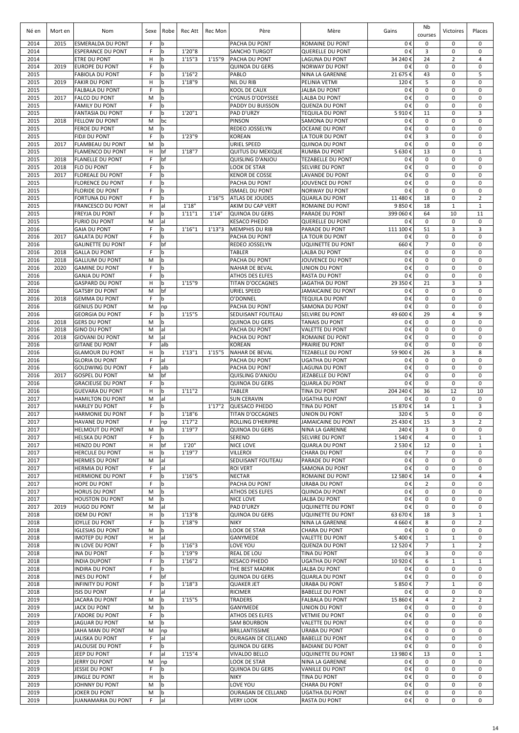| Né en | Mort en | Nom | Sexe | Robe | Rec Att | Rec Mon | Père | Mère | Gains | Nb courses | Victoires | Places |
|---|---|---|---|---|---|---|---|---|---|---|---|---|
| 2014 | 2015 | ESMERALDA DU PONT | F | b | | | PACHA DU PONT | ROMAINE DU PONT | 0 € | 0 | 0 | 0 |
| 2014 | | ESPERANCE DU PONT | F | b | 1'20"8 | | SANCHO TURGOT | QUERELLE DU PONT | 0 € | 3 | 0 | 0 |
| 2014 | | ETRE DU PONT | H | b | 1'15"3 | 1'15"9 | PACHA DU PONT | LAGUNA DU PONT | 34 240 € | 24 | 2 | 4 |
| 2014 | 2019 | EUROPE DU PONT | F | b | | | QUINOA DU GERS | NORWAY DU PONT | 0 € | 0 | 0 | 0 |
| 2015 | | FABIOLA DU PONT | F | b | 1'16"2 | | PABLO | NINA LA GARENNE | 21 675 € | 43 | 0 | 5 |
| 2015 | 2019 | FAKIR DU PONT | H | b | 1'18"9 | | NIL DU RIB | PELINIA VETMI | 120 € | 5 | 0 | 0 |
| 2015 | | FALBALA DU PONT | F | b | | | KOOL DE CAUX | JALBA DU PONT | 0 € | 0 | 0 | 0 |
| 2015 | 2017 | FALCO DU PONT | M | b | | | CYGNUS D'ODYSSEE | LALBA DU PONT | 0 € | 0 | 0 | 0 |
| 2015 | | FAMILY DU PONT | F | b | | | PADDY DU BUISSON | QUENZA DU PONT | 0 € | 0 | 0 | 0 |
| 2015 | | FANTASIA DU PONT | F | b | 1'20"1 | | PAD D'URZY | TEQUILA DU PONT | 5 910 € | 11 | 0 | 3 |
| 2015 | 2018 | FELLOW DU PONT | M | bc | | | PINSON | SAMONA DU PONT | 0 € | 0 | 0 | 0 |
| 2015 | | FEROE DU PONT | M | b | | | REDEO JOSSELYN | OCEANE DU PONT | 0 € | 0 | 0 | 0 |
| 2015 | | FIDJI DU PONT | F | b | 1'23"9 | | KOREAN | LA TOUR DU PONT | 0 € | 3 | 0 | 0 |
| 2015 | 2017 | FLAMBEAU DU PONT | M | b | | | URIEL SPEED | QUINOA DU PONT | 0 € | 0 | 0 | 0 |
| 2015 | | FLAMENCO DU PONT | H | bf | 1'18"7 | | QUITUS DU MEXIQUE | RUMBA DU PONT | 5 630 € | 13 | 0 | 1 |
| 2015 | 2018 | FLANELLE DU PONT | F | bf | | | QUISLING D'ANJOU | TEZABELLE DU PONT | 0 € | 0 | 0 | 0 |
| 2015 | 2018 | FLO DU PONT | F | b | | | LOOK DE STAR | SELVIRE DU PONT | 0 € | 0 | 0 | 0 |
| 2015 | 2017 | FLOREALE DU PONT | F | b | | | KENOR DE COSSE | LAVANDE DU PONT | 0 € | 0 | 0 | 0 |
| 2015 | | FLORENCE DU PONT | F | b | | | PACHA DU PONT | JOUVENCE DU PONT | 0 € | 0 | 0 | 0 |
| 2015 | | FLORIDE DU PONT | F | b | | | ISMAEL DU PONT | NORWAY DU PONT | 0 € | 0 | 0 | 0 |
| 2015 | | FORTUNA DU PONT | F | b | | 1'16"5 | ATLAS DE JOUDES | QUARLA DU PONT | 11 480 € | 18 | 0 | 2 |
| 2015 | | FRANCESCO DU PONT | H | al | 1'18" | | AKIM DU CAP VERT | ROMAINE DU PONT | 9 850 € | 18 | 1 | 1 |
| 2015 | | FREYJA DU PONT | F | b | 1'11"1 | 1'14" | QUINOA DU GERS | PARADE DU PONT | 399 060 € | 64 | 10 | 11 |
| 2015 | | FURIO DU PONT | M | al | | | KESACO PHEDO | QUERELLE DU PONT | 0 € | 0 | 0 | 0 |
| 2016 | | GAIA DU PONT | F | b | 1'16"1 | 1'13"3 | MEMPHIS DU RIB | PARADE DU PONT | 111 100 € | 51 | 3 | 3 |
| 2016 | 2017 | GALATA DU PONT | F | b | | | PACHA DU PONT | LA TOUR DU PONT | 0 € | 0 | 0 | 0 |
| 2016 | | GALINETTE DU PONT | F | bf | | | REDEO JOSSELYN | UQUINETTE DU PONT | 660 € | 7 | 0 | 0 |
| 2016 | 2018 | GALLA DU PONT | F | b | | | TABLER | LALBA DU PONT | 0 € | 0 | 0 | 0 |
| 2016 | 2018 | GALLIUM DU PONT | M | b | | | PACHA DU PONT | JOUVENCE DU PONT | 0 € | 0 | 0 | 0 |
| 2016 | 2020 | GAMINE DU PONT | F | b | | | NAHAR DE BEVAL | UNION DU PONT | 0 € | 0 | 0 | 0 |
| 2016 | | GANJA DU PONT | F | b | | | ATHOS DES ELFES | RASTA DU PONT | 0 € | 0 | 0 | 0 |
| 2016 | | GASPARD DU PONT | H | b | 1'15"9 | | TITAN D'OCCAGNES | JAGATHA DU PONT | 29 350 € | 21 | 3 | 3 |
| 2016 | | GATSBY DU PONT | M | bf | | | URIEL SPEED | JAMAICAINE DU PONT | 0 € | 0 | 0 | 0 |
| 2016 | 2018 | GEMMA DU PONT | F | b | | | O'DONNEL | TEQUILA DU PONT | 0 € | 0 | 0 | 0 |
| 2016 | | GENIUS DU PONT | M | np | | | PACHA DU PONT | SAMONA DU PONT | 0 € | 0 | 0 | 0 |
| 2016 | | GEORGIA DU PONT | F | b | 1'15"5 | | SEDUISANT FOUTEAU | SELVIRE DU PONT | 49 600 € | 29 | 4 | 9 |
| 2016 | 2018 | GERS DU PONT | M | b | | | QUINOA DU GERS | TANAIS DU PONT | 0 € | 0 | 0 | 0 |
| 2016 | 2018 | GINO DU PONT | M | al | | | PACHA DU PONT | VALETTE DU PONT | 0 € | 0 | 0 | 0 |
| 2016 | 2018 | GIOVANI DU PONT | M | al | | | PACHA DU PONT | ROMAINE DU PONT | 0 € | 0 | 0 | 0 |
| 2016 | | GITANE DU PONT | F | alb | | | KOREAN | PRAIRIE DU PONT | 0 € | 0 | 0 | 0 |
| 2016 | | GLAMOUR DU PONT | H | b | 1'13"1 | 1'15"5 | NAHAR DE BEVAL | TEZABELLE DU PONT | 59 900 € | 26 | 3 | 8 |
| 2016 | | GLORIA DU PONT | F | al | | | PACHA DU PONT | UGATHA DU PONT | 0 € | 0 | 0 | 0 |
| 2016 | | GOLDWING DU PONT | F | alb | | | PACHA DU PONT | LAGUNA DU PONT | 0 € | 0 | 0 | 0 |
| 2016 | 2017 | GOSPEL DU PONT | M | bf | | | QUISLING D'ANJOU | JEZABELLE DU PONT | 0 € | 0 | 0 | 0 |
| 2016 | | GRACIEUSE DU PONT | F | b | | | QUINOA DU GERS | QUARLA DU PONT | 0 € | 0 | 0 | 0 |
| 2016 | | GUEVARA DU PONT | H | b | 1'11"2 | | TABLER | TINA DU PONT | 204 240 € | 36 | 12 | 10 |
| 2017 | | HAMILTON DU PONT | M | al | | | SUN CERAVIN | UGATHA DU PONT | 0 € | 0 | 0 | 0 |
| 2017 | | HARLEY DU PONT | F | b | | 1'17"2 | QUESACO PHEDO | TINA DU PONT | 15 870 € | 14 | 1 | 3 |
| 2017 | | HARMONIE DU PONT | F | b | 1'18"6 | | TITAN D'OCCAGNES | UNION DU PONT | 320 € | 5 | 0 | 0 |
| 2017 | | HAVANE DU PONT | F | np | 1'17"2 | | ROLLING D'HERIPRE | JAMAICAINE DU PONT | 25 430 € | 15 | 3 | 2 |
| 2017 | | HELMOUT DU PONT | M | b | 1'19"7 | | QUINOA DU GERS | NINA LA GARENNE | 240 € | 3 | 0 | 0 |
| 2017 | | HELSKA DU PONT | F | b | | | SERENO | SELVIRE DU PONT | 1 540 € | 4 | 0 | 1 |
| 2017 | | HENZO DU PONT | H | bf | 1'20" | | NICE LOVE | QUARLA DU PONT | 2 530 € | 12 | 0 | 1 |
| 2017 | | HERCULE DU PONT | H | b | 1'19"7 | | VILLEROI | CHARA DU PONT | 0 € | 7 | 0 | 0 |
| 2017 | | HERMES DU PONT | M | al | | | SEDUISANT FOUTEAU | PARADE DU PONT | 0 € | 0 | 0 | 0 |
| 2017 | | HERMIA DU PONT | F | al | | | ROI VERT | SAMONA DU PONT | 0 € | 0 | 0 | 0 |
| 2017 | | HERMIONE DU PONT | F | b | 1'16"5 | | NECTAR | ROMAINE DU PONT | 12 580 € | 14 | 0 | 4 |
| 2017 | | HOPE DU PONT | F | b | | | PACHA DU PONT | URABA DU PONT | 0 € | 2 | 0 | 0 |
| 2017 | | HORUS DU PONT | M | b | | | ATHOS DES ELFES | QUINOA DU PONT | 0 € | 0 | 0 | 0 |
| 2017 | | HOUSTON DU PONT | M | b | | | NICE LOVE | JALBA DU PONT | 0 € | 0 | 0 | 0 |
| 2017 | 2019 | HUGO DU PONT | M | al | | | PAD D'URZY | UQUINETTE DU PONT | 0 € | 0 | 0 | 0 |
| 2018 | | IDEM DU PONT | H | b | 1'13"8 | | QUINOA DU GERS | UQUINETTE DU PONT | 63 670 € | 18 | 3 | 1 |
| 2018 | | IDYLLE DU PONT | F | b | 1'18"9 | | NIKY | NINA LA GARENNE | 4 660 € | 8 | 0 | 2 |
| 2018 | | IGLESIAS DU PONT | M | b | | | LOOK DE STAR | CHARA DU PONT | 0 € | 0 | 0 | 0 |
| 2018 | | IMOTEP DU PONT | H | al | | | GANYMEDE | VALETTE DU PONT | 5 400 € | 1 | 1 | 0 |
| 2018 | | IN LOVE DU PONT | F | b | 1'16"3 | | LOVE YOU | QUENZA DU PONT | 12 520 € | 7 | 1 | 2 |
| 2018 | | INA DU PONT | F | b | 1'19"9 | | REAL DE LOU | TINA DU PONT | 0 € | 3 | 0 | 0 |
| 2018 | | INDIA DUPONT | F | b | 1'16"2 | | KESACO PHEDO | UGATHA DU PONT | 10 920 € | 6 | 1 | 1 |
| 2018 | | INDIRA DU PONT | F | b | | | THE BEST MADRIK | JALBA DU PONT | 0 € | 0 | 0 | 0 |
| 2018 | | INES DU PONT | F | bf | | | QUINOA DU GERS | QUARLA DU PONT | 0 € | 0 | 0 | 0 |
| 2018 | | INFINITY DU PONT | F | b | 1'18"3 | | QUAKER JET | URABA DU PONT | 5 850 € | 7 | 1 | 0 |
| 2018 | | ISIS DU PONT | F | al | | | RICIMER | BABELLE DU PONT | 0 € | 0 | 0 | 0 |
| 2019 | | JACARA DU PONT | M | b | 1'15"5 | | TRADERS | FALBALA DU PONT | 15 860 € | 4 | 2 | 2 |
| 2019 | | JACK DU PONT | M | b | | | GANYMEDE | UNION DU PONT | 0 € | 0 | 0 | 0 |
| 2019 | | J'ADORE DU PONT | F | b | | | ATHOS DES ELFES | VETMIE DU PONT | 0 € | 0 | 0 | 0 |
| 2019 | | JAGUAR DU PONT | M | b | | | SAM BOURBON | VALETTE DU PONT | 0 € | 0 | 0 | 0 |
| 2019 | | JAHA MAN DU PONT | M | np | | | BRILLANTISSIME | URABA DU PONT | 0 € | 0 | 0 | 0 |
| 2019 | | JALISKA DU PONT | F | al | | | OURAGAN DE CELLAND | BABELLE DU PONT | 0 € | 0 | 0 | 0 |
| 2019 | | JALOUSIE DU PONT | F | b | | | QUINOA DU GERS | BADIANE DU PONT | 0 € | 0 | 0 | 0 |
| 2019 | | JEEP DU PONT | F | al | 1'15"4 | | VIVALDO BELLO | UQUINETTE DU PONT | 13 980 € | 13 | 0 | 1 |
| 2019 | | JERRY DU PONT | M | np | | | LOOK DE STAR | NINA LA GARENNE | 0 € | 0 | 0 | 0 |
| 2019 | | JESSIE DU PONT | F | b | | | QUINOA DU GERS | VANILLE DU PONT | 0 € | 0 | 0 | 0 |
| 2019 | | JINGLE DU PONT | H | b | | | NIKY | TINA DU PONT | 0 € | 0 | 0 | 0 |
| 2019 | | JOHNNY DU PONT | M | b | | | LOVE YOU | CHARA DU PONT | 0 € | 0 | 0 | 0 |
| 2019 | | JOKER DU PONT | M | b | | | OURAGAN DE CELLAND | UGATHA DU PONT | 0 € | 0 | 0 | 0 |
| 2019 | | JUANAMARIA DU PONT | F | al | | | VERY LOOK | RASTA DU PONT | 0 € | 0 | 0 | 0 |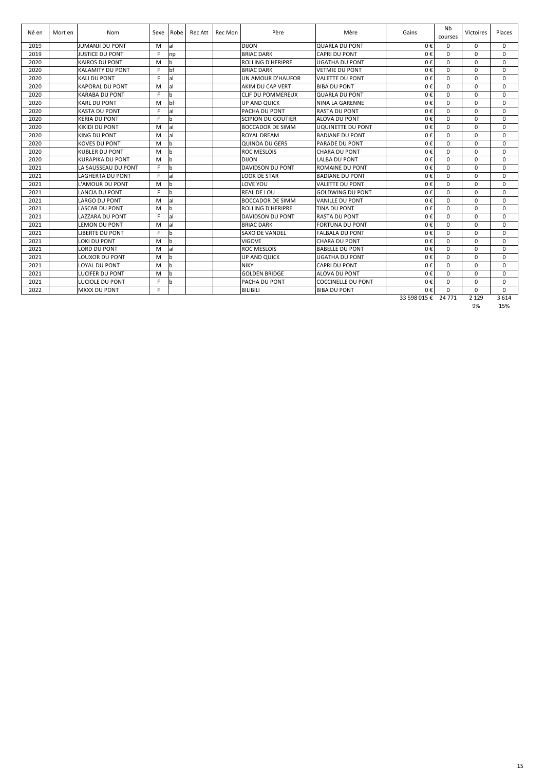| Né en | Mort en | Nom | Sexe | Robe | Rec Att | Rec Mon | Père | Mère | Gains | Nb courses | Victoires | Places |
|---|---|---|---|---|---|---|---|---|---|---|---|---|
| 2019 | | JUMANJI DU PONT | M | al | | | DIJON | QUARLA DU PONT | 0 € | 0 | 0 | 0 |
| 2019 | | JUSTICE DU PONT | F | np | | | BRIAC DARK | CAPRI DU PONT | 0 € | 0 | 0 | 0 |
| 2020 | | KAIROS DU PONT | M | b | | | ROLLING D'HERIPRE | UGATHA DU PONT | 0 € | 0 | 0 | 0 |
| 2020 | | KALAMITY DU PONT | F | bf | | | BRIAC DARK | VETMIE DU PONT | 0 € | 0 | 0 | 0 |
| 2020 | | KALI DU PONT | F | al | | | UN AMOUR D'HAUFOR | VALETTE DU PONT | 0 € | 0 | 0 | 0 |
| 2020 | | KAPORAL DU PONT | M | al | | | AKIM DU CAP VERT | BIBA DU PONT | 0 € | 0 | 0 | 0 |
| 2020 | | KARABA DU PONT | F | b | | | CLIF DU POMMEREUX | QUARLA DU PONT | 0 € | 0 | 0 | 0 |
| 2020 | | KARL DU PONT | M | bf | | | UP AND QUICK | NINA LA GARENNE | 0 € | 0 | 0 | 0 |
| 2020 | | KASTA DU PONT | F | al | | | PACHA DU PONT | RASTA DU PONT | 0 € | 0 | 0 | 0 |
| 2020 | | KERIA DU PONT | F | b | | | SCIPION DU GOUTIER | ALOVA DU PONT | 0 € | 0 | 0 | 0 |
| 2020 | | KIKIDI DU PONT | M | al | | | BOCCADOR DE SIMM | UQUINETTE DU PONT | 0 € | 0 | 0 | 0 |
| 2020 | | KING DU PONT | M | al | | | ROYAL DREAM | BADIANE DU PONT | 0 € | 0 | 0 | 0 |
| 2020 | | KOVES DU PONT | M | b | | | QUINOA DU GERS | PARADE DU PONT | 0 € | 0 | 0 | 0 |
| 2020 | | KUBLER DU PONT | M | b | | | ROC MESLOIS | CHARA DU PONT | 0 € | 0 | 0 | 0 |
| 2020 | | KURAPIKA DU PONT | M | b | | | DIJON | LALBA DU PONT | 0 € | 0 | 0 | 0 |
| 2021 | | LA SAUSSEAU DU PONT | F | b | | | DAVIDSON DU PONT | ROMAINE DU PONT | 0 € | 0 | 0 | 0 |
| 2021 | | LAGHERTA DU PONT | F | al | | | LOOK DE STAR | BADIANE DU PONT | 0 € | 0 | 0 | 0 |
| 2021 | | L'AMOUR DU PONT | M | b | | | LOVE YOU | VALETTE DU PONT | 0 € | 0 | 0 | 0 |
| 2021 | | LANCIA DU PONT | F | b | | | REAL DE LOU | GOLDWING DU PONT | 0 € | 0 | 0 | 0 |
| 2021 | | LARGO DU PONT | M | al | | | BOCCADOR DE SIMM | VANILLE DU PONT | 0 € | 0 | 0 | 0 |
| 2021 | | LASCAR DU PONT | M | b | | | ROLLING D'HERIPRE | TINA DU PONT | 0 € | 0 | 0 | 0 |
| 2021 | | LAZZARA DU PONT | F | al | | | DAVIDSON DU PONT | RASTA DU PONT | 0 € | 0 | 0 | 0 |
| 2021 | | LEMON DU PONT | M | al | | | BRIAC DARK | FORTUNA DU PONT | 0 € | 0 | 0 | 0 |
| 2021 | | LIBERTE DU PONT | F | b | | | SAXO DE VANDEL | FALBALA DU PONT | 0 € | 0 | 0 | 0 |
| 2021 | | LOKI DU PONT | M | b | | | VIGOVE | CHARA DU PONT | 0 € | 0 | 0 | 0 |
| 2021 | | LORD DU PONT | M | al | | | ROC MESLOIS | BABELLE DU PONT | 0 € | 0 | 0 | 0 |
| 2021 | | LOUXOR DU PONT | M | b | | | UP AND QUICK | UGATHA DU PONT | 0 € | 0 | 0 | 0 |
| 2021 | | LOYAL DU PONT | M | b | | | NIKY | CAPRI DU PONT | 0 € | 0 | 0 | 0 |
| 2021 | | LUCIFER DU PONT | M | b | | | GOLDEN BRIDGE | ALOVA DU PONT | 0 € | 0 | 0 | 0 |
| 2021 | | LUCIOLE DU PONT | F | b | | | PACHA DU PONT | COCCINELLE DU PONT | 0 € | 0 | 0 | 0 |
| 2022 | | MXXX DU PONT | F | | | | BILIBILI | BIBA DU PONT | 0 € | 0 | 0 | 0 |
| | | | | | | | | | 33 598 015 € | 24 771 | 2 129 | 3 614 |
| | | | | | | | | | | | 9% | 15% |